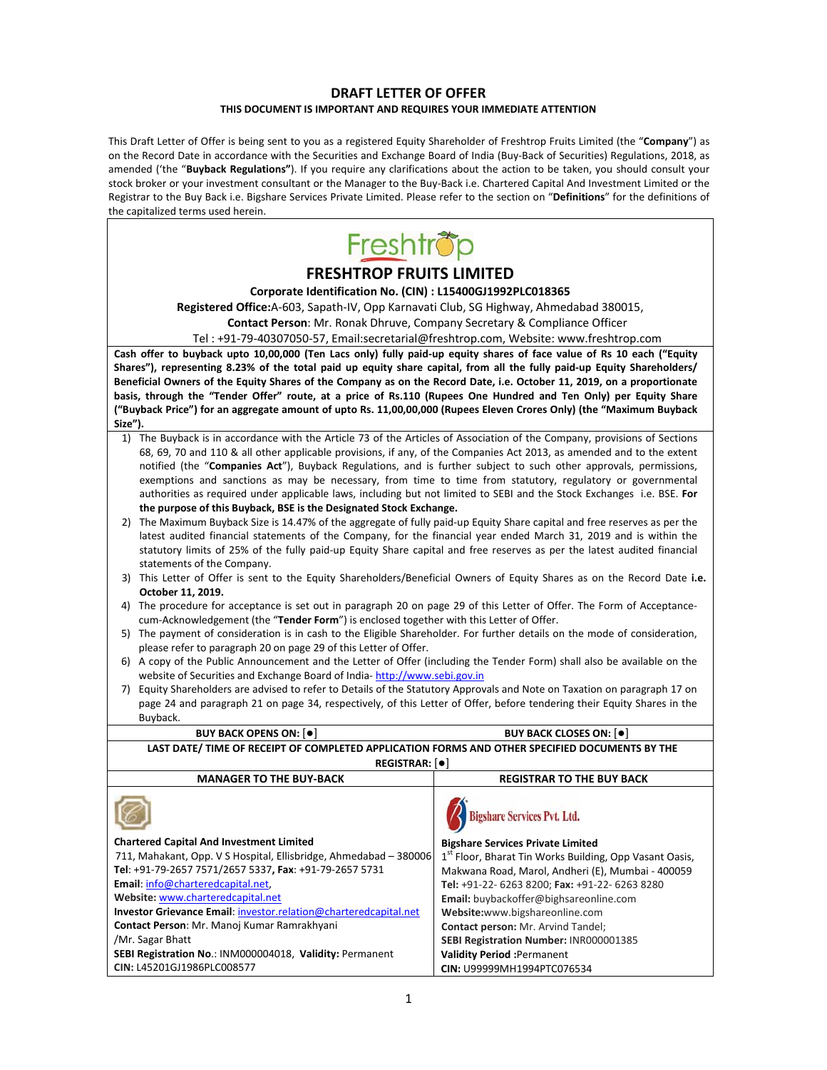# DRAFT LETTER OF OFFER

**THIS DOCUMENT IS IMPORTANT AND REQUIRES YOUR IMMEDIATE ATTENTION**

This Draft Letter of Offer is being sent to you as a registered Equity Shareholder of Freshtrop Fruits Limited (the "**Company**") as on the Record Date in accordance with the Securities and Exchange Board of India (Buy-Back of Securities) Regulations, 2018, as amended ('the "**Buyback Regulations"**). If you require any clarifications about the action to be taken, you should consult your stock broker or your investment consultant or the Manager to the Buy-Back i.e. Chartered Capital And Investment Limited or the Registrar to the Buy Back i.e. Bigshare Services Private Limited. Please refer to the section on "**Definitions**" for the definitions of the capitalized terms used herein.

## FRESHTROP FRUITS LIMITED

**Corporate Identification No. (CIN) : L15400GJ1992PLC018365**

**Registered Office:**A-603, Sapath-IV, Opp Karnavati Club, SG Highway, Ahmedabad 380015,

**Contact Person**: Mr. Ronak Dhruve, Company Secretary & Compliance Officer

Tel : +91-79-40307050-57, Email:secretarial@freshtrop.com, Website: www.freshtrop.com

**Cash offer to buyback upto 10,00,000 (Ten Lacs only) fully paid-up equity shares of face value of Rs 10 each ("Equity Shares"), representing 8.23% of the total paid up equity share capital, from all the fully paid-up Equity Shareholders/ Beneficial Owners of the Equity Shares of the Company as on the Record Date, i.e. October 11, 2019, on a proportionate basis, through the "Tender Offer" route, at a price of Rs.110 (Rupees One Hundred and Ten Only) per Equity Share ("Buyback Price") for an aggregate amount of upto Rs. 11,00,00,000 (Rupees Eleven Crores Only) (the "Maximum Buyback Size").**

1) The Buyback is in accordance with the Article 73 of the Articles of Association of the Company, provisions of Sections 68, 69, 70 and 110 & all other applicable provisions, if any, of the Companies Act 2013, as amended and to the extent notified (the "**Companies Act**"), Buyback Regulations, and is further subject to such other approvals, permissions, exemptions and sanctions as may be necessary, from time to time from statutory, regulatory or governmental authorities as required under applicable laws, including but not limited to SEBI and the Stock Exchanges i.e. BSE. **For the purpose of this Buyback, BSE is the Designated Stock Exchange.**
2) The Maximum Buyback Size is 14.47% of the aggregate of fully paid-up Equity Share capital and free reserves as per the latest audited financial statements of the Company, for the financial year ended March 31, 2019 and is within the statutory limits of 25% of the fully paid-up Equity Share capital and free reserves as per the latest audited financial statements of the Company.
3) This Letter of Offer is sent to the Equity Shareholders/Beneficial Owners of Equity Shares as on the Record Date **i.e. October 11, 2019.**
4) The procedure for acceptance is set out in paragraph 20 on page 29 of this Letter of Offer. The Form of Acceptance-cum-Acknowledgement (the "**Tender Form**") is enclosed together with this Letter of Offer.
5) The payment of consideration is in cash to the Eligible Shareholder. For further details on the mode of consideration, please refer to paragraph 20 on page 29 of this Letter of Offer.
6) A copy of the Public Announcement and the Letter of Offer (including the Tender Form) shall also be available on the website of Securities and Exchange Board of India- http://www.sebi.gov.in
7) Equity Shareholders are advised to refer to Details of the Statutory Approvals and Note on Taxation on paragraph 17 on page 24 and paragraph 21 on page 34, respectively, of this Letter of Offer, before tendering their Equity Shares in the Buyback.

| BUY BACK OPENS ON: [●] | BUY BACK CLOSES ON: [●] |
|---|---|
| **LAST DATE/ TIME OF RECEIPT OF COMPLETED APPLICATION FORMS AND OTHER SPECIFIED DOCUMENTS BY THE REGISTRAR: [●]** | |
| **MANAGER TO THE BUY-BACK** | **REGISTRAR TO THE BUY BACK** |
| **Chartered Capital And Investment Limited**<br>711, Mahakant, Opp. V S Hospital, Ellisbridge, Ahmedabad – 380006<br>**Tel**: +91-79-2657 7571/2657 5337, **Fax**: +91-79-2657 5731<br>**Email**: info@charteredcapital.net,<br>**Website:** www.charteredcapital.net<br>**Investor Grievance Email**: investor.relation@charteredcapital.net<br>**Contact Person**: Mr. Manoj Kumar Ramrakhyani /Mr. Sagar Bhatt<br>**SEBI Registration No.**: INM000004018, **Validity:** Permanent<br>**CIN:** L45201GJ1986PLC008577 | **Bigshare Services Private Limited**<br>1st Floor, Bharat Tin Works Building, Opp Vasant Oasis, Makwana Road, Marol, Andheri (E), Mumbai - 400059<br>**Tel:** +91-22- 6263 8200; **Fax:** +91-22- 6263 8280<br>**Email:** buybackoffer@bighsareonline.com<br>**Website:**www.bigshareonline.com<br>**Contact person:** Mr. Arvind Tandel;<br>**SEBI Registration Number:** INR000001385<br>**Validity Period :**Permanent<br>**CIN:** U99999MH1994PTC076534 |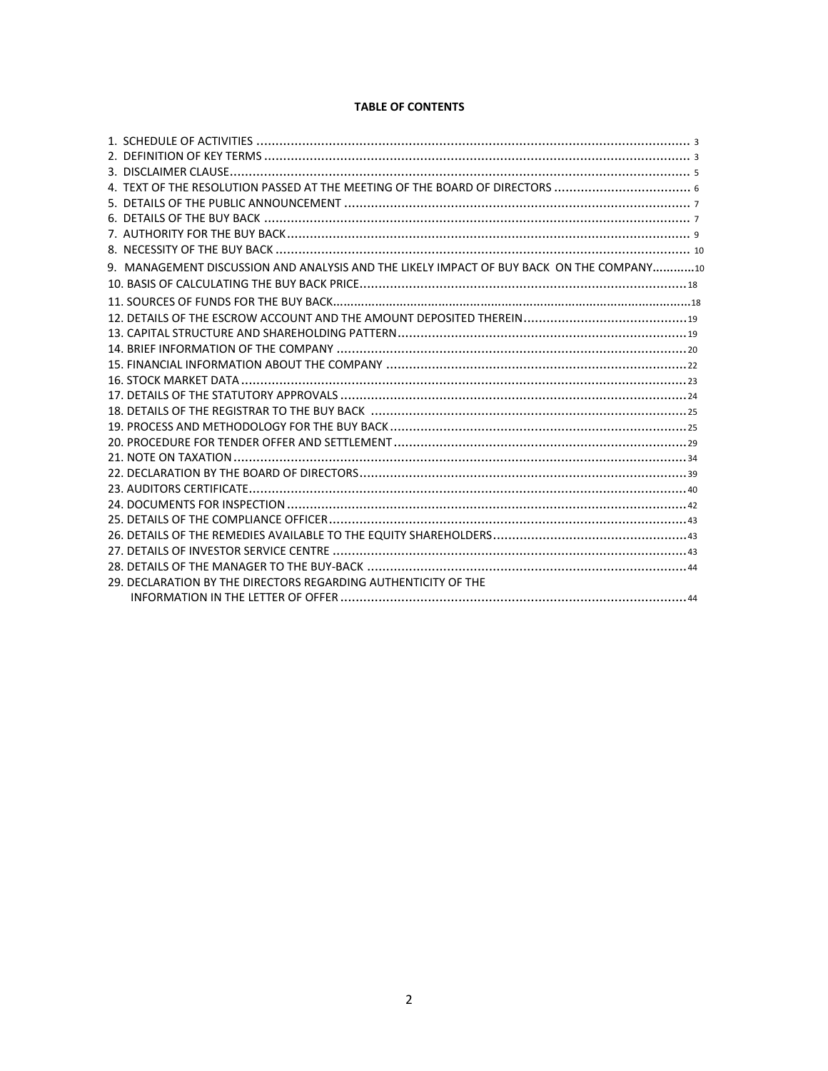**TABLE OF CONTENTS**

| | |
|---|---|
| 1. SCHEDULE OF ACTIVITIES | 3 |
| 2. DEFINITION OF KEY TERMS | 3 |
| 3. DISCLAIMER CLAUSE | 5 |
| 4. TEXT OF THE RESOLUTION PASSED AT THE MEETING OF THE BOARD OF DIRECTORS | 6 |
| 5. DETAILS OF THE PUBLIC ANNOUNCEMENT | 7 |
| 6. DETAILS OF THE BUY BACK | 7 |
| 7. AUTHORITY FOR THE BUY BACK | 9 |
| 8. NECESSITY OF THE BUY BACK | 10 |
| 9. MANAGEMENT DISCUSSION AND ANALYSIS AND THE LIKELY IMPACT OF BUY BACK ON THE COMPANY | 10 |
| 10. BASIS OF CALCULATING THE BUY BACK PRICE | 18 |
| 11. SOURCES OF FUNDS FOR THE BUY BACK | 18 |
| 12. DETAILS OF THE ESCROW ACCOUNT AND THE AMOUNT DEPOSITED THEREIN | 19 |
| 13. CAPITAL STRUCTURE AND SHAREHOLDING PATTERN | 19 |
| 14. BRIEF INFORMATION OF THE COMPANY | 20 |
| 15. FINANCIAL INFORMATION ABOUT THE COMPANY | 22 |
| 16. STOCK MARKET DATA | 23 |
| 17. DETAILS OF THE STATUTORY APPROVALS | 24 |
| 18. DETAILS OF THE REGISTRAR TO THE BUY BACK | 25 |
| 19. PROCESS AND METHODOLOGY FOR THE BUY BACK | 25 |
| 20. PROCEDURE FOR TENDER OFFER AND SETTLEMENT | 29 |
| 21. NOTE ON TAXATION | 34 |
| 22. DECLARATION BY THE BOARD OF DIRECTORS | 39 |
| 23. AUDITORS CERTIFICATE | 40 |
| 24. DOCUMENTS FOR INSPECTION | 42 |
| 25. DETAILS OF THE COMPLIANCE OFFICER | 43 |
| 26. DETAILS OF THE REMEDIES AVAILABLE TO THE EQUITY SHAREHOLDERS | 43 |
| 27. DETAILS OF INVESTOR SERVICE CENTRE | 43 |
| 28. DETAILS OF THE MANAGER TO THE BUY-BACK | 44 |
| 29. DECLARATION BY THE DIRECTORS REGARDING AUTHENTICITY OF THE INFORMATION IN THE LETTER OF OFFER | 44 |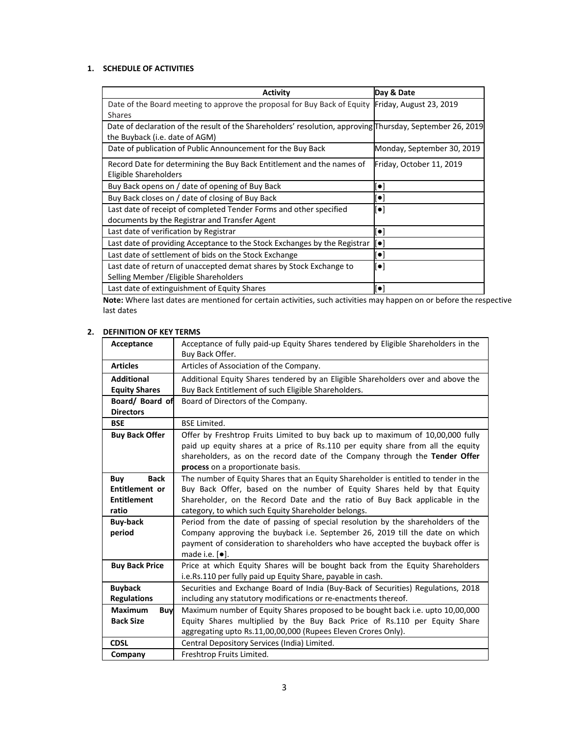## 1. SCHEDULE OF ACTIVITIES

| Activity | Day & Date |
|---|---|
| Date of the Board meeting to approve the proposal for Buy Back of Equity Shares | Friday, August 23, 2019 |
| Date of declaration of the result of the Shareholders' resolution, approving the Buyback (i.e. date of AGM) | Thursday, September 26, 2019 |
| Date of publication of Public Announcement for the Buy Back | Monday, September 30, 2019 |
| Record Date for determining the Buy Back Entitlement and the names of Eligible Shareholders | Friday, October 11, 2019 |
| Buy Back opens on / date of opening of Buy Back | [●] |
| Buy Back closes on / date of closing of Buy Back | [●] |
| Last date of receipt of completed Tender Forms and other specified documents by the Registrar and Transfer Agent | [●] |
| Last date of verification by Registrar | [●] |
| Last date of providing Acceptance to the Stock Exchanges by the Registrar | [●] |
| Last date of settlement of bids on the Stock Exchange | [●] |
| Last date of return of unaccepted demat shares by Stock Exchange to Selling Member /Eligible Shareholders | [●] |
| Last date of extinguishment of Equity Shares | [●] |

**Note:** Where last dates are mentioned for certain activities, such activities may happen on or before the respective last dates

## 2. DEFINITION OF KEY TERMS

| | |
|---|---|
| **Acceptance** | Acceptance of fully paid-up Equity Shares tendered by Eligible Shareholders in the Buy Back Offer. |
| **Articles** | Articles of Association of the Company. |
| **Additional Equity Shares** | Additional Equity Shares tendered by an Eligible Shareholders over and above the Buy Back Entitlement of such Eligible Shareholders. |
| **Board/ Board of Directors** | Board of Directors of the Company. |
| **BSE** | BSE Limited. |
| **Buy Back Offer** | Offer by Freshtrop Fruits Limited to buy back up to maximum of 10,00,000 fully paid up equity shares at a price of Rs.110 per equity share from all the equity shareholders, as on the record date of the Company through the **Tender Offer process** on a proportionate basis. |
| **Buy Back Entitlement or Entitlement ratio** | The number of Equity Shares that an Equity Shareholder is entitled to tender in the Buy Back Offer, based on the number of Equity Shares held by that Equity Shareholder, on the Record Date and the ratio of Buy Back applicable in the category, to which such Equity Shareholder belongs. |
| **Buy-back period** | Period from the date of passing of special resolution by the shareholders of the Company approving the buyback i.e. September 26, 2019 till the date on which payment of consideration to shareholders who have accepted the buyback offer is made i.e. [●]. |
| **Buy Back Price** | Price at which Equity Shares will be bought back from the Equity Shareholders i.e.Rs.110 per fully paid up Equity Share, payable in cash. |
| **Buyback Regulations** | Securities and Exchange Board of India (Buy-Back of Securities) Regulations, 2018 including any statutory modifications or re-enactments thereof. |
| **Maximum Buy Back Size** | Maximum number of Equity Shares proposed to be bought back i.e. upto 10,00,000 Equity Shares multiplied by the Buy Back Price of Rs.110 per Equity Share aggregating upto Rs.11,00,00,000 (Rupees Eleven Crores Only). |
| **CDSL** | Central Depository Services (India) Limited. |
| **Company** | Freshtrop Fruits Limited. |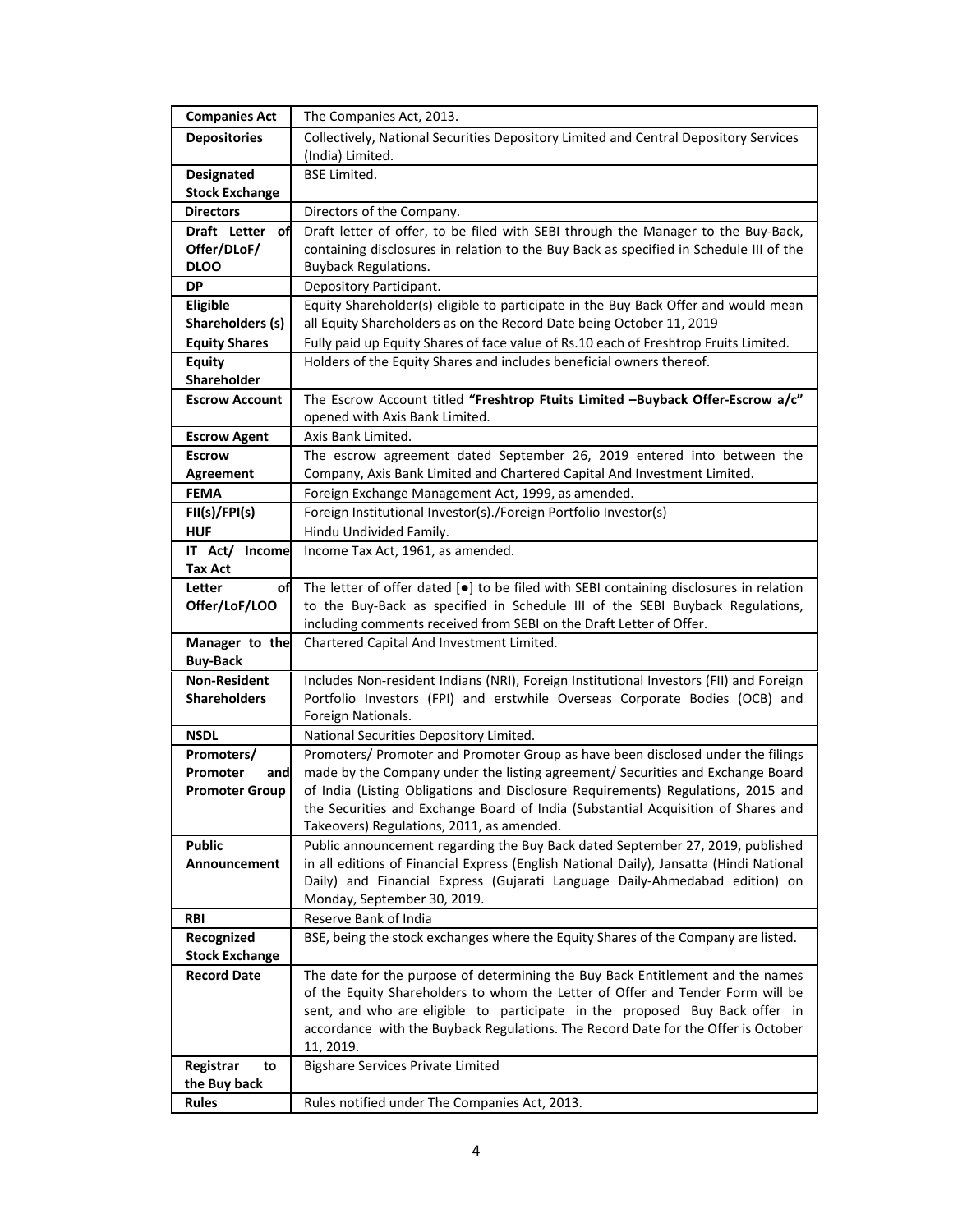| | |
|---|---|
| **Companies Act** | The Companies Act, 2013. |
| **Depositories** | Collectively, National Securities Depository Limited and Central Depository Services (India) Limited. |
| **Designated Stock Exchange** | BSE Limited. |
| **Directors** | Directors of the Company. |
| **Draft Letter of Offer/DLoF/ DLOO** | Draft letter of offer, to be filed with SEBI through the Manager to the Buy-Back, containing disclosures in relation to the Buy Back as specified in Schedule III of the Buyback Regulations. |
| **DP** | Depository Participant. |
| **Eligible Shareholders (s)** | Equity Shareholder(s) eligible to participate in the Buy Back Offer and would mean all Equity Shareholders as on the Record Date being October 11, 2019 |
| **Equity Shares** | Fully paid up Equity Shares of face value of Rs.10 each of Freshtrop Fruits Limited. |
| **Equity Shareholder** | Holders of the Equity Shares and includes beneficial owners thereof. |
| **Escrow Account** | The Escrow Account titled **"Freshtrop Ftuits Limited –Buyback Offer-Escrow a/c"** opened with Axis Bank Limited. |
| **Escrow Agent** | Axis Bank Limited. |
| **Escrow Agreement** | The escrow agreement dated September 26, 2019 entered into between the Company, Axis Bank Limited and Chartered Capital And Investment Limited. |
| **FEMA** | Foreign Exchange Management Act, 1999, as amended. |
| **FII(s)/FPI(s)** | Foreign Institutional Investor(s)./Foreign Portfolio Investor(s) |
| **HUF** | Hindu Undivided Family. |
| **IT Act/ Income Tax Act** | Income Tax Act, 1961, as amended. |
| **Letter of Offer/LoF/LOO** | The letter of offer dated [●] to be filed with SEBI containing disclosures in relation to the Buy-Back as specified in Schedule III of the SEBI Buyback Regulations, including comments received from SEBI on the Draft Letter of Offer. |
| **Manager to the Buy-Back** | Chartered Capital And Investment Limited. |
| **Non-Resident Shareholders** | Includes Non-resident Indians (NRI), Foreign Institutional Investors (FII) and Foreign Portfolio Investors (FPI) and erstwhile Overseas Corporate Bodies (OCB) and Foreign Nationals. |
| **NSDL** | National Securities Depository Limited. |
| **Promoters/ Promoter and Promoter Group** | Promoters/ Promoter and Promoter Group as have been disclosed under the filings made by the Company under the listing agreement/ Securities and Exchange Board of India (Listing Obligations and Disclosure Requirements) Regulations, 2015 and the Securities and Exchange Board of India (Substantial Acquisition of Shares and Takeovers) Regulations, 2011, as amended. |
| **Public Announcement** | Public announcement regarding the Buy Back dated September 27, 2019, published in all editions of Financial Express (English National Daily), Jansatta (Hindi National Daily) and Financial Express (Gujarati Language Daily-Ahmedabad edition) on Monday, September 30, 2019. |
| **RBI** | Reserve Bank of India |
| **Recognized Stock Exchange** | BSE, being the stock exchanges where the Equity Shares of the Company are listed. |
| **Record Date** | The date for the purpose of determining the Buy Back Entitlement and the names of the Equity Shareholders to whom the Letter of Offer and Tender Form will be sent, and who are eligible to participate in the proposed Buy Back offer in accordance with the Buyback Regulations. The Record Date for the Offer is October 11, 2019. |
| **Registrar to the Buy back** | Bigshare Services Private Limited |
| **Rules** | Rules notified under The Companies Act, 2013. |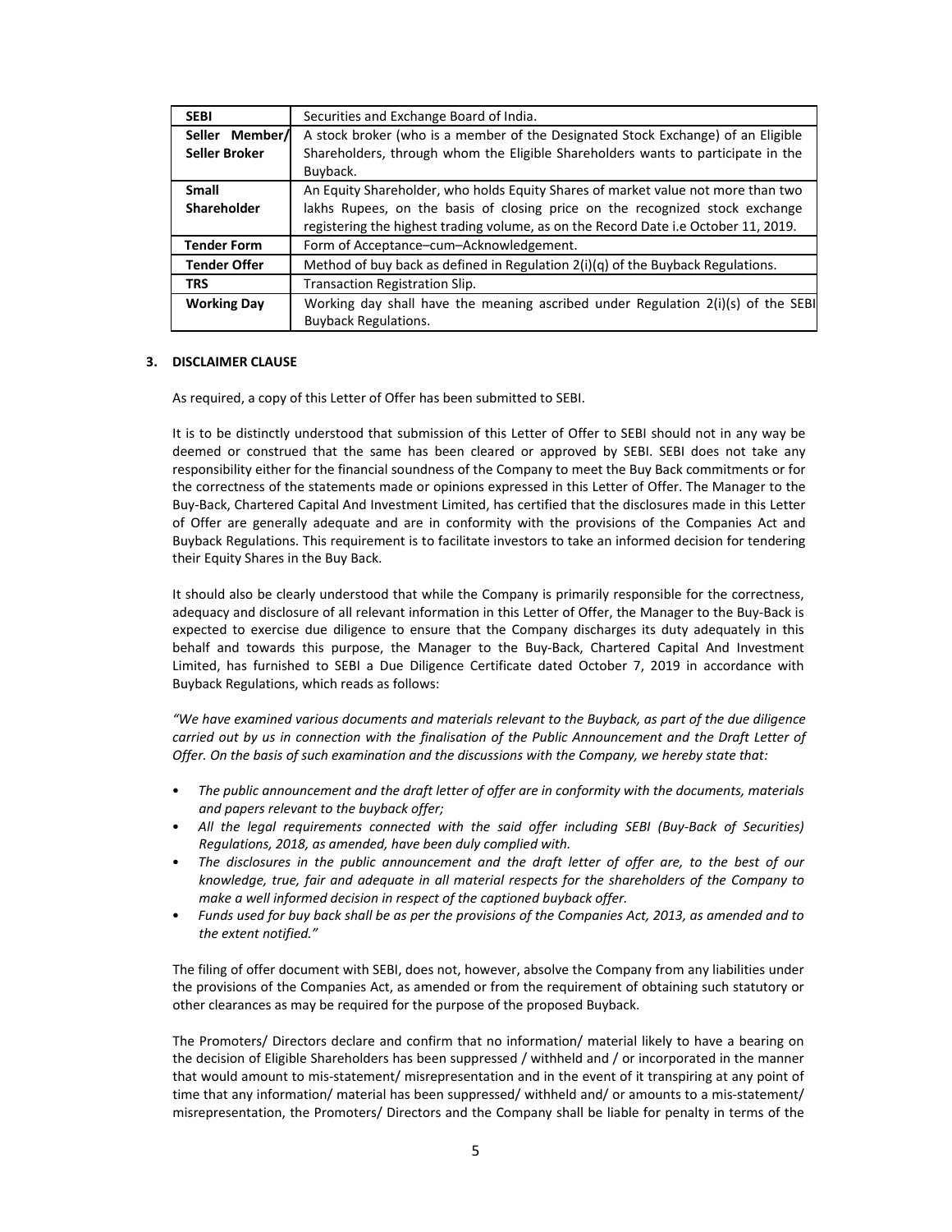| | |
|---|---|
| **SEBI** | Securities and Exchange Board of India. |
| **Seller Member/ Seller Broker** | A stock broker (who is a member of the Designated Stock Exchange) of an Eligible Shareholders, through whom the Eligible Shareholders wants to participate in the Buyback. |
| **Small Shareholder** | An Equity Shareholder, who holds Equity Shares of market value not more than two lakhs Rupees, on the basis of closing price on the recognized stock exchange registering the highest trading volume, as on the Record Date i.e October 11, 2019. |
| **Tender Form** | Form of Acceptance–cum–Acknowledgement. |
| **Tender Offer** | Method of buy back as defined in Regulation 2(i)(q) of the Buyback Regulations. |
| **TRS** | Transaction Registration Slip. |
| **Working Day** | Working day shall have the meaning ascribed under Regulation 2(i)(s) of the SEBI Buyback Regulations. |

## 3. DISCLAIMER CLAUSE

As required, a copy of this Letter of Offer has been submitted to SEBI.

It is to be distinctly understood that submission of this Letter of Offer to SEBI should not in any way be deemed or construed that the same has been cleared or approved by SEBI. SEBI does not take any responsibility either for the financial soundness of the Company to meet the Buy Back commitments or for the correctness of the statements made or opinions expressed in this Letter of Offer. The Manager to the Buy-Back, Chartered Capital And Investment Limited, has certified that the disclosures made in this Letter of Offer are generally adequate and are in conformity with the provisions of the Companies Act and Buyback Regulations. This requirement is to facilitate investors to take an informed decision for tendering their Equity Shares in the Buy Back.

It should also be clearly understood that while the Company is primarily responsible for the correctness, adequacy and disclosure of all relevant information in this Letter of Offer, the Manager to the Buy-Back is expected to exercise due diligence to ensure that the Company discharges its duty adequately in this behalf and towards this purpose, the Manager to the Buy-Back, Chartered Capital And Investment Limited, has furnished to SEBI a Due Diligence Certificate dated October 7, 2019 in accordance with Buyback Regulations, which reads as follows:

*"We have examined various documents and materials relevant to the Buyback, as part of the due diligence carried out by us in connection with the finalisation of the Public Announcement and the Draft Letter of Offer. On the basis of such examination and the discussions with the Company, we hereby state that:*

- *The public announcement and the draft letter of offer are in conformity with the documents, materials and papers relevant to the buyback offer;*
- *All the legal requirements connected with the said offer including SEBI (Buy-Back of Securities) Regulations, 2018, as amended, have been duly complied with.*
- *The disclosures in the public announcement and the draft letter of offer are, to the best of our knowledge, true, fair and adequate in all material respects for the shareholders of the Company to make a well informed decision in respect of the captioned buyback offer.*
- *Funds used for buy back shall be as per the provisions of the Companies Act, 2013, as amended and to the extent notified."*

The filing of offer document with SEBI, does not, however, absolve the Company from any liabilities under the provisions of the Companies Act, as amended or from the requirement of obtaining such statutory or other clearances as may be required for the purpose of the proposed Buyback.

The Promoters/ Directors declare and confirm that no information/ material likely to have a bearing on the decision of Eligible Shareholders has been suppressed / withheld and / or incorporated in the manner that would amount to mis-statement/ misrepresentation and in the event of it transpiring at any point of time that any information/ material has been suppressed/ withheld and/ or amounts to a mis-statement/ misrepresentation, the Promoters/ Directors and the Company shall be liable for penalty in terms of the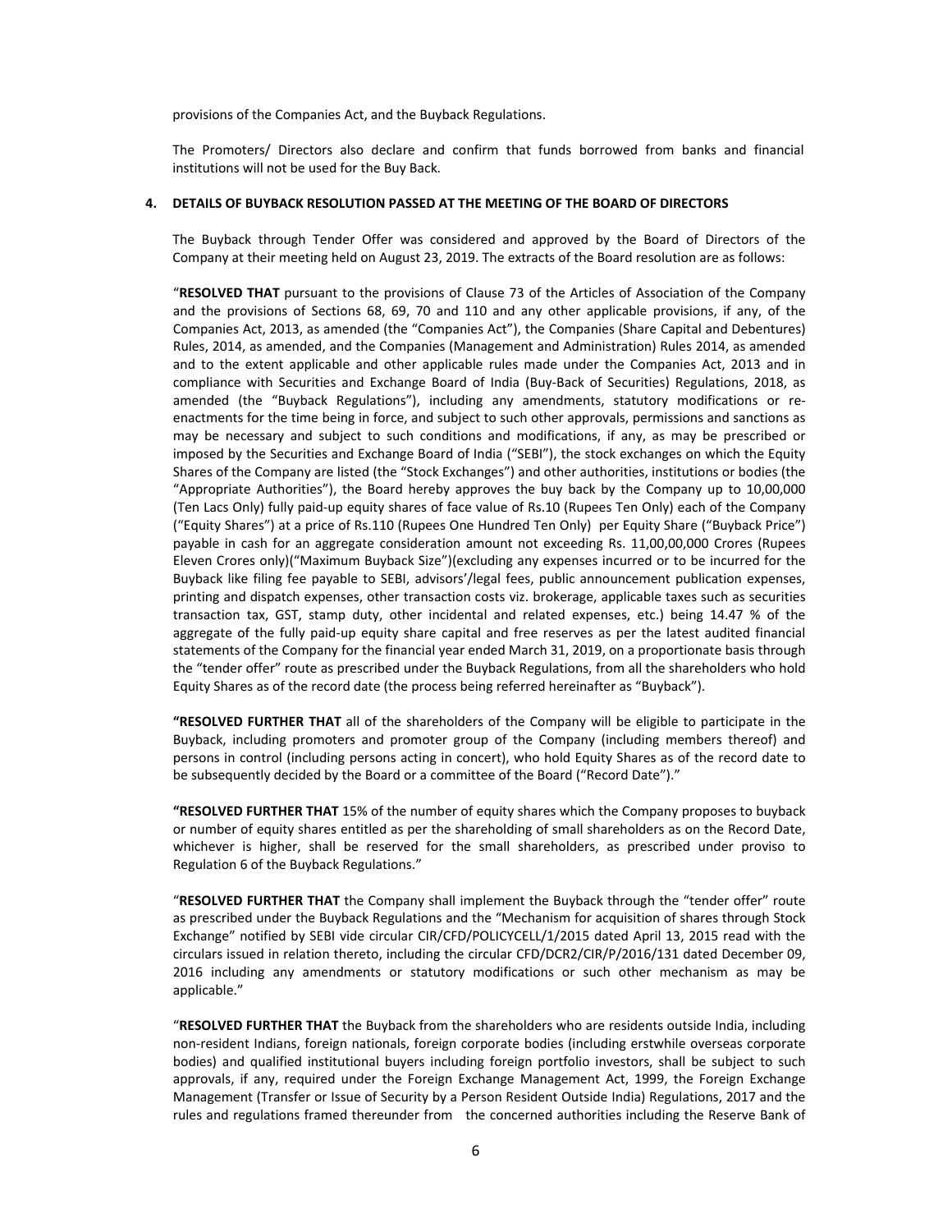provisions of the Companies Act, and the Buyback Regulations.

The Promoters/ Directors also declare and confirm that funds borrowed from banks and financial institutions will not be used for the Buy Back.

**4. DETAILS OF BUYBACK RESOLUTION PASSED AT THE MEETING OF THE BOARD OF DIRECTORS**

The Buyback through Tender Offer was considered and approved by the Board of Directors of the Company at their meeting held on August 23, 2019. The extracts of the Board resolution are as follows:

"**RESOLVED THAT** pursuant to the provisions of Clause 73 of the Articles of Association of the Company and the provisions of Sections 68, 69, 70 and 110 and any other applicable provisions, if any, of the Companies Act, 2013, as amended (the "Companies Act"), the Companies (Share Capital and Debentures) Rules, 2014, as amended, and the Companies (Management and Administration) Rules 2014, as amended and to the extent applicable and other applicable rules made under the Companies Act, 2013 and in compliance with Securities and Exchange Board of India (Buy-Back of Securities) Regulations, 2018, as amended (the "Buyback Regulations"), including any amendments, statutory modifications or re-enactments for the time being in force, and subject to such other approvals, permissions and sanctions as may be necessary and subject to such conditions and modifications, if any, as may be prescribed or imposed by the Securities and Exchange Board of India ("SEBI"), the stock exchanges on which the Equity Shares of the Company are listed (the "Stock Exchanges") and other authorities, institutions or bodies (the "Appropriate Authorities"), the Board hereby approves the buy back by the Company up to 10,00,000 (Ten Lacs Only) fully paid-up equity shares of face value of Rs.10 (Rupees Ten Only) each of the Company ("Equity Shares") at a price of Rs.110 (Rupees One Hundred Ten Only) per Equity Share ("Buyback Price") payable in cash for an aggregate consideration amount not exceeding Rs. 11,00,00,000 Crores (Rupees Eleven Crores only)("Maximum Buyback Size")(excluding any expenses incurred or to be incurred for the Buyback like filing fee payable to SEBI, advisors'/legal fees, public announcement publication expenses, printing and dispatch expenses, other transaction costs viz. brokerage, applicable taxes such as securities transaction tax, GST, stamp duty, other incidental and related expenses, etc.) being 14.47 % of the aggregate of the fully paid-up equity share capital and free reserves as per the latest audited financial statements of the Company for the financial year ended March 31, 2019, on a proportionate basis through the "tender offer" route as prescribed under the Buyback Regulations, from all the shareholders who hold Equity Shares as of the record date (the process being referred hereinafter as "Buyback").

**"RESOLVED FURTHER THAT** all of the shareholders of the Company will be eligible to participate in the Buyback, including promoters and promoter group of the Company (including members thereof) and persons in control (including persons acting in concert), who hold Equity Shares as of the record date to be subsequently decided by the Board or a committee of the Board ("Record Date")."

**"RESOLVED FURTHER THAT** 15% of the number of equity shares which the Company proposes to buyback or number of equity shares entitled as per the shareholding of small shareholders as on the Record Date, whichever is higher, shall be reserved for the small shareholders, as prescribed under proviso to Regulation 6 of the Buyback Regulations."

"**RESOLVED FURTHER THAT** the Company shall implement the Buyback through the "tender offer" route as prescribed under the Buyback Regulations and the "Mechanism for acquisition of shares through Stock Exchange" notified by SEBI vide circular CIR/CFD/POLICYCELL/1/2015 dated April 13, 2015 read with the circulars issued in relation thereto, including the circular CFD/DCR2/CIR/P/2016/131 dated December 09, 2016 including any amendments or statutory modifications or such other mechanism as may be applicable."

"**RESOLVED FURTHER THAT** the Buyback from the shareholders who are residents outside India, including non-resident Indians, foreign nationals, foreign corporate bodies (including erstwhile overseas corporate bodies) and qualified institutional buyers including foreign portfolio investors, shall be subject to such approvals, if any, required under the Foreign Exchange Management Act, 1999, the Foreign Exchange Management (Transfer or Issue of Security by a Person Resident Outside India) Regulations, 2017 and the rules and regulations framed thereunder from the concerned authorities including the Reserve Bank of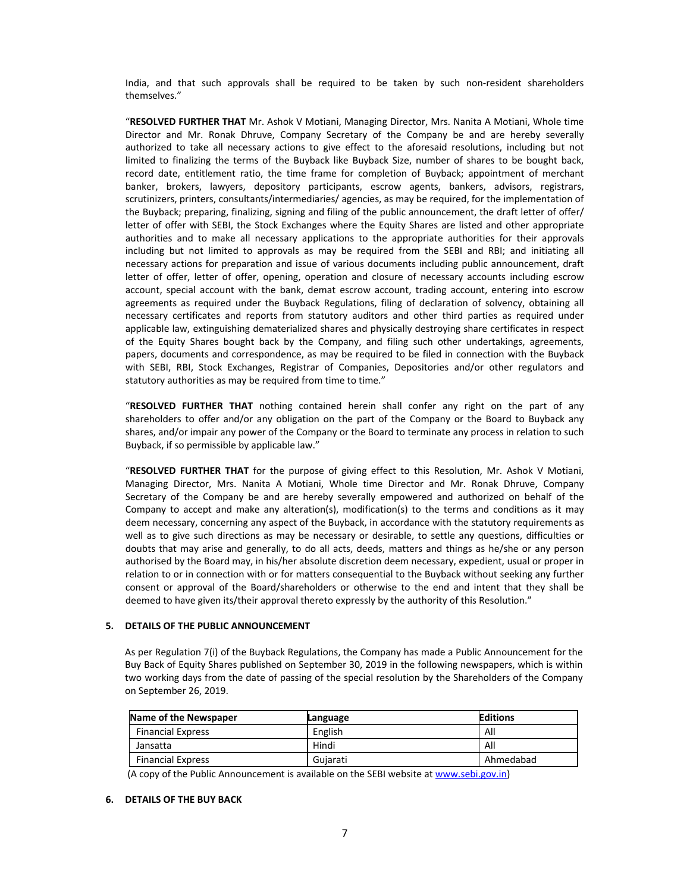India, and that such approvals shall be required to be taken by such non-resident shareholders themselves."

"**RESOLVED FURTHER THAT** Mr. Ashok V Motiani, Managing Director, Mrs. Nanita A Motiani, Whole time Director and Mr. Ronak Dhruve, Company Secretary of the Company be and are hereby severally authorized to take all necessary actions to give effect to the aforesaid resolutions, including but not limited to finalizing the terms of the Buyback like Buyback Size, number of shares to be bought back, record date, entitlement ratio, the time frame for completion of Buyback; appointment of merchant banker, brokers, lawyers, depository participants, escrow agents, bankers, advisors, registrars, scrutinizers, printers, consultants/intermediaries/ agencies, as may be required, for the implementation of the Buyback; preparing, finalizing, signing and filing of the public announcement, the draft letter of offer/ letter of offer with SEBI, the Stock Exchanges where the Equity Shares are listed and other appropriate authorities and to make all necessary applications to the appropriate authorities for their approvals including but not limited to approvals as may be required from the SEBI and RBI; and initiating all necessary actions for preparation and issue of various documents including public announcement, draft letter of offer, letter of offer, opening, operation and closure of necessary accounts including escrow account, special account with the bank, demat escrow account, trading account, entering into escrow agreements as required under the Buyback Regulations, filing of declaration of solvency, obtaining all necessary certificates and reports from statutory auditors and other third parties as required under applicable law, extinguishing dematerialized shares and physically destroying share certificates in respect of the Equity Shares bought back by the Company, and filing such other undertakings, agreements, papers, documents and correspondence, as may be required to be filed in connection with the Buyback with SEBI, RBI, Stock Exchanges, Registrar of Companies, Depositories and/or other regulators and statutory authorities as may be required from time to time."

"**RESOLVED FURTHER THAT** nothing contained herein shall confer any right on the part of any shareholders to offer and/or any obligation on the part of the Company or the Board to Buyback any shares, and/or impair any power of the Company or the Board to terminate any process in relation to such Buyback, if so permissible by applicable law."

"**RESOLVED FURTHER THAT** for the purpose of giving effect to this Resolution, Mr. Ashok V Motiani, Managing Director, Mrs. Nanita A Motiani, Whole time Director and Mr. Ronak Dhruve, Company Secretary of the Company be and are hereby severally empowered and authorized on behalf of the Company to accept and make any alteration(s), modification(s) to the terms and conditions as it may deem necessary, concerning any aspect of the Buyback, in accordance with the statutory requirements as well as to give such directions as may be necessary or desirable, to settle any questions, difficulties or doubts that may arise and generally, to do all acts, deeds, matters and things as he/she or any person authorised by the Board may, in his/her absolute discretion deem necessary, expedient, usual or proper in relation to or in connection with or for matters consequential to the Buyback without seeking any further consent or approval of the Board/shareholders or otherwise to the end and intent that they shall be deemed to have given its/their approval thereto expressly by the authority of this Resolution."

## 5. DETAILS OF THE PUBLIC ANNOUNCEMENT

As per Regulation 7(i) of the Buyback Regulations, the Company has made a Public Announcement for the Buy Back of Equity Shares published on September 30, 2019 in the following newspapers, which is within two working days from the date of passing of the special resolution by the Shareholders of the Company on September 26, 2019.

| Name of the Newspaper | Language | Editions |
|---|---|---|
| Financial Express | English | All |
| Jansatta | Hindi | All |
| Financial Express | Gujarati | Ahmedabad |

(A copy of the Public Announcement is available on the SEBI website at www.sebi.gov.in)

## 6. DETAILS OF THE BUY BACK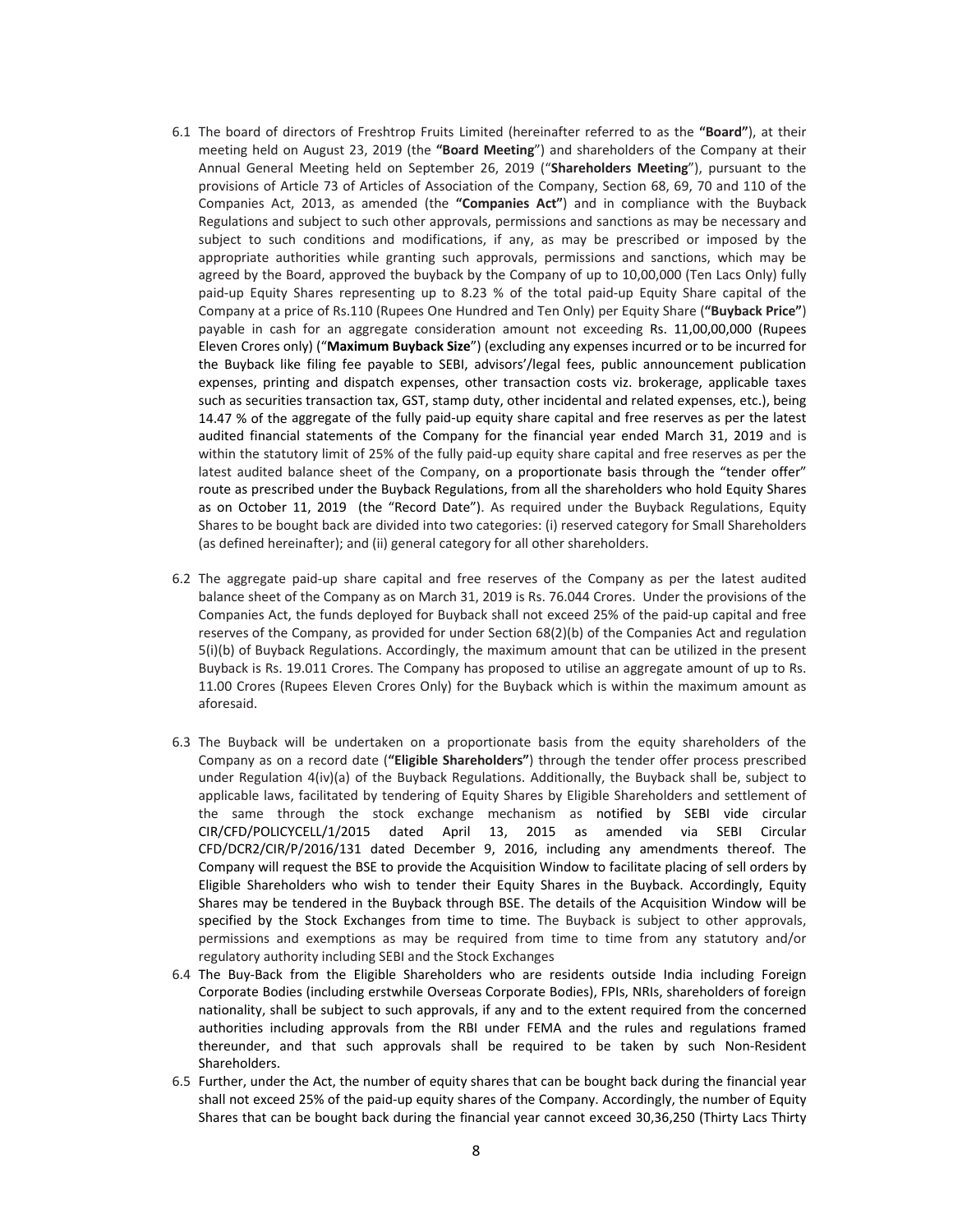6.1 The board of directors of Freshtrop Fruits Limited (hereinafter referred to as the **"Board"**), at their meeting held on August 23, 2019 (the **"Board Meeting"**) and shareholders of the Company at their Annual General Meeting held on September 26, 2019 ("**Shareholders Meeting**"), pursuant to the provisions of Article 73 of Articles of Association of the Company, Section 68, 69, 70 and 110 of the Companies Act, 2013, as amended (the **"Companies Act"**) and in compliance with the Buyback Regulations and subject to such other approvals, permissions and sanctions as may be necessary and subject to such conditions and modifications, if any, as may be prescribed or imposed by the appropriate authorities while granting such approvals, permissions and sanctions, which may be agreed by the Board, approved the buyback by the Company of up to 10,00,000 (Ten Lacs Only) fully paid-up Equity Shares representing up to 8.23 % of the total paid-up Equity Share capital of the Company at a price of Rs.110 (Rupees One Hundred and Ten Only) per Equity Share (**"Buyback Price"**) payable in cash for an aggregate consideration amount not exceeding Rs. 11,00,00,000 (Rupees Eleven Crores only) ("**Maximum Buyback Size**") (excluding any expenses incurred or to be incurred for the Buyback like filing fee payable to SEBI, advisors'/legal fees, public announcement publication expenses, printing and dispatch expenses, other transaction costs viz. brokerage, applicable taxes such as securities transaction tax, GST, stamp duty, other incidental and related expenses, etc.), being 14.47 % of the aggregate of the fully paid-up equity share capital and free reserves as per the latest audited financial statements of the Company for the financial year ended March 31, 2019 and is within the statutory limit of 25% of the fully paid-up equity share capital and free reserves as per the latest audited balance sheet of the Company, on a proportionate basis through the "tender offer" route as prescribed under the Buyback Regulations, from all the shareholders who hold Equity Shares as on October 11, 2019 (the "Record Date"). As required under the Buyback Regulations, Equity Shares to be bought back are divided into two categories: (i) reserved category for Small Shareholders (as defined hereinafter); and (ii) general category for all other shareholders.

6.2 The aggregate paid-up share capital and free reserves of the Company as per the latest audited balance sheet of the Company as on March 31, 2019 is Rs. 76.044 Crores. Under the provisions of the Companies Act, the funds deployed for Buyback shall not exceed 25% of the paid-up capital and free reserves of the Company, as provided for under Section 68(2)(b) of the Companies Act and regulation 5(i)(b) of Buyback Regulations. Accordingly, the maximum amount that can be utilized in the present Buyback is Rs. 19.011 Crores. The Company has proposed to utilise an aggregate amount of up to Rs. 11.00 Crores (Rupees Eleven Crores Only) for the Buyback which is within the maximum amount as aforesaid.

6.3 The Buyback will be undertaken on a proportionate basis from the equity shareholders of the Company as on a record date (**"Eligible Shareholders"**) through the tender offer process prescribed under Regulation 4(iv)(a) of the Buyback Regulations. Additionally, the Buyback shall be, subject to applicable laws, facilitated by tendering of Equity Shares by Eligible Shareholders and settlement of the same through the stock exchange mechanism as notified by SEBI vide circular CIR/CFD/POLICYCELL/1/2015 dated April 13, 2015 as amended via SEBI Circular CFD/DCR2/CIR/P/2016/131 dated December 9, 2016, including any amendments thereof. The Company will request the BSE to provide the Acquisition Window to facilitate placing of sell orders by Eligible Shareholders who wish to tender their Equity Shares in the Buyback. Accordingly, Equity Shares may be tendered in the Buyback through BSE. The details of the Acquisition Window will be specified by the Stock Exchanges from time to time. The Buyback is subject to other approvals, permissions and exemptions as may be required from time to time from any statutory and/or regulatory authority including SEBI and the Stock Exchanges

6.4 The Buy-Back from the Eligible Shareholders who are residents outside India including Foreign Corporate Bodies (including erstwhile Overseas Corporate Bodies), FPIs, NRIs, shareholders of foreign nationality, shall be subject to such approvals, if any and to the extent required from the concerned authorities including approvals from the RBI under FEMA and the rules and regulations framed thereunder, and that such approvals shall be required to be taken by such Non-Resident Shareholders.

6.5 Further, under the Act, the number of equity shares that can be bought back during the financial year shall not exceed 25% of the paid-up equity shares of the Company. Accordingly, the number of Equity Shares that can be bought back during the financial year cannot exceed 30,36,250 (Thirty Lacs Thirty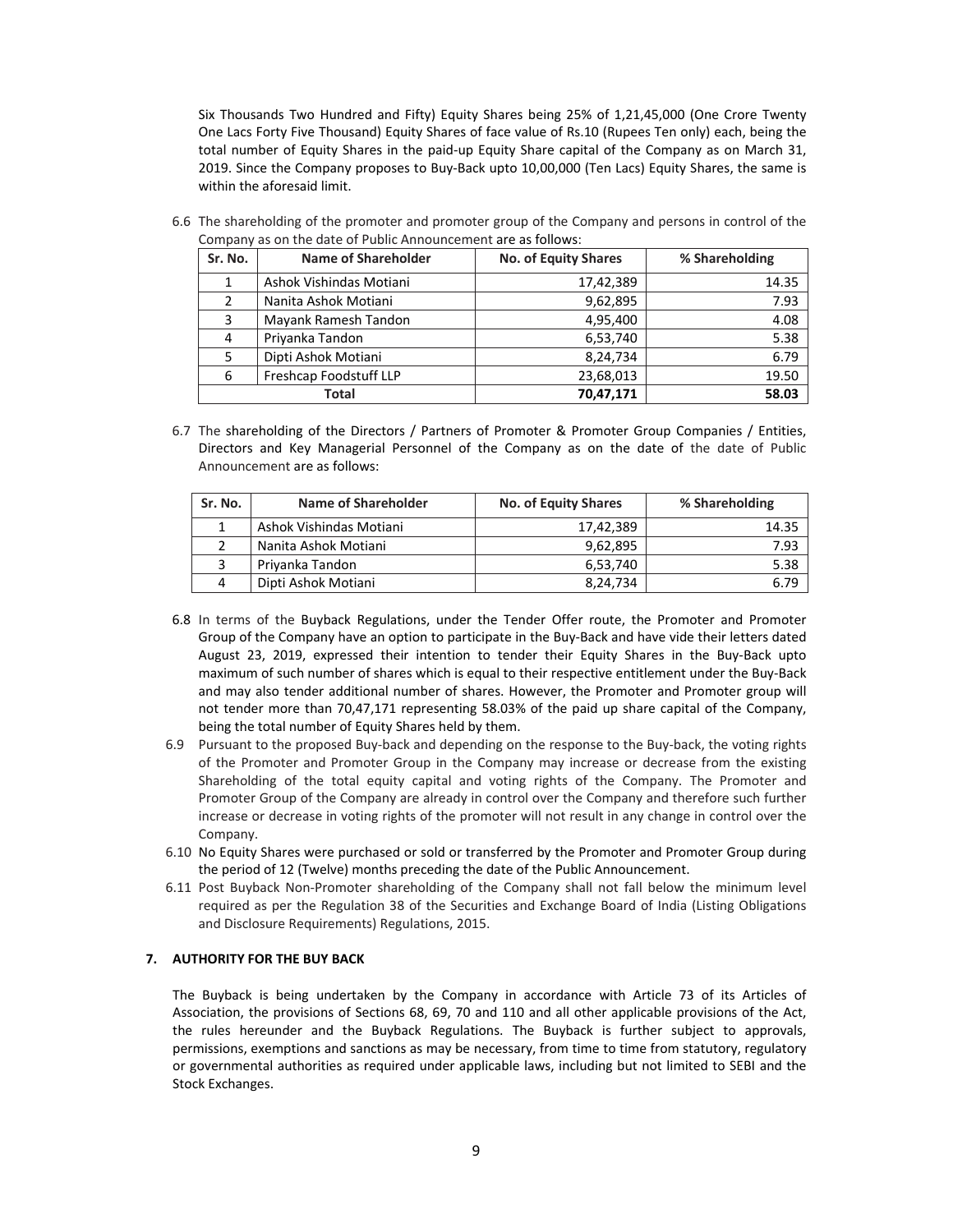Six Thousands Two Hundred and Fifty) Equity Shares being 25% of 1,21,45,000 (One Crore Twenty One Lacs Forty Five Thousand) Equity Shares of face value of Rs.10 (Rupees Ten only) each, being the total number of Equity Shares in the paid-up Equity Share capital of the Company as on March 31, 2019. Since the Company proposes to Buy-Back upto 10,00,000 (Ten Lacs) Equity Shares, the same is within the aforesaid limit.

6.6 The shareholding of the promoter and promoter group of the Company and persons in control of the Company as on the date of Public Announcement are as follows:

| Sr. No. | Name of Shareholder | No. of Equity Shares | % Shareholding |
|---|---|---|---|
| 1 | Ashok Vishindas Motiani | 17,42,389 | 14.35 |
| 2 | Nanita Ashok Motiani | 9,62,895 | 7.93 |
| 3 | Mayank Ramesh Tandon | 4,95,400 | 4.08 |
| 4 | Priyanka Tandon | 6,53,740 | 5.38 |
| 5 | Dipti Ashok Motiani | 8,24,734 | 6.79 |
| 6 | Freshcap Foodstuff LLP | 23,68,013 | 19.50 |
| **Total** | | **70,47,171** | **58.03** |

6.7 The shareholding of the Directors / Partners of Promoter & Promoter Group Companies / Entities, Directors and Key Managerial Personnel of the Company as on the date of the date of Public Announcement are as follows:

| Sr. No. | Name of Shareholder | No. of Equity Shares | % Shareholding |
|---|---|---|---|
| 1 | Ashok Vishindas Motiani | 17,42,389 | 14.35 |
| 2 | Nanita Ashok Motiani | 9,62,895 | 7.93 |
| 3 | Priyanka Tandon | 6,53,740 | 5.38 |
| 4 | Dipti Ashok Motiani | 8,24,734 | 6.79 |

6.8 In terms of the Buyback Regulations, under the Tender Offer route, the Promoter and Promoter Group of the Company have an option to participate in the Buy-Back and have vide their letters dated August 23, 2019, expressed their intention to tender their Equity Shares in the Buy-Back upto maximum of such number of shares which is equal to their respective entitlement under the Buy-Back and may also tender additional number of shares. However, the Promoter and Promoter group will not tender more than 70,47,171 representing 58.03% of the paid up share capital of the Company, being the total number of Equity Shares held by them.

6.9 Pursuant to the proposed Buy-back and depending on the response to the Buy-back, the voting rights of the Promoter and Promoter Group in the Company may increase or decrease from the existing Shareholding of the total equity capital and voting rights of the Company. The Promoter and Promoter Group of the Company are already in control over the Company and therefore such further increase or decrease in voting rights of the promoter will not result in any change in control over the Company.

6.10 No Equity Shares were purchased or sold or transferred by the Promoter and Promoter Group during the period of 12 (Twelve) months preceding the date of the Public Announcement.

6.11 Post Buyback Non-Promoter shareholding of the Company shall not fall below the minimum level required as per the Regulation 38 of the Securities and Exchange Board of India (Listing Obligations and Disclosure Requirements) Regulations, 2015.

## 7. AUTHORITY FOR THE BUY BACK

The Buyback is being undertaken by the Company in accordance with Article 73 of its Articles of Association, the provisions of Sections 68, 69, 70 and 110 and all other applicable provisions of the Act, the rules hereunder and the Buyback Regulations. The Buyback is further subject to approvals, permissions, exemptions and sanctions as may be necessary, from time to time from statutory, regulatory or governmental authorities as required under applicable laws, including but not limited to SEBI and the Stock Exchanges.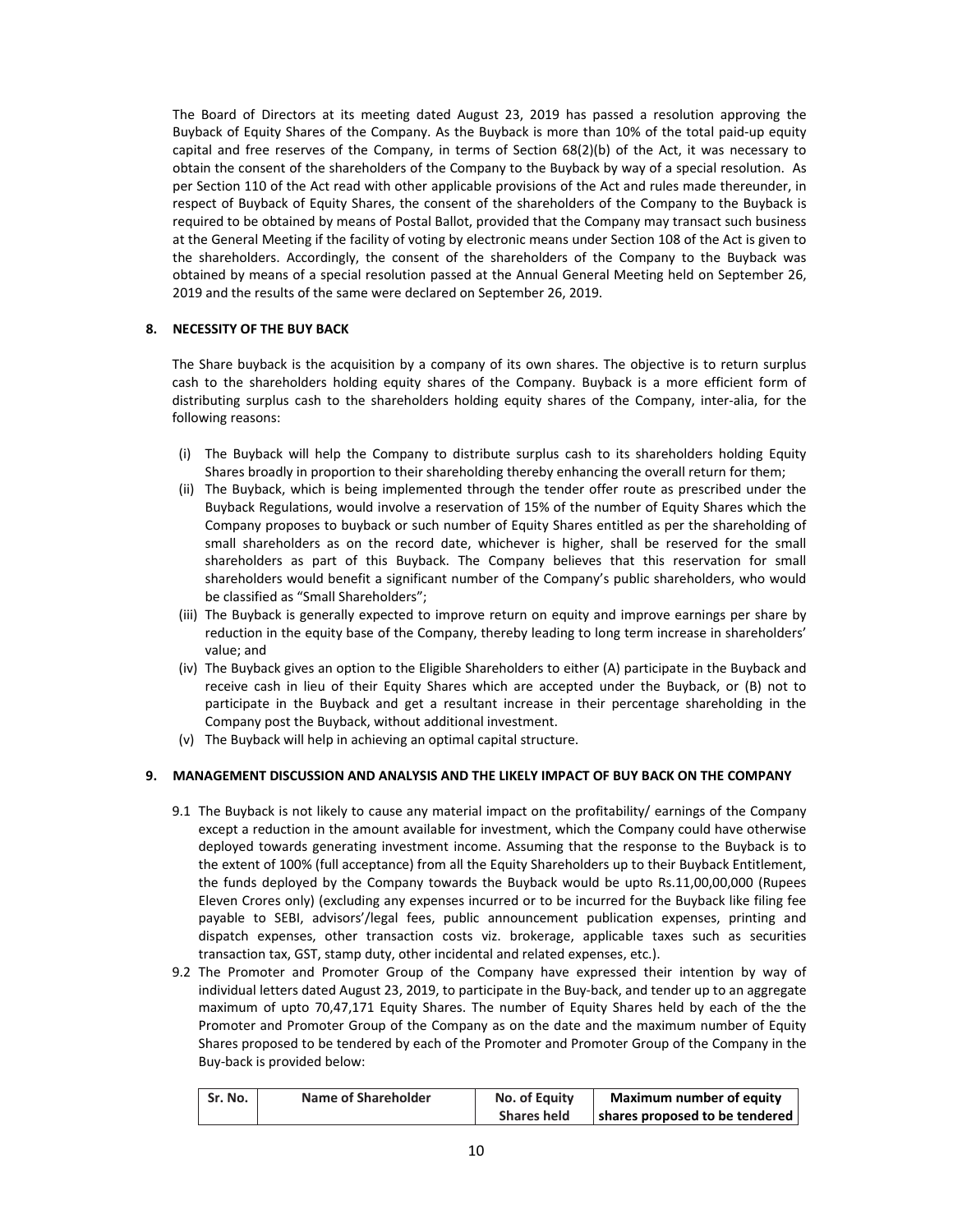The Board of Directors at its meeting dated August 23, 2019 has passed a resolution approving the Buyback of Equity Shares of the Company. As the Buyback is more than 10% of the total paid-up equity capital and free reserves of the Company, in terms of Section 68(2)(b) of the Act, it was necessary to obtain the consent of the shareholders of the Company to the Buyback by way of a special resolution. As per Section 110 of the Act read with other applicable provisions of the Act and rules made thereunder, in respect of Buyback of Equity Shares, the consent of the shareholders of the Company to the Buyback is required to be obtained by means of Postal Ballot, provided that the Company may transact such business at the General Meeting if the facility of voting by electronic means under Section 108 of the Act is given to the shareholders. Accordingly, the consent of the shareholders of the Company to the Buyback was obtained by means of a special resolution passed at the Annual General Meeting held on September 26, 2019 and the results of the same were declared on September 26, 2019.

## 8. NECESSITY OF THE BUY BACK

The Share buyback is the acquisition by a company of its own shares. The objective is to return surplus cash to the shareholders holding equity shares of the Company. Buyback is a more efficient form of distributing surplus cash to the shareholders holding equity shares of the Company, inter-alia, for the following reasons:

(i) The Buyback will help the Company to distribute surplus cash to its shareholders holding Equity Shares broadly in proportion to their shareholding thereby enhancing the overall return for them;
(ii) The Buyback, which is being implemented through the tender offer route as prescribed under the Buyback Regulations, would involve a reservation of 15% of the number of Equity Shares which the Company proposes to buyback or such number of Equity Shares entitled as per the shareholding of small shareholders as on the record date, whichever is higher, shall be reserved for the small shareholders as part of this Buyback. The Company believes that this reservation for small shareholders would benefit a significant number of the Company's public shareholders, who would be classified as "Small Shareholders";
(iii) The Buyback is generally expected to improve return on equity and improve earnings per share by reduction in the equity base of the Company, thereby leading to long term increase in shareholders' value; and
(iv) The Buyback gives an option to the Eligible Shareholders to either (A) participate in the Buyback and receive cash in lieu of their Equity Shares which are accepted under the Buyback, or (B) not to participate in the Buyback and get a resultant increase in their percentage shareholding in the Company post the Buyback, without additional investment.
(v) The Buyback will help in achieving an optimal capital structure.

## 9. MANAGEMENT DISCUSSION AND ANALYSIS AND THE LIKELY IMPACT OF BUY BACK ON THE COMPANY

9.1 The Buyback is not likely to cause any material impact on the profitability/ earnings of the Company except a reduction in the amount available for investment, which the Company could have otherwise deployed towards generating investment income. Assuming that the response to the Buyback is to the extent of 100% (full acceptance) from all the Equity Shareholders up to their Buyback Entitlement, the funds deployed by the Company towards the Buyback would be upto Rs.11,00,00,000 (Rupees Eleven Crores only) (excluding any expenses incurred or to be incurred for the Buyback like filing fee payable to SEBI, advisors'/legal fees, public announcement publication expenses, printing and dispatch expenses, other transaction costs viz. brokerage, applicable taxes such as securities transaction tax, GST, stamp duty, other incidental and related expenses, etc.).

9.2 The Promoter and Promoter Group of the Company have expressed their intention by way of individual letters dated August 23, 2019, to participate in the Buy-back, and tender up to an aggregate maximum of upto 70,47,171 Equity Shares. The number of Equity Shares held by each of the the Promoter and Promoter Group of the Company as on the date and the maximum number of Equity Shares proposed to be tendered by each of the Promoter and Promoter Group of the Company in the Buy-back is provided below:

| Sr. No. | Name of Shareholder | No. of Equity Shares held | Maximum number of equity shares proposed to be tendered |
|---|---|---|---|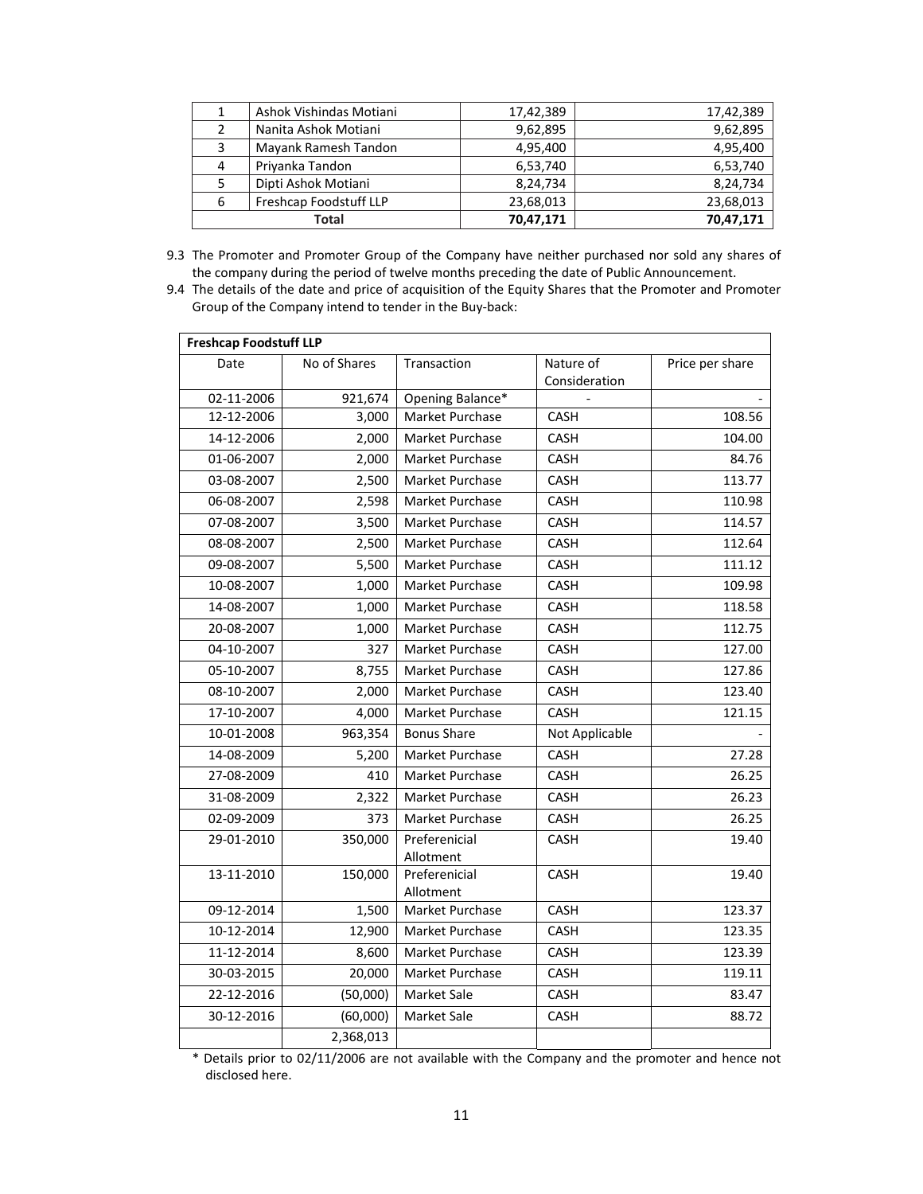| 1 | Ashok Vishindas Motiani | 17,42,389 | 17,42,389 |
|---|---|---|---|
| 2 | Nanita Ashok Motiani | 9,62,895 | 9,62,895 |
| 3 | Mayank Ramesh Tandon | 4,95,400 | 4,95,400 |
| 4 | Priyanka Tandon | 6,53,740 | 6,53,740 |
| 5 | Dipti Ashok Motiani | 8,24,734 | 8,24,734 |
| 6 | Freshcap Foodstuff LLP | 23,68,013 | 23,68,013 |
| **Total** | | **70,47,171** | **70,47,171** |

9.3 The Promoter and Promoter Group of the Company have neither purchased nor sold any shares of the company during the period of twelve months preceding the date of Public Announcement.

9.4 The details of the date and price of acquisition of the Equity Shares that the Promoter and Promoter Group of the Company intend to tender in the Buy-back:

| **Freshcap Foodstuff LLP** | | | | |
|---|---|---|---|---|
| Date | No of Shares | Transaction | Nature of Consideration | Price per share |
| 02-11-2006 | 921,674 | Opening Balance* | - | - |
| 12-12-2006 | 3,000 | Market Purchase | CASH | 108.56 |
| 14-12-2006 | 2,000 | Market Purchase | CASH | 104.00 |
| 01-06-2007 | 2,000 | Market Purchase | CASH | 84.76 |
| 03-08-2007 | 2,500 | Market Purchase | CASH | 113.77 |
| 06-08-2007 | 2,598 | Market Purchase | CASH | 110.98 |
| 07-08-2007 | 3,500 | Market Purchase | CASH | 114.57 |
| 08-08-2007 | 2,500 | Market Purchase | CASH | 112.64 |
| 09-08-2007 | 5,500 | Market Purchase | CASH | 111.12 |
| 10-08-2007 | 1,000 | Market Purchase | CASH | 109.98 |
| 14-08-2007 | 1,000 | Market Purchase | CASH | 118.58 |
| 20-08-2007 | 1,000 | Market Purchase | CASH | 112.75 |
| 04-10-2007 | 327 | Market Purchase | CASH | 127.00 |
| 05-10-2007 | 8,755 | Market Purchase | CASH | 127.86 |
| 08-10-2007 | 2,000 | Market Purchase | CASH | 123.40 |
| 17-10-2007 | 4,000 | Market Purchase | CASH | 121.15 |
| 10-01-2008 | 963,354 | Bonus Share | Not Applicable | - |
| 14-08-2009 | 5,200 | Market Purchase | CASH | 27.28 |
| 27-08-2009 | 410 | Market Purchase | CASH | 26.25 |
| 31-08-2009 | 2,322 | Market Purchase | CASH | 26.23 |
| 02-09-2009 | 373 | Market Purchase | CASH | 26.25 |
| 29-01-2010 | 350,000 | Preferenicial Allotment | CASH | 19.40 |
| 13-11-2010 | 150,000 | Preferenicial Allotment | CASH | 19.40 |
| 09-12-2014 | 1,500 | Market Purchase | CASH | 123.37 |
| 10-12-2014 | 12,900 | Market Purchase | CASH | 123.35 |
| 11-12-2014 | 8,600 | Market Purchase | CASH | 123.39 |
| 30-03-2015 | 20,000 | Market Purchase | CASH | 119.11 |
| 22-12-2016 | (50,000) | Market Sale | CASH | 83.47 |
| 30-12-2016 | (60,000) | Market Sale | CASH | 88.72 |
| | 2,368,013 | | | |

\* Details prior to 02/11/2006 are not available with the Company and the promoter and hence not disclosed here.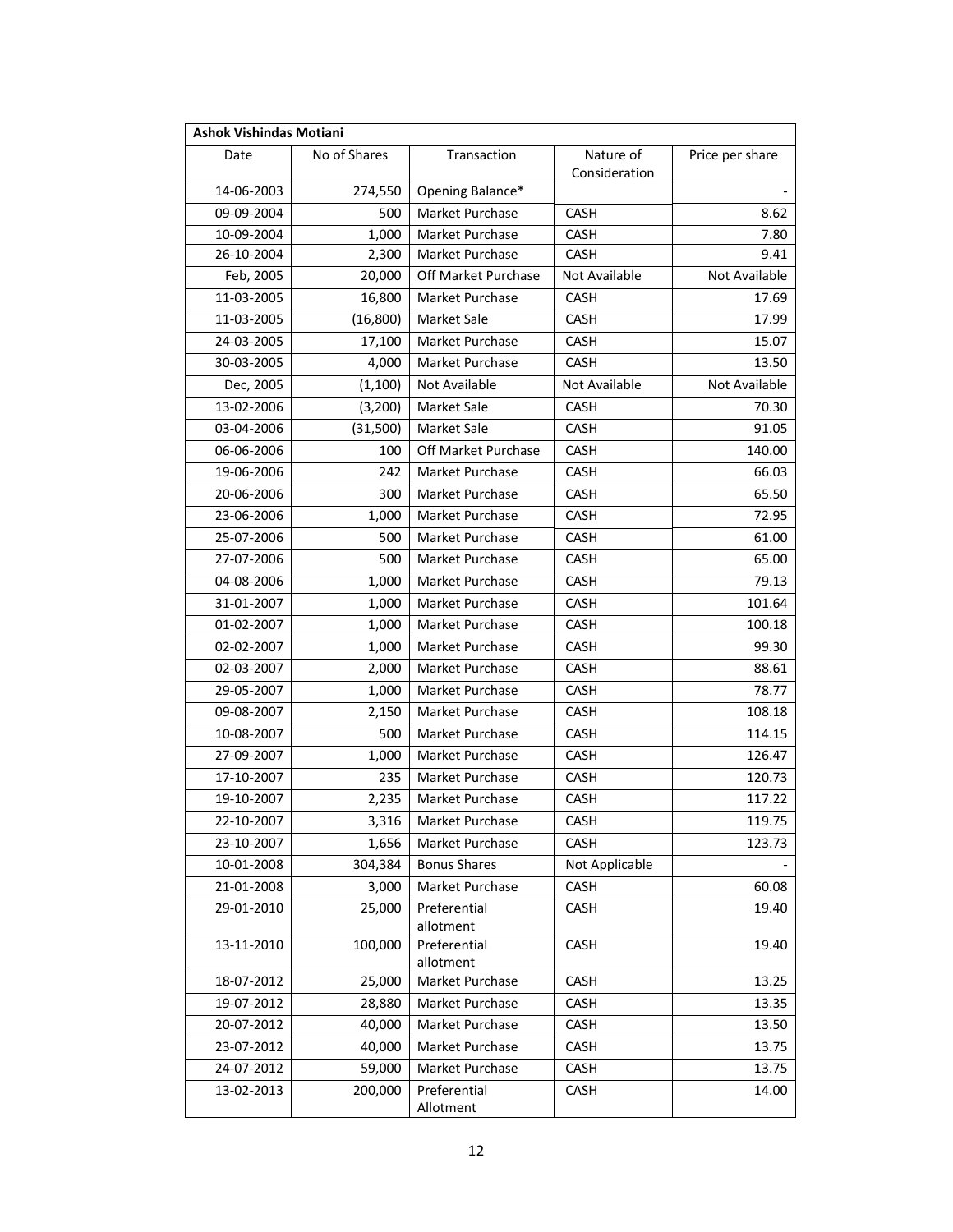| **Ashok Vishindas Motiani** | | | | |
|---|---|---|---|---|
| Date | No of Shares | Transaction | Nature of Consideration | Price per share |
| 14-06-2003 | 274,550 | Opening Balance* | | - |
| 09-09-2004 | 500 | Market Purchase | CASH | 8.62 |
| 10-09-2004 | 1,000 | Market Purchase | CASH | 7.80 |
| 26-10-2004 | 2,300 | Market Purchase | CASH | 9.41 |
| Feb, 2005 | 20,000 | Off Market Purchase | Not Available | Not Available |
| 11-03-2005 | 16,800 | Market Purchase | CASH | 17.69 |
| 11-03-2005 | (16,800) | Market Sale | CASH | 17.99 |
| 24-03-2005 | 17,100 | Market Purchase | CASH | 15.07 |
| 30-03-2005 | 4,000 | Market Purchase | CASH | 13.50 |
| Dec, 2005 | (1,100) | Not Available | Not Available | Not Available |
| 13-02-2006 | (3,200) | Market Sale | CASH | 70.30 |
| 03-04-2006 | (31,500) | Market Sale | CASH | 91.05 |
| 06-06-2006 | 100 | Off Market Purchase | CASH | 140.00 |
| 19-06-2006 | 242 | Market Purchase | CASH | 66.03 |
| 20-06-2006 | 300 | Market Purchase | CASH | 65.50 |
| 23-06-2006 | 1,000 | Market Purchase | CASH | 72.95 |
| 25-07-2006 | 500 | Market Purchase | CASH | 61.00 |
| 27-07-2006 | 500 | Market Purchase | CASH | 65.00 |
| 04-08-2006 | 1,000 | Market Purchase | CASH | 79.13 |
| 31-01-2007 | 1,000 | Market Purchase | CASH | 101.64 |
| 01-02-2007 | 1,000 | Market Purchase | CASH | 100.18 |
| 02-02-2007 | 1,000 | Market Purchase | CASH | 99.30 |
| 02-03-2007 | 2,000 | Market Purchase | CASH | 88.61 |
| 29-05-2007 | 1,000 | Market Purchase | CASH | 78.77 |
| 09-08-2007 | 2,150 | Market Purchase | CASH | 108.18 |
| 10-08-2007 | 500 | Market Purchase | CASH | 114.15 |
| 27-09-2007 | 1,000 | Market Purchase | CASH | 126.47 |
| 17-10-2007 | 235 | Market Purchase | CASH | 120.73 |
| 19-10-2007 | 2,235 | Market Purchase | CASH | 117.22 |
| 22-10-2007 | 3,316 | Market Purchase | CASH | 119.75 |
| 23-10-2007 | 1,656 | Market Purchase | CASH | 123.73 |
| 10-01-2008 | 304,384 | Bonus Shares | Not Applicable | - |
| 21-01-2008 | 3,000 | Market Purchase | CASH | 60.08 |
| 29-01-2010 | 25,000 | Preferential allotment | CASH | 19.40 |
| 13-11-2010 | 100,000 | Preferential allotment | CASH | 19.40 |
| 18-07-2012 | 25,000 | Market Purchase | CASH | 13.25 |
| 19-07-2012 | 28,880 | Market Purchase | CASH | 13.35 |
| 20-07-2012 | 40,000 | Market Purchase | CASH | 13.50 |
| 23-07-2012 | 40,000 | Market Purchase | CASH | 13.75 |
| 24-07-2012 | 59,000 | Market Purchase | CASH | 13.75 |
| 13-02-2013 | 200,000 | Preferential Allotment | CASH | 14.00 |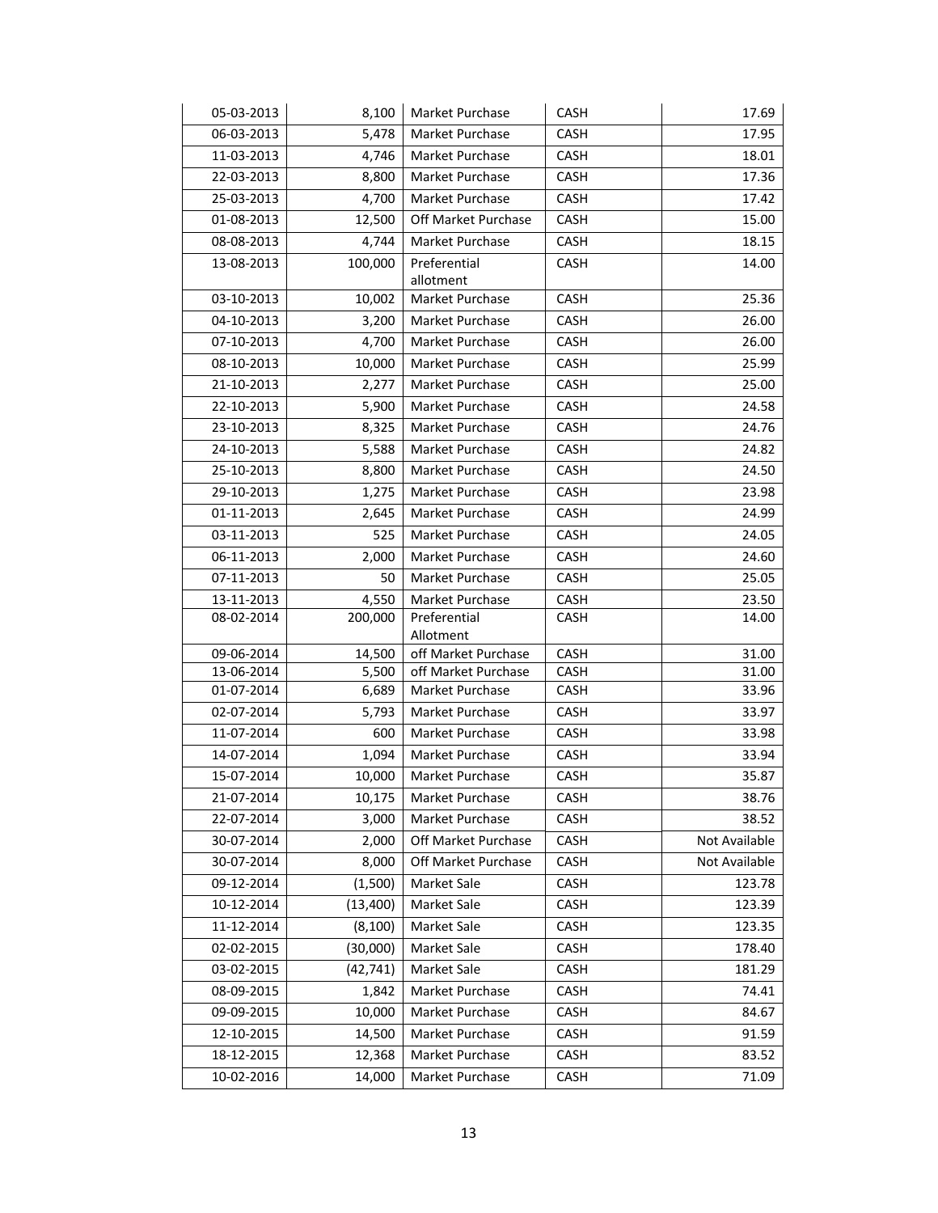| | | | | |
|---|---|---|---|---|
| 05-03-2013 | 8,100 | Market Purchase | CASH | 17.69 |
| 06-03-2013 | 5,478 | Market Purchase | CASH | 17.95 |
| 11-03-2013 | 4,746 | Market Purchase | CASH | 18.01 |
| 22-03-2013 | 8,800 | Market Purchase | CASH | 17.36 |
| 25-03-2013 | 4,700 | Market Purchase | CASH | 17.42 |
| 01-08-2013 | 12,500 | Off Market Purchase | CASH | 15.00 |
| 08-08-2013 | 4,744 | Market Purchase | CASH | 18.15 |
| 13-08-2013 | 100,000 | Preferential allotment | CASH | 14.00 |
| 03-10-2013 | 10,002 | Market Purchase | CASH | 25.36 |
| 04-10-2013 | 3,200 | Market Purchase | CASH | 26.00 |
| 07-10-2013 | 4,700 | Market Purchase | CASH | 26.00 |
| 08-10-2013 | 10,000 | Market Purchase | CASH | 25.99 |
| 21-10-2013 | 2,277 | Market Purchase | CASH | 25.00 |
| 22-10-2013 | 5,900 | Market Purchase | CASH | 24.58 |
| 23-10-2013 | 8,325 | Market Purchase | CASH | 24.76 |
| 24-10-2013 | 5,588 | Market Purchase | CASH | 24.82 |
| 25-10-2013 | 8,800 | Market Purchase | CASH | 24.50 |
| 29-10-2013 | 1,275 | Market Purchase | CASH | 23.98 |
| 01-11-2013 | 2,645 | Market Purchase | CASH | 24.99 |
| 03-11-2013 | 525 | Market Purchase | CASH | 24.05 |
| 06-11-2013 | 2,000 | Market Purchase | CASH | 24.60 |
| 07-11-2013 | 50 | Market Purchase | CASH | 25.05 |
| 13-11-2013 | 4,550 | Market Purchase | CASH | 23.50 |
| 08-02-2014 | 200,000 | Preferential Allotment | CASH | 14.00 |
| 09-06-2014 | 14,500 | off Market Purchase | CASH | 31.00 |
| 13-06-2014 | 5,500 | off Market Purchase | CASH | 31.00 |
| 01-07-2014 | 6,689 | Market Purchase | CASH | 33.96 |
| 02-07-2014 | 5,793 | Market Purchase | CASH | 33.97 |
| 11-07-2014 | 600 | Market Purchase | CASH | 33.98 |
| 14-07-2014 | 1,094 | Market Purchase | CASH | 33.94 |
| 15-07-2014 | 10,000 | Market Purchase | CASH | 35.87 |
| 21-07-2014 | 10,175 | Market Purchase | CASH | 38.76 |
| 22-07-2014 | 3,000 | Market Purchase | CASH | 38.52 |
| 30-07-2014 | 2,000 | Off Market Purchase | CASH | Not Available |
| 30-07-2014 | 8,000 | Off Market Purchase | CASH | Not Available |
| 09-12-2014 | (1,500) | Market Sale | CASH | 123.78 |
| 10-12-2014 | (13,400) | Market Sale | CASH | 123.39 |
| 11-12-2014 | (8,100) | Market Sale | CASH | 123.35 |
| 02-02-2015 | (30,000) | Market Sale | CASH | 178.40 |
| 03-02-2015 | (42,741) | Market Sale | CASH | 181.29 |
| 08-09-2015 | 1,842 | Market Purchase | CASH | 74.41 |
| 09-09-2015 | 10,000 | Market Purchase | CASH | 84.67 |
| 12-10-2015 | 14,500 | Market Purchase | CASH | 91.59 |
| 18-12-2015 | 12,368 | Market Purchase | CASH | 83.52 |
| 10-02-2016 | 14,000 | Market Purchase | CASH | 71.09 |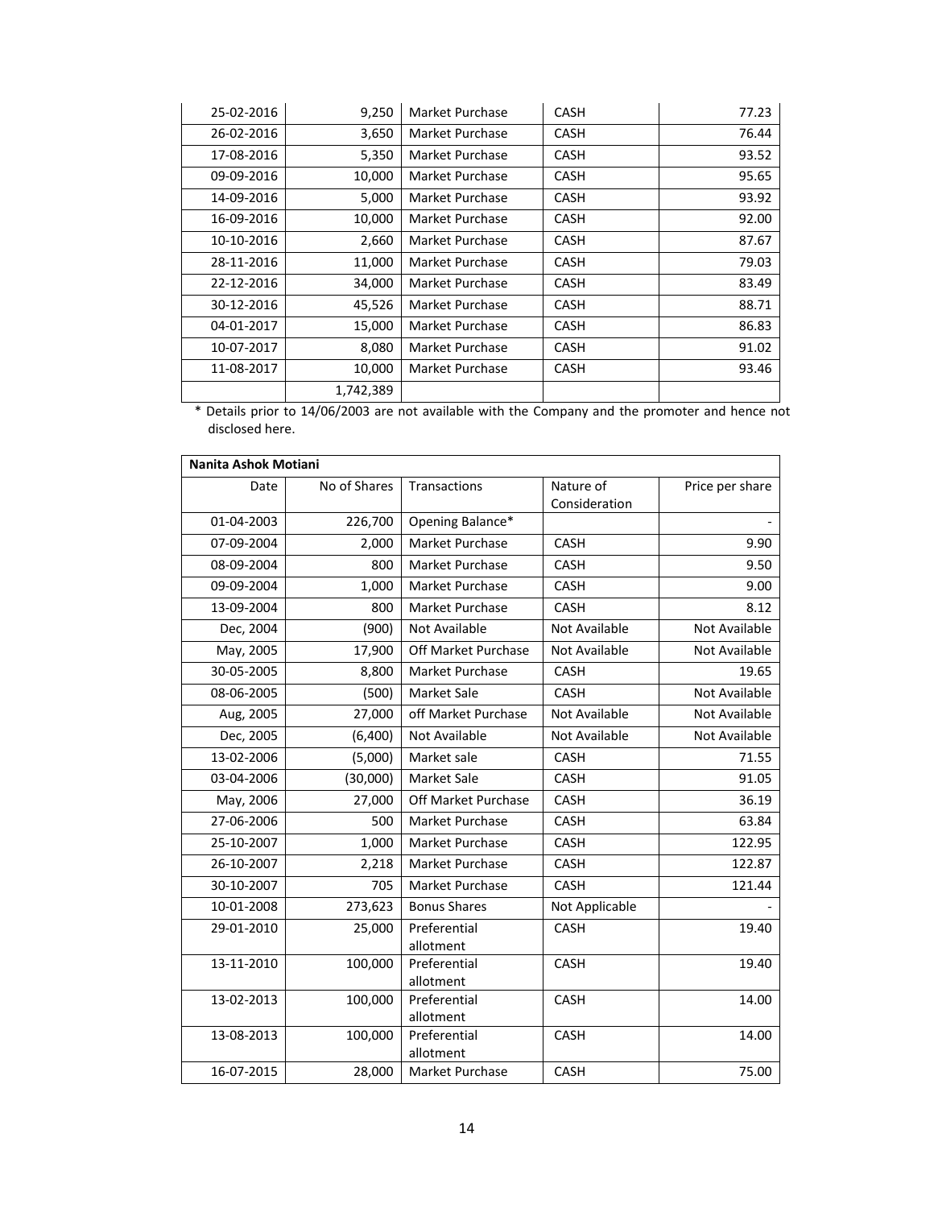| | | | | |
|---|---|---|---|---|
| 25-02-2016 | 9,250 | Market Purchase | CASH | 77.23 |
| 26-02-2016 | 3,650 | Market Purchase | CASH | 76.44 |
| 17-08-2016 | 5,350 | Market Purchase | CASH | 93.52 |
| 09-09-2016 | 10,000 | Market Purchase | CASH | 95.65 |
| 14-09-2016 | 5,000 | Market Purchase | CASH | 93.92 |
| 16-09-2016 | 10,000 | Market Purchase | CASH | 92.00 |
| 10-10-2016 | 2,660 | Market Purchase | CASH | 87.67 |
| 28-11-2016 | 11,000 | Market Purchase | CASH | 79.03 |
| 22-12-2016 | 34,000 | Market Purchase | CASH | 83.49 |
| 30-12-2016 | 45,526 | Market Purchase | CASH | 88.71 |
| 04-01-2017 | 15,000 | Market Purchase | CASH | 86.83 |
| 10-07-2017 | 8,080 | Market Purchase | CASH | 91.02 |
| 11-08-2017 | 10,000 | Market Purchase | CASH | 93.46 |
| | 1,742,389 | | | |

* Details prior to 14/06/2003 are not available with the Company and the promoter and hence not disclosed here.

| **Nanita Ashok Motiani** | | | | |
|---|---|---|---|---|
| Date | No of Shares | Transactions | Nature of Consideration | Price per share |
| 01-04-2003 | 226,700 | Opening Balance* | | - |
| 07-09-2004 | 2,000 | Market Purchase | CASH | 9.90 |
| 08-09-2004 | 800 | Market Purchase | CASH | 9.50 |
| 09-09-2004 | 1,000 | Market Purchase | CASH | 9.00 |
| 13-09-2004 | 800 | Market Purchase | CASH | 8.12 |
| Dec, 2004 | (900) | Not Available | Not Available | Not Available |
| May, 2005 | 17,900 | Off Market Purchase | Not Available | Not Available |
| 30-05-2005 | 8,800 | Market Purchase | CASH | 19.65 |
| 08-06-2005 | (500) | Market Sale | CASH | Not Available |
| Aug, 2005 | 27,000 | off Market Purchase | Not Available | Not Available |
| Dec, 2005 | (6,400) | Not Available | Not Available | Not Available |
| 13-02-2006 | (5,000) | Market sale | CASH | 71.55 |
| 03-04-2006 | (30,000) | Market Sale | CASH | 91.05 |
| May, 2006 | 27,000 | Off Market Purchase | CASH | 36.19 |
| 27-06-2006 | 500 | Market Purchase | CASH | 63.84 |
| 25-10-2007 | 1,000 | Market Purchase | CASH | 122.95 |
| 26-10-2007 | 2,218 | Market Purchase | CASH | 122.87 |
| 30-10-2007 | 705 | Market Purchase | CASH | 121.44 |
| 10-01-2008 | 273,623 | Bonus Shares | Not Applicable | - |
| 29-01-2010 | 25,000 | Preferential allotment | CASH | 19.40 |
| 13-11-2010 | 100,000 | Preferential allotment | CASH | 19.40 |
| 13-02-2013 | 100,000 | Preferential allotment | CASH | 14.00 |
| 13-08-2013 | 100,000 | Preferential allotment | CASH | 14.00 |
| 16-07-2015 | 28,000 | Market Purchase | CASH | 75.00 |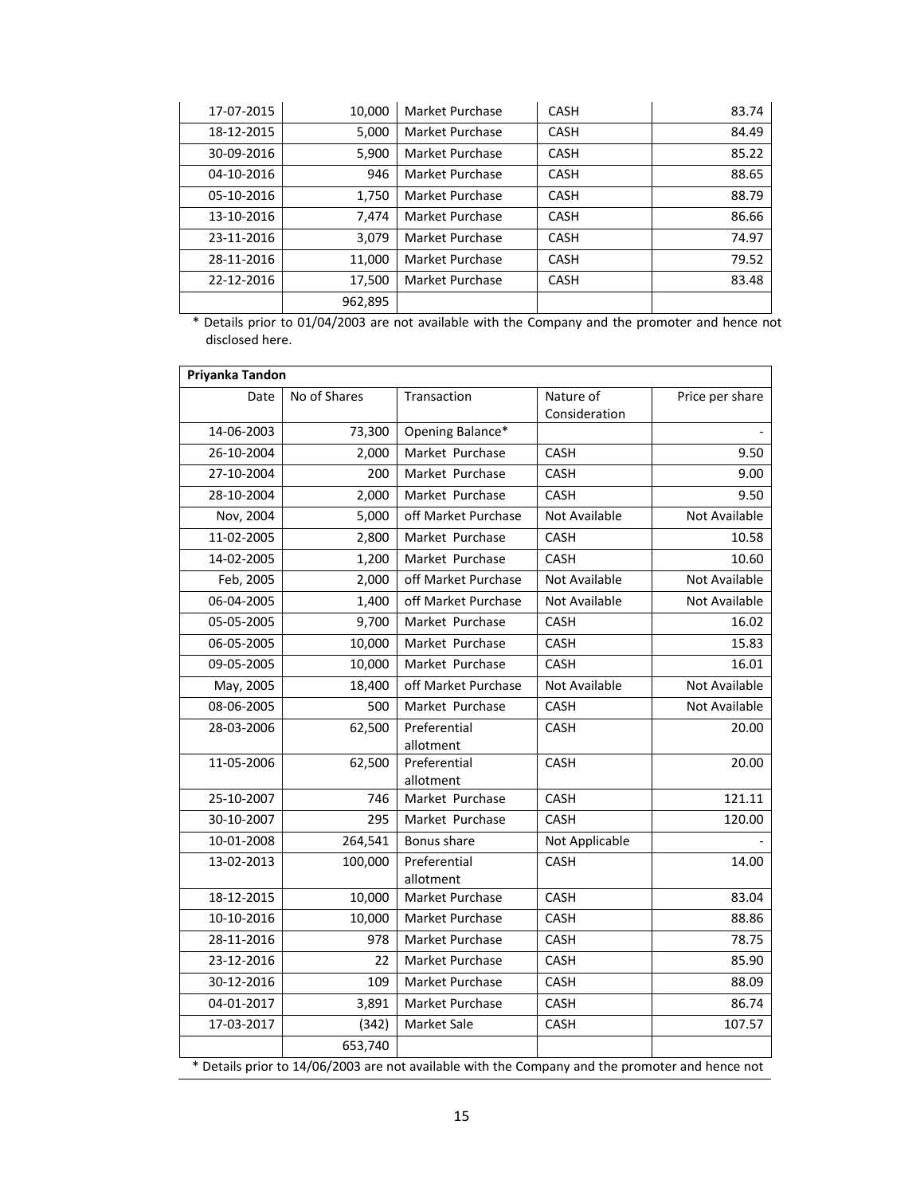| | | | | |
|---|---|---|---|---|
| 17-07-2015 | 10,000 | Market Purchase | CASH | 83.74 |
| 18-12-2015 | 5,000 | Market Purchase | CASH | 84.49 |
| 30-09-2016 | 5,900 | Market Purchase | CASH | 85.22 |
| 04-10-2016 | 946 | Market Purchase | CASH | 88.65 |
| 05-10-2016 | 1,750 | Market Purchase | CASH | 88.79 |
| 13-10-2016 | 7,474 | Market Purchase | CASH | 86.66 |
| 23-11-2016 | 3,079 | Market Purchase | CASH | 74.97 |
| 28-11-2016 | 11,000 | Market Purchase | CASH | 79.52 |
| 22-12-2016 | 17,500 | Market Purchase | CASH | 83.48 |
| | 962,895 | | | |

* Details prior to 01/04/2003 are not available with the Company and the promoter and hence not disclosed here.

| Priyanka Tandon | | | | |
|---|---|---|---|---|
| Date | No of Shares | Transaction | Nature of Consideration | Price per share |
| 14-06-2003 | 73,300 | Opening Balance* | | - |
| 26-10-2004 | 2,000 | Market Purchase | CASH | 9.50 |
| 27-10-2004 | 200 | Market Purchase | CASH | 9.00 |
| 28-10-2004 | 2,000 | Market Purchase | CASH | 9.50 |
| Nov, 2004 | 5,000 | off Market Purchase | Not Available | Not Available |
| 11-02-2005 | 2,800 | Market Purchase | CASH | 10.58 |
| 14-02-2005 | 1,200 | Market Purchase | CASH | 10.60 |
| Feb, 2005 | 2,000 | off Market Purchase | Not Available | Not Available |
| 06-04-2005 | 1,400 | off Market Purchase | Not Available | Not Available |
| 05-05-2005 | 9,700 | Market Purchase | CASH | 16.02 |
| 06-05-2005 | 10,000 | Market Purchase | CASH | 15.83 |
| 09-05-2005 | 10,000 | Market Purchase | CASH | 16.01 |
| May, 2005 | 18,400 | off Market Purchase | Not Available | Not Available |
| 08-06-2005 | 500 | Market Purchase | CASH | Not Available |
| 28-03-2006 | 62,500 | Preferential allotment | CASH | 20.00 |
| 11-05-2006 | 62,500 | Preferential allotment | CASH | 20.00 |
| 25-10-2007 | 746 | Market Purchase | CASH | 121.11 |
| 30-10-2007 | 295 | Market Purchase | CASH | 120.00 |
| 10-01-2008 | 264,541 | Bonus share | Not Applicable | - |
| 13-02-2013 | 100,000 | Preferential allotment | CASH | 14.00 |
| 18-12-2015 | 10,000 | Market Purchase | CASH | 83.04 |
| 10-10-2016 | 10,000 | Market Purchase | CASH | 88.86 |
| 28-11-2016 | 978 | Market Purchase | CASH | 78.75 |
| 23-12-2016 | 22 | Market Purchase | CASH | 85.90 |
| 30-12-2016 | 109 | Market Purchase | CASH | 88.09 |
| 04-01-2017 | 3,891 | Market Purchase | CASH | 86.74 |
| 17-03-2017 | (342) | Market Sale | CASH | 107.57 |
| | 653,740 | | | |

* Details prior to 14/06/2003 are not available with the Company and the promoter and hence not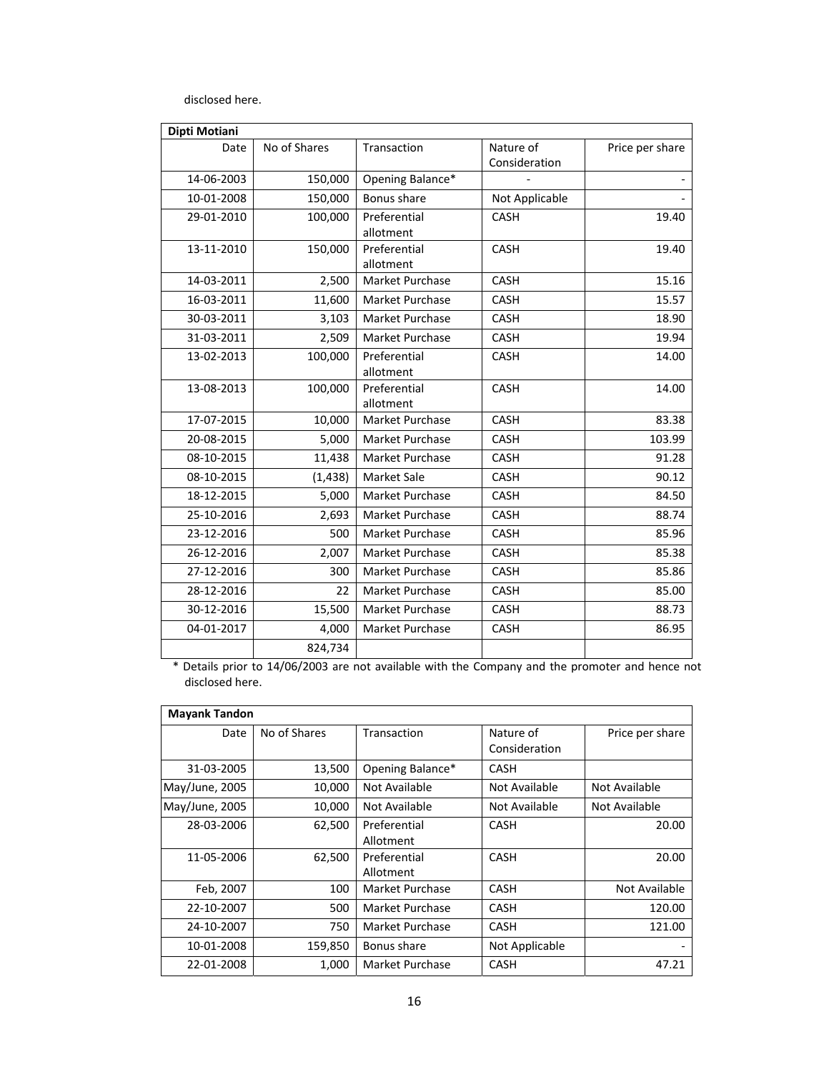disclosed here.

| Dipti Motiani | | | | |
|---|---|---|---|---|
| Date | No of Shares | Transaction | Nature of Consideration | Price per share |
| 14-06-2003 | 150,000 | Opening Balance* | - | - |
| 10-01-2008 | 150,000 | Bonus share | Not Applicable | - |
| 29-01-2010 | 100,000 | Preferential allotment | CASH | 19.40 |
| 13-11-2010 | 150,000 | Preferential allotment | CASH | 19.40 |
| 14-03-2011 | 2,500 | Market Purchase | CASH | 15.16 |
| 16-03-2011 | 11,600 | Market Purchase | CASH | 15.57 |
| 30-03-2011 | 3,103 | Market Purchase | CASH | 18.90 |
| 31-03-2011 | 2,509 | Market Purchase | CASH | 19.94 |
| 13-02-2013 | 100,000 | Preferential allotment | CASH | 14.00 |
| 13-08-2013 | 100,000 | Preferential allotment | CASH | 14.00 |
| 17-07-2015 | 10,000 | Market Purchase | CASH | 83.38 |
| 20-08-2015 | 5,000 | Market Purchase | CASH | 103.99 |
| 08-10-2015 | 11,438 | Market Purchase | CASH | 91.28 |
| 08-10-2015 | (1,438) | Market Sale | CASH | 90.12 |
| 18-12-2015 | 5,000 | Market Purchase | CASH | 84.50 |
| 25-10-2016 | 2,693 | Market Purchase | CASH | 88.74 |
| 23-12-2016 | 500 | Market Purchase | CASH | 85.96 |
| 26-12-2016 | 2,007 | Market Purchase | CASH | 85.38 |
| 27-12-2016 | 300 | Market Purchase | CASH | 85.86 |
| 28-12-2016 | 22 | Market Purchase | CASH | 85.00 |
| 30-12-2016 | 15,500 | Market Purchase | CASH | 88.73 |
| 04-01-2017 | 4,000 | Market Purchase | CASH | 86.95 |
| | 824,734 | | | |

\* Details prior to 14/06/2003 are not available with the Company and the promoter and hence not disclosed here.

| Mayank Tandon | | | | |
|---|---|---|---|---|
| Date | No of Shares | Transaction | Nature of Consideration | Price per share |
| 31-03-2005 | 13,500 | Opening Balance* | CASH | |
| May/June, 2005 | 10,000 | Not Available | Not Available | Not Available |
| May/June, 2005 | 10,000 | Not Available | Not Available | Not Available |
| 28-03-2006 | 62,500 | Preferential Allotment | CASH | 20.00 |
| 11-05-2006 | 62,500 | Preferential Allotment | CASH | 20.00 |
| Feb, 2007 | 100 | Market Purchase | CASH | Not Available |
| 22-10-2007 | 500 | Market Purchase | CASH | 120.00 |
| 24-10-2007 | 750 | Market Purchase | CASH | 121.00 |
| 10-01-2008 | 159,850 | Bonus share | Not Applicable | - |
| 22-01-2008 | 1,000 | Market Purchase | CASH | 47.21 |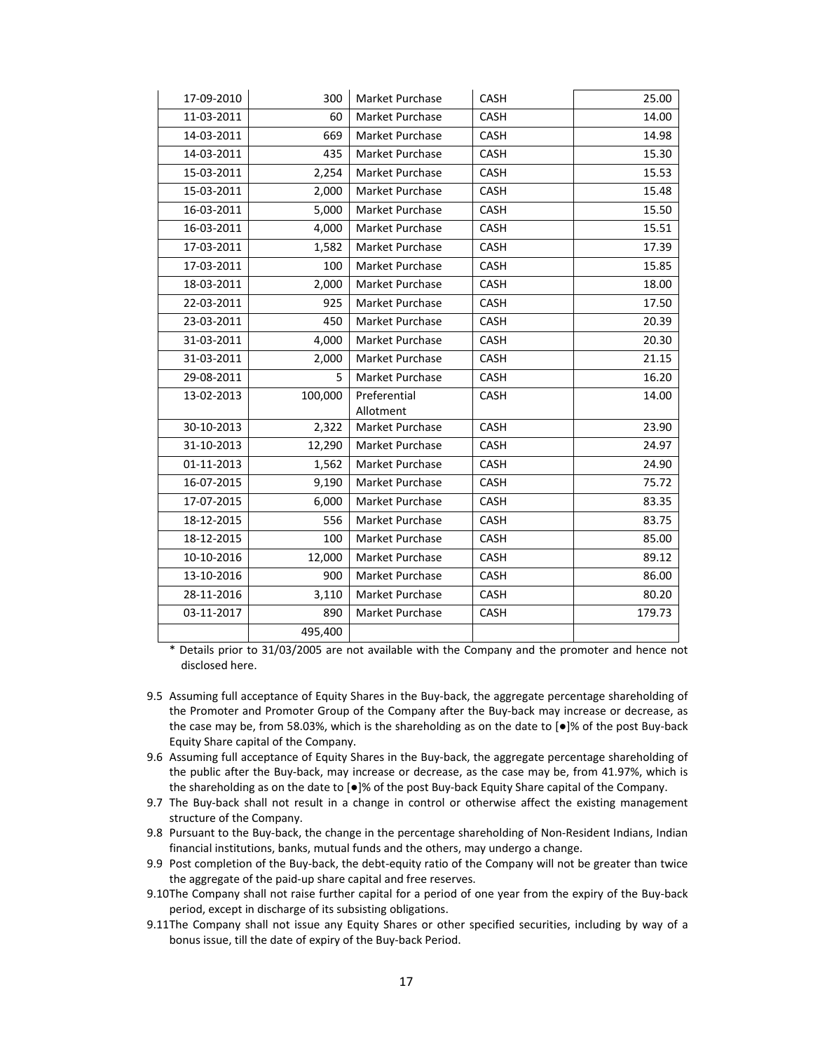| 17-09-2010 | 300 | Market Purchase | CASH | 25.00 |
|---|---|---|---|---|
| 11-03-2011 | 60 | Market Purchase | CASH | 14.00 |
| 14-03-2011 | 669 | Market Purchase | CASH | 14.98 |
| 14-03-2011 | 435 | Market Purchase | CASH | 15.30 |
| 15-03-2011 | 2,254 | Market Purchase | CASH | 15.53 |
| 15-03-2011 | 2,000 | Market Purchase | CASH | 15.48 |
| 16-03-2011 | 5,000 | Market Purchase | CASH | 15.50 |
| 16-03-2011 | 4,000 | Market Purchase | CASH | 15.51 |
| 17-03-2011 | 1,582 | Market Purchase | CASH | 17.39 |
| 17-03-2011 | 100 | Market Purchase | CASH | 15.85 |
| 18-03-2011 | 2,000 | Market Purchase | CASH | 18.00 |
| 22-03-2011 | 925 | Market Purchase | CASH | 17.50 |
| 23-03-2011 | 450 | Market Purchase | CASH | 20.39 |
| 31-03-2011 | 4,000 | Market Purchase | CASH | 20.30 |
| 31-03-2011 | 2,000 | Market Purchase | CASH | 21.15 |
| 29-08-2011 | 5 | Market Purchase | CASH | 16.20 |
| 13-02-2013 | 100,000 | Preferential Allotment | CASH | 14.00 |
| 30-10-2013 | 2,322 | Market Purchase | CASH | 23.90 |
| 31-10-2013 | 12,290 | Market Purchase | CASH | 24.97 |
| 01-11-2013 | 1,562 | Market Purchase | CASH | 24.90 |
| 16-07-2015 | 9,190 | Market Purchase | CASH | 75.72 |
| 17-07-2015 | 6,000 | Market Purchase | CASH | 83.35 |
| 18-12-2015 | 556 | Market Purchase | CASH | 83.75 |
| 18-12-2015 | 100 | Market Purchase | CASH | 85.00 |
| 10-10-2016 | 12,000 | Market Purchase | CASH | 89.12 |
| 13-10-2016 | 900 | Market Purchase | CASH | 86.00 |
| 28-11-2016 | 3,110 | Market Purchase | CASH | 80.20 |
| 03-11-2017 | 890 | Market Purchase | CASH | 179.73 |
| | 495,400 | | | |

\* Details prior to 31/03/2005 are not available with the Company and the promoter and hence not disclosed here.

9.5 Assuming full acceptance of Equity Shares in the Buy-back, the aggregate percentage shareholding of the Promoter and Promoter Group of the Company after the Buy-back may increase or decrease, as the case may be, from 58.03%, which is the shareholding as on the date to [●]% of the post Buy-back Equity Share capital of the Company.

9.6 Assuming full acceptance of Equity Shares in the Buy-back, the aggregate percentage shareholding of the public after the Buy-back, may increase or decrease, as the case may be, from 41.97%, which is the shareholding as on the date to [●]% of the post Buy-back Equity Share capital of the Company.

9.7 The Buy-back shall not result in a change in control or otherwise affect the existing management structure of the Company.

9.8 Pursuant to the Buy-back, the change in the percentage shareholding of Non-Resident Indians, Indian financial institutions, banks, mutual funds and the others, may undergo a change.

9.9 Post completion of the Buy-back, the debt-equity ratio of the Company will not be greater than twice the aggregate of the paid-up share capital and free reserves.

9.10 The Company shall not raise further capital for a period of one year from the expiry of the Buy-back period, except in discharge of its subsisting obligations.

9.11 The Company shall not issue any Equity Shares or other specified securities, including by way of a bonus issue, till the date of expiry of the Buy-back Period.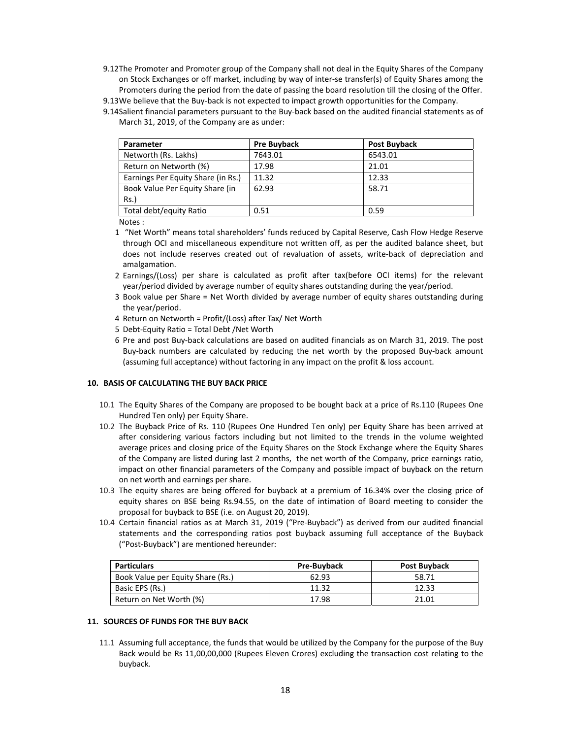9.12 The Promoter and Promoter group of the Company shall not deal in the Equity Shares of the Company on Stock Exchanges or off market, including by way of inter-se transfer(s) of Equity Shares among the Promoters during the period from the date of passing the board resolution till the closing of the Offer.

9.13 We believe that the Buy-back is not expected to impact growth opportunities for the Company.

9.14 Salient financial parameters pursuant to the Buy-back based on the audited financial statements as of March 31, 2019, of the Company are as under:

| Parameter | Pre Buyback | Post Buyback |
|---|---|---|
| Networth (Rs. Lakhs) | 7643.01 | 6543.01 |
| Return on Networth (%) | 17.98 | 21.01 |
| Earnings Per Equity Share (in Rs.) | 11.32 | 12.33 |
| Book Value Per Equity Share (in Rs.) | 62.93 | 58.71 |
| Total debt/equity Ratio | 0.51 | 0.59 |

Notes :

1. "Net Worth" means total shareholders' funds reduced by Capital Reserve, Cash Flow Hedge Reserve through OCI and miscellaneous expenditure not written off, as per the audited balance sheet, but does not include reserves created out of revaluation of assets, write-back of depreciation and amalgamation.
2. Earnings/(Loss) per share is calculated as profit after tax(before OCI items) for the relevant year/period divided by average number of equity shares outstanding during the year/period.
3. Book value per Share = Net Worth divided by average number of equity shares outstanding during the year/period.
4. Return on Networth = Profit/(Loss) after Tax/ Net Worth
5. Debt-Equity Ratio = Total Debt /Net Worth
6. Pre and post Buy-back calculations are based on audited financials as on March 31, 2019. The post Buy-back numbers are calculated by reducing the net worth by the proposed Buy-back amount (assuming full acceptance) without factoring in any impact on the profit & loss account.

## 10. BASIS OF CALCULATING THE BUY BACK PRICE

10.1 The Equity Shares of the Company are proposed to be bought back at a price of Rs.110 (Rupees One Hundred Ten only) per Equity Share.

10.2 The Buyback Price of Rs. 110 (Rupees One Hundred Ten only) per Equity Share has been arrived at after considering various factors including but not limited to the trends in the volume weighted average prices and closing price of the Equity Shares on the Stock Exchange where the Equity Shares of the Company are listed during last 2 months, the net worth of the Company, price earnings ratio, impact on other financial parameters of the Company and possible impact of buyback on the return on net worth and earnings per share.

10.3 The equity shares are being offered for buyback at a premium of 16.34% over the closing price of equity shares on BSE being Rs.94.55, on the date of intimation of Board meeting to consider the proposal for buyback to BSE (i.e. on August 20, 2019).

10.4 Certain financial ratios as at March 31, 2019 ("Pre-Buyback") as derived from our audited financial statements and the corresponding ratios post buyback assuming full acceptance of the Buyback ("Post-Buyback") are mentioned hereunder:

| Particulars | Pre-Buyback | Post Buyback |
|---|---|---|
| Book Value per Equity Share (Rs.) | 62.93 | 58.71 |
| Basic EPS (Rs.) | 11.32 | 12.33 |
| Return on Net Worth (%) | 17.98 | 21.01 |

## 11. SOURCES OF FUNDS FOR THE BUY BACK

11.1 Assuming full acceptance, the funds that would be utilized by the Company for the purpose of the Buy Back would be Rs 11,00,00,000 (Rupees Eleven Crores) excluding the transaction cost relating to the buyback.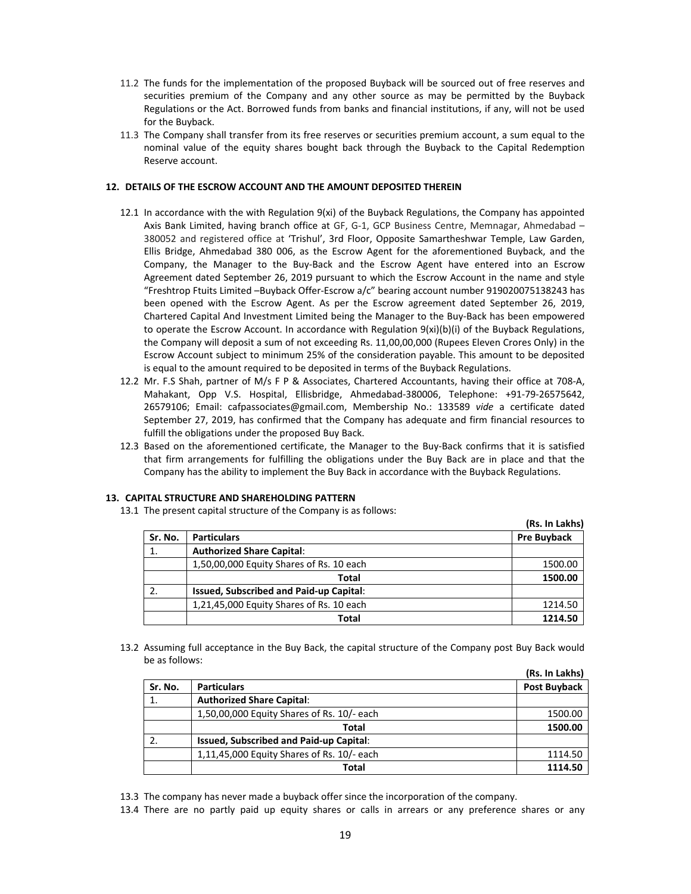11.2 The funds for the implementation of the proposed Buyback will be sourced out of free reserves and securities premium of the Company and any other source as may be permitted by the Buyback Regulations or the Act. Borrowed funds from banks and financial institutions, if any, will not be used for the Buyback.

11.3 The Company shall transfer from its free reserves or securities premium account, a sum equal to the nominal value of the equity shares bought back through the Buyback to the Capital Redemption Reserve account.

## 12. DETAILS OF THE ESCROW ACCOUNT AND THE AMOUNT DEPOSITED THEREIN

12.1 In accordance with the with Regulation 9(xi) of the Buyback Regulations, the Company has appointed Axis Bank Limited, having branch office at GF, G-1, GCP Business Centre, Memnagar, Ahmedabad – 380052 and registered office at 'Trishul', 3rd Floor, Opposite Samartheshwar Temple, Law Garden, Ellis Bridge, Ahmedabad 380 006, as the Escrow Agent for the aforementioned Buyback, and the Company, the Manager to the Buy-Back and the Escrow Agent have entered into an Escrow Agreement dated September 26, 2019 pursuant to which the Escrow Account in the name and style "Freshtrop Ftuits Limited –Buyback Offer-Escrow a/c" bearing account number 919020075138243 has been opened with the Escrow Agent. As per the Escrow agreement dated September 26, 2019, Chartered Capital And Investment Limited being the Manager to the Buy-Back has been empowered to operate the Escrow Account. In accordance with Regulation 9(xi)(b)(i) of the Buyback Regulations, the Company will deposit a sum of not exceeding Rs. 11,00,00,000 (Rupees Eleven Crores Only) in the Escrow Account subject to minimum 25% of the consideration payable. This amount to be deposited is equal to the amount required to be deposited in terms of the Buyback Regulations.

12.2 Mr. F.S Shah, partner of M/s F P & Associates, Chartered Accountants, having their office at 708-A, Mahakant, Opp V.S. Hospital, Ellisbridge, Ahmedabad-380006, Telephone: +91-79-26575642, 26579106; Email: cafpassociates@gmail.com, Membership No.: 133589 *vide* a certificate dated September 27, 2019, has confirmed that the Company has adequate and firm financial resources to fulfill the obligations under the proposed Buy Back.

12.3 Based on the aforementioned certificate, the Manager to the Buy-Back confirms that it is satisfied that firm arrangements for fulfilling the obligations under the Buy Back are in place and that the Company has the ability to implement the Buy Back in accordance with the Buyback Regulations.

## 13. CAPITAL STRUCTURE AND SHAREHOLDING PATTERN

13.1 The present capital structure of the Company is as follows:

**(Rs. In Lakhs)**

| Sr. No. | Particulars | Pre Buyback |
|---|---|---|
| 1. | **Authorized Share Capital**: | |
| | 1,50,00,000 Equity Shares of Rs. 10 each | 1500.00 |
| | **Total** | **1500.00** |
| 2. | **Issued, Subscribed and Paid-up Capital**: | |
| | 1,21,45,000 Equity Shares of Rs. 10 each | 1214.50 |
| | **Total** | **1214.50** |

13.2 Assuming full acceptance in the Buy Back, the capital structure of the Company post Buy Back would be as follows:

**(Rs. In Lakhs)**

| Sr. No. | Particulars | Post Buyback |
|---|---|---|
| 1. | **Authorized Share Capital**: | |
| | 1,50,00,000 Equity Shares of Rs. 10/- each | 1500.00 |
| | **Total** | **1500.00** |
| 2. | **Issued, Subscribed and Paid-up Capital**: | |
| | 1,11,45,000 Equity Shares of Rs. 10/- each | 1114.50 |
| | **Total** | **1114.50** |

13.3 The company has never made a buyback offer since the incorporation of the company.

13.4 There are no partly paid up equity shares or calls in arrears or any preference shares or any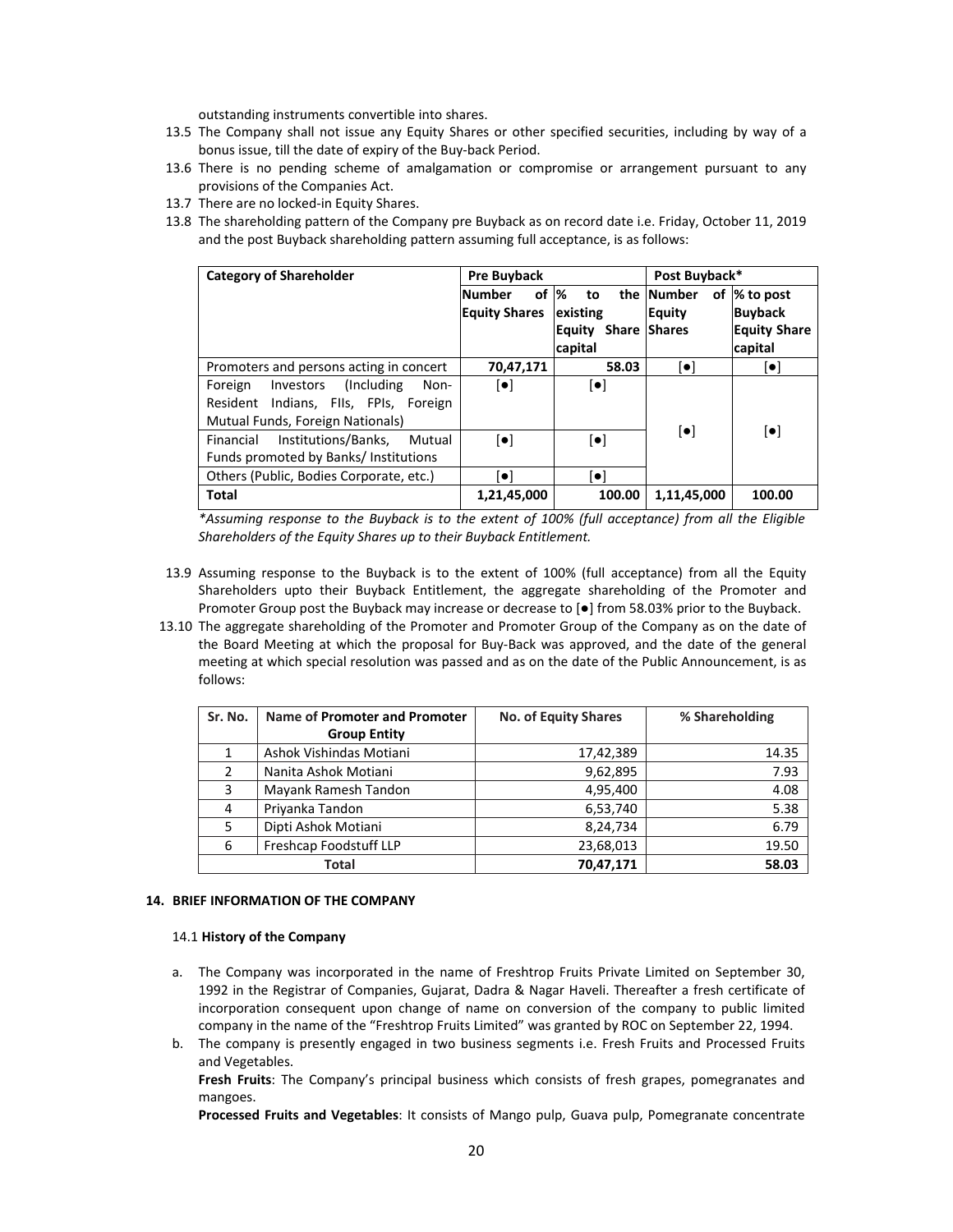outstanding instruments convertible into shares.

13.5 The Company shall not issue any Equity Shares or other specified securities, including by way of a bonus issue, till the date of expiry of the Buy-back Period.

13.6 There is no pending scheme of amalgamation or compromise or arrangement pursuant to any provisions of the Companies Act.

13.7 There are no locked-in Equity Shares.

13.8 The shareholding pattern of the Company pre Buyback as on record date i.e. Friday, October 11, 2019 and the post Buyback shareholding pattern assuming full acceptance, is as follows:

| Category of Shareholder | Pre Buyback | | Post Buyback* | |
|---|---|---|---|---|
| | Number of Equity Shares | % to the existing Equity Share capital | Number of Equity Shares | % to post Buyback Equity Share capital |
| Promoters and persons acting in concert | 70,47,171 | 58.03 | [●] | [●] |
| Foreign Investors (Including Non-Resident Indians, FIIs, FPIs, Foreign Mutual Funds, Foreign Nationals) | [●] | [●] | [●] | [●] |
| Financial Institutions/Banks, Mutual Funds promoted by Banks/ Institutions | [●] | [●] | | |
| Others (Public, Bodies Corporate, etc.) | [●] | [●] | | |
| **Total** | **1,21,45,000** | **100.00** | **1,11,45,000** | **100.00** |

*\*Assuming response to the Buyback is to the extent of 100% (full acceptance) from all the Eligible Shareholders of the Equity Shares up to their Buyback Entitlement.*

13.9 Assuming response to the Buyback is to the extent of 100% (full acceptance) from all the Equity Shareholders upto their Buyback Entitlement, the aggregate shareholding of the Promoter and Promoter Group post the Buyback may increase or decrease to [●] from 58.03% prior to the Buyback.

13.10 The aggregate shareholding of the Promoter and Promoter Group of the Company as on the date of the Board Meeting at which the proposal for Buy-Back was approved, and the date of the general meeting at which special resolution was passed and as on the date of the Public Announcement, is as follows:

| Sr. No. | Name of Promoter and Promoter Group Entity | No. of Equity Shares | % Shareholding |
|---|---|---|---|
| 1 | Ashok Vishindas Motiani | 17,42,389 | 14.35 |
| 2 | Nanita Ashok Motiani | 9,62,895 | 7.93 |
| 3 | Mayank Ramesh Tandon | 4,95,400 | 4.08 |
| 4 | Priyanka Tandon | 6,53,740 | 5.38 |
| 5 | Dipti Ashok Motiani | 8,24,734 | 6.79 |
| 6 | Freshcap Foodstuff LLP | 23,68,013 | 19.50 |
| **Total** | | **70,47,171** | **58.03** |

## 14. BRIEF INFORMATION OF THE COMPANY

### 14.1 History of the Company

a. The Company was incorporated in the name of Freshtrop Fruits Private Limited on September 30, 1992 in the Registrar of Companies, Gujarat, Dadra & Nagar Haveli. Thereafter a fresh certificate of incorporation consequent upon change of name on conversion of the company to public limited company in the name of the "Freshtrop Fruits Limited" was granted by ROC on September 22, 1994.

b. The company is presently engaged in two business segments i.e. Fresh Fruits and Processed Fruits and Vegetables.

**Fresh Fruits**: The Company's principal business which consists of fresh grapes, pomegranates and mangoes.

**Processed Fruits and Vegetables**: It consists of Mango pulp, Guava pulp, Pomegranate concentrate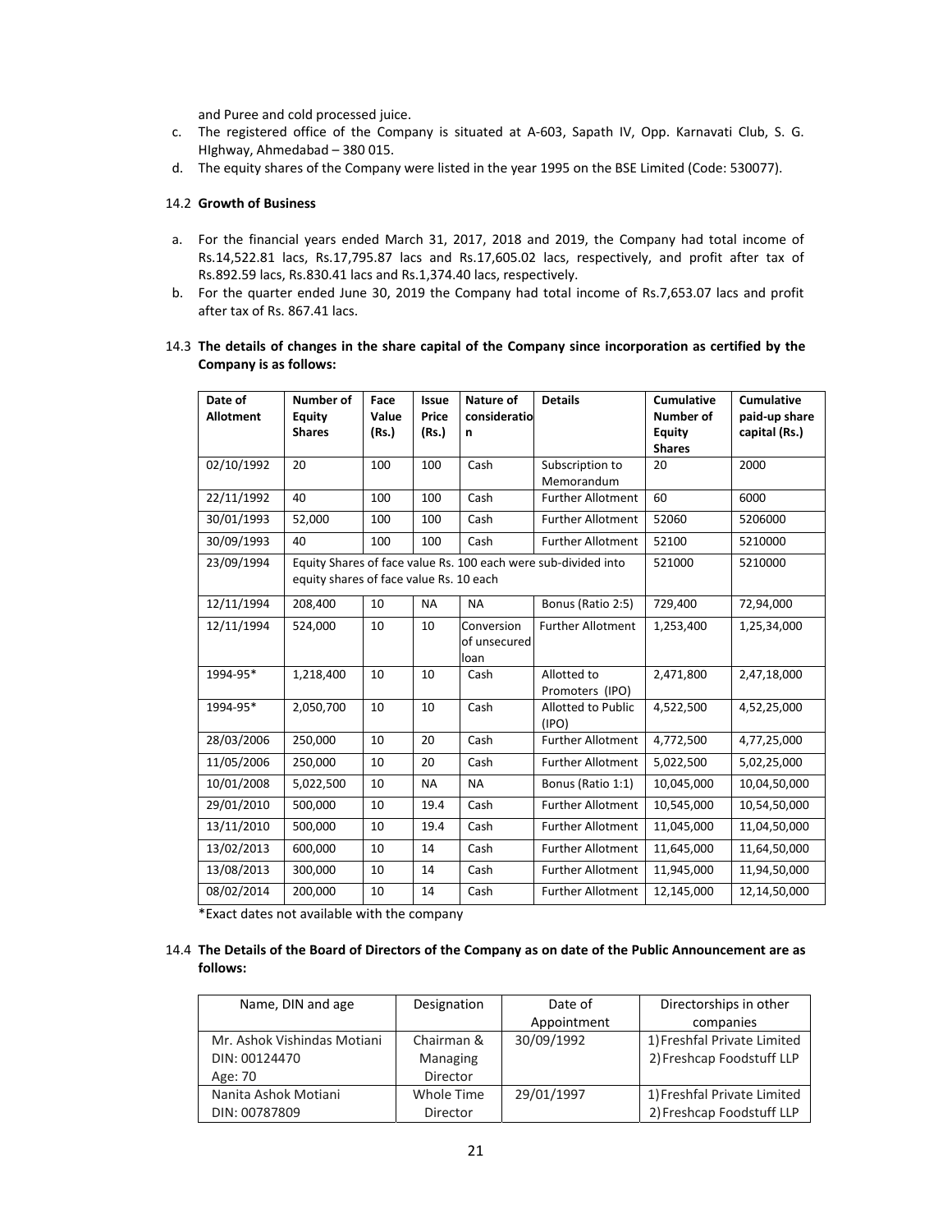and Puree and cold processed juice.

c. The registered office of the Company is situated at A-603, Sapath IV, Opp. Karnavati Club, S. G. HIghway, Ahmedabad – 380 015.
d. The equity shares of the Company were listed in the year 1995 on the BSE Limited (Code: 530077).

14.2 **Growth of Business**

a. For the financial years ended March 31, 2017, 2018 and 2019, the Company had total income of Rs.14,522.81 lacs, Rs.17,795.87 lacs and Rs.17,605.02 lacs, respectively, and profit after tax of Rs.892.59 lacs, Rs.830.41 lacs and Rs.1,374.40 lacs, respectively.
b. For the quarter ended June 30, 2019 the Company had total income of Rs.7,653.07 lacs and profit after tax of Rs. 867.41 lacs.

14.3 **The details of changes in the share capital of the Company since incorporation as certified by the Company is as follows:**

| Date of Allotment | Number of Equity Shares | Face Value (Rs.) | Issue Price (Rs.) | Nature of consideration | Details | Cumulative Number of Equity Shares | Cumulative paid-up share capital (Rs.) |
|---|---|---|---|---|---|---|---|
| 02/10/1992 | 20 | 100 | 100 | Cash | Subscription to Memorandum | 20 | 2000 |
| 22/11/1992 | 40 | 100 | 100 | Cash | Further Allotment | 60 | 6000 |
| 30/01/1993 | 52,000 | 100 | 100 | Cash | Further Allotment | 52060 | 5206000 |
| 30/09/1993 | 40 | 100 | 100 | Cash | Further Allotment | 52100 | 5210000 |
| 23/09/1994 | Equity Shares of face value Rs. 100 each were sub-divided into equity shares of face value Rs. 10 each | | | | | 521000 | 5210000 |
| 12/11/1994 | 208,400 | 10 | NA | NA | Bonus (Ratio 2:5) | 729,400 | 72,94,000 |
| 12/11/1994 | 524,000 | 10 | 10 | Conversion of unsecured loan | Further Allotment | 1,253,400 | 1,25,34,000 |
| 1994-95* | 1,218,400 | 10 | 10 | Cash | Allotted to Promoters (IPO) | 2,471,800 | 2,47,18,000 |
| 1994-95* | 2,050,700 | 10 | 10 | Cash | Allotted to Public (IPO) | 4,522,500 | 4,52,25,000 |
| 28/03/2006 | 250,000 | 10 | 20 | Cash | Further Allotment | 4,772,500 | 4,77,25,000 |
| 11/05/2006 | 250,000 | 10 | 20 | Cash | Further Allotment | 5,022,500 | 5,02,25,000 |
| 10/01/2008 | 5,022,500 | 10 | NA | NA | Bonus (Ratio 1:1) | 10,045,000 | 10,04,50,000 |
| 29/01/2010 | 500,000 | 10 | 19.4 | Cash | Further Allotment | 10,545,000 | 10,54,50,000 |
| 13/11/2010 | 500,000 | 10 | 19.4 | Cash | Further Allotment | 11,045,000 | 11,04,50,000 |
| 13/02/2013 | 600,000 | 10 | 14 | Cash | Further Allotment | 11,645,000 | 11,64,50,000 |
| 13/08/2013 | 300,000 | 10 | 14 | Cash | Further Allotment | 11,945,000 | 11,94,50,000 |
| 08/02/2014 | 200,000 | 10 | 14 | Cash | Further Allotment | 12,145,000 | 12,14,50,000 |

*Exact dates not available with the company

14.4 **The Details of the Board of Directors of the Company as on date of the Public Announcement are as follows:**

| Name, DIN and age | Designation | Date of Appointment | Directorships in other companies |
|---|---|---|---|
| Mr. Ashok Vishindas Motiani<br>DIN: 00124470<br>Age: 70 | Chairman & Managing Director | 30/09/1992 | 1) Freshfal Private Limited<br>2) Freshcap Foodstuff LLP |
| Nanita Ashok Motiani<br>DIN: 00787809 | Whole Time Director | 29/01/1997 | 1) Freshfal Private Limited<br>2) Freshcap Foodstuff LLP |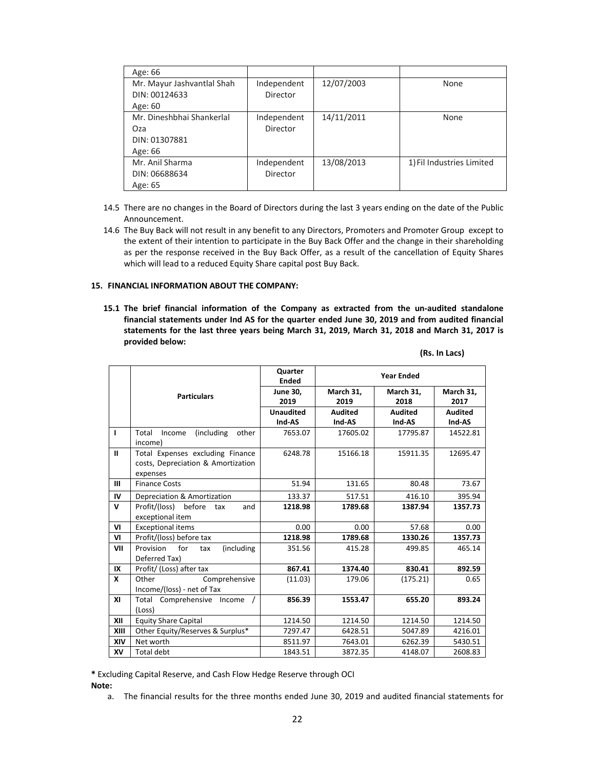| Age: 66 | | | |
|---|---|---|---|
| Mr. Mayur Jashvantlal Shah<br>DIN: 00124633<br>Age: 60 | Independent Director | 12/07/2003 | None |
| Mr. Dineshbhai Shankerlal Oza<br>DIN: 01307881<br>Age: 66 | Independent Director | 14/11/2011 | None |
| Mr. Anil Sharma<br>DIN: 06688634<br>Age: 65 | Independent Director | 13/08/2013 | 1) Fil Industries Limited |

14.5 There are no changes in the Board of Directors during the last 3 years ending on the date of the Public Announcement.

14.6 The Buy Back will not result in any benefit to any Directors, Promoters and Promoter Group except to the extent of their intention to participate in the Buy Back Offer and the change in their shareholding as per the response received in the Buy Back Offer, as a result of the cancellation of Equity Shares which will lead to a reduced Equity Share capital post Buy Back.

## 15. FINANCIAL INFORMATION ABOUT THE COMPANY:

**15.1 The brief financial information of the Company as extracted from the un-audited standalone financial statements under Ind AS for the quarter ended June 30, 2019 and from audited financial statements for the last three years being March 31, 2019, March 31, 2018 and March 31, 2017 is provided below:**

**(Rs. In Lacs)**

| | Particulars | Quarter Ended | Year Ended | | |
|---|---|---|---|---|---|
| | | June 30, 2019 | March 31, 2019 | March 31, 2018 | March 31, 2017 |
| | | Unaudited Ind-AS | Audited Ind-AS | Audited Ind-AS | Audited Ind-AS |
| I | Total Income (including other income) | 7653.07 | 17605.02 | 17795.87 | 14522.81 |
| II | Total Expenses excluding Finance costs, Depreciation & Amortization expenses | 6248.78 | 15166.18 | 15911.35 | 12695.47 |
| III | Finance Costs | 51.94 | 131.65 | 80.48 | 73.67 |
| IV | Depreciation & Amortization | 133.37 | 517.51 | 416.10 | 395.94 |
| V | Profit/(loss) before tax and exceptional item | **1218.98** | **1789.68** | **1387.94** | **1357.73** |
| VI | Exceptional items | 0.00 | 0.00 | 57.68 | 0.00 |
| VI | Profit/(loss) before tax | **1218.98** | **1789.68** | **1330.26** | **1357.73** |
| VII | Provision for tax (including Deferred Tax) | 351.56 | 415.28 | 499.85 | 465.14 |
| IX | Profit/ (Loss) after tax | **867.41** | **1374.40** | **830.41** | **892.59** |
| X | Other Comprehensive Income/(loss) - net of Tax | (11.03) | 179.06 | (175.21) | 0.65 |
| XI | Total Comprehensive Income / (Loss) | **856.39** | **1553.47** | **655.20** | **893.24** |
| XII | Equity Share Capital | 1214.50 | 1214.50 | 1214.50 | 1214.50 |
| XIII | Other Equity/Reserves & Surplus* | 7297.47 | 6428.51 | 5047.89 | 4216.01 |
| XIV | Net worth | 8511.97 | 7643.01 | 6262.39 | 5430.51 |
| XV | Total debt | 1843.51 | 3872.35 | 4148.07 | 2608.83 |

**\*** Excluding Capital Reserve, and Cash Flow Hedge Reserve through OCI

**Note:**

a. The financial results for the three months ended June 30, 2019 and audited financial statements for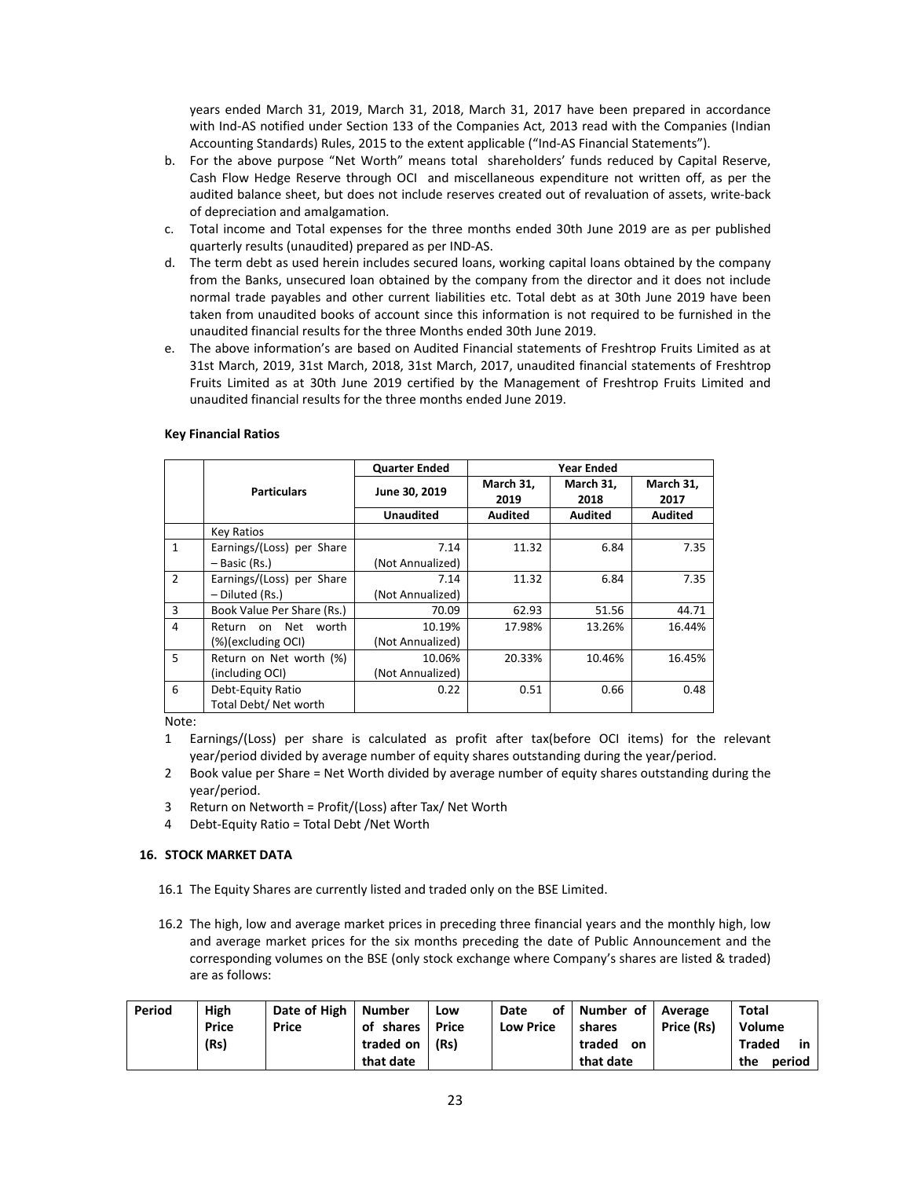years ended March 31, 2019, March 31, 2018, March 31, 2017 have been prepared in accordance with Ind-AS notified under Section 133 of the Companies Act, 2013 read with the Companies (Indian Accounting Standards) Rules, 2015 to the extent applicable ("Ind-AS Financial Statements").

b. For the above purpose "Net Worth" means total shareholders' funds reduced by Capital Reserve, Cash Flow Hedge Reserve through OCI and miscellaneous expenditure not written off, as per the audited balance sheet, but does not include reserves created out of revaluation of assets, write-back of depreciation and amalgamation.

c. Total income and Total expenses for the three months ended 30th June 2019 are as per published quarterly results (unaudited) prepared as per IND-AS.

d. The term debt as used herein includes secured loans, working capital loans obtained by the company from the Banks, unsecured loan obtained by the company from the director and it does not include normal trade payables and other current liabilities etc. Total debt as at 30th June 2019 have been taken from unaudited books of account since this information is not required to be furnished in the unaudited financial results for the three Months ended 30th June 2019.

e. The above information's are based on Audited Financial statements of Freshtrop Fruits Limited as at 31st March, 2019, 31st March, 2018, 31st March, 2017, unaudited financial statements of Freshtrop Fruits Limited as at 30th June 2019 certified by the Management of Freshtrop Fruits Limited and unaudited financial results for the three months ended June 2019.

**Key Financial Ratios**

| | Particulars | Quarter Ended | Year Ended | | |
|---|---|---|---|---|---|
| | | June 30, 2019 | March 31, 2019 | March 31, 2018 | March 31, 2017 |
| | | Unaudited | Audited | Audited | Audited |
| | Key Ratios | | | | |
| 1 | Earnings/(Loss) per Share – Basic (Rs.) | 7.14 (Not Annualized) | 11.32 | 6.84 | 7.35 |
| 2 | Earnings/(Loss) per Share – Diluted (Rs.) | 7.14 (Not Annualized) | 11.32 | 6.84 | 7.35 |
| 3 | Book Value Per Share (Rs.) | 70.09 | 62.93 | 51.56 | 44.71 |
| 4 | Return on Net worth (%)(excluding OCI) | 10.19% (Not Annualized) | 17.98% | 13.26% | 16.44% |
| 5 | Return on Net worth (%) (including OCI) | 10.06% (Not Annualized) | 20.33% | 10.46% | 16.45% |
| 6 | Debt-Equity Ratio Total Debt/ Net worth | 0.22 | 0.51 | 0.66 | 0.48 |

Note:

1 Earnings/(Loss) per share is calculated as profit after tax(before OCI items) for the relevant year/period divided by average number of equity shares outstanding during the year/period.

2 Book value per Share = Net Worth divided by average number of equity shares outstanding during the year/period.

3 Return on Networth = Profit/(Loss) after Tax/ Net Worth

4 Debt-Equity Ratio = Total Debt /Net Worth

## 16. STOCK MARKET DATA

16.1 The Equity Shares are currently listed and traded only on the BSE Limited.

16.2 The high, low and average market prices in preceding three financial years and the monthly high, low and average market prices for the six months preceding the date of Public Announcement and the corresponding volumes on the BSE (only stock exchange where Company's shares are listed & traded) are as follows:

| Period | High Price (Rs) | Date of High Price | Number of shares traded on that date | Low Price (Rs) | Date of Low Price | Number of shares traded on that date | Average Price (Rs) | Total Volume Traded in the period |
|---|---|---|---|---|---|---|---|---|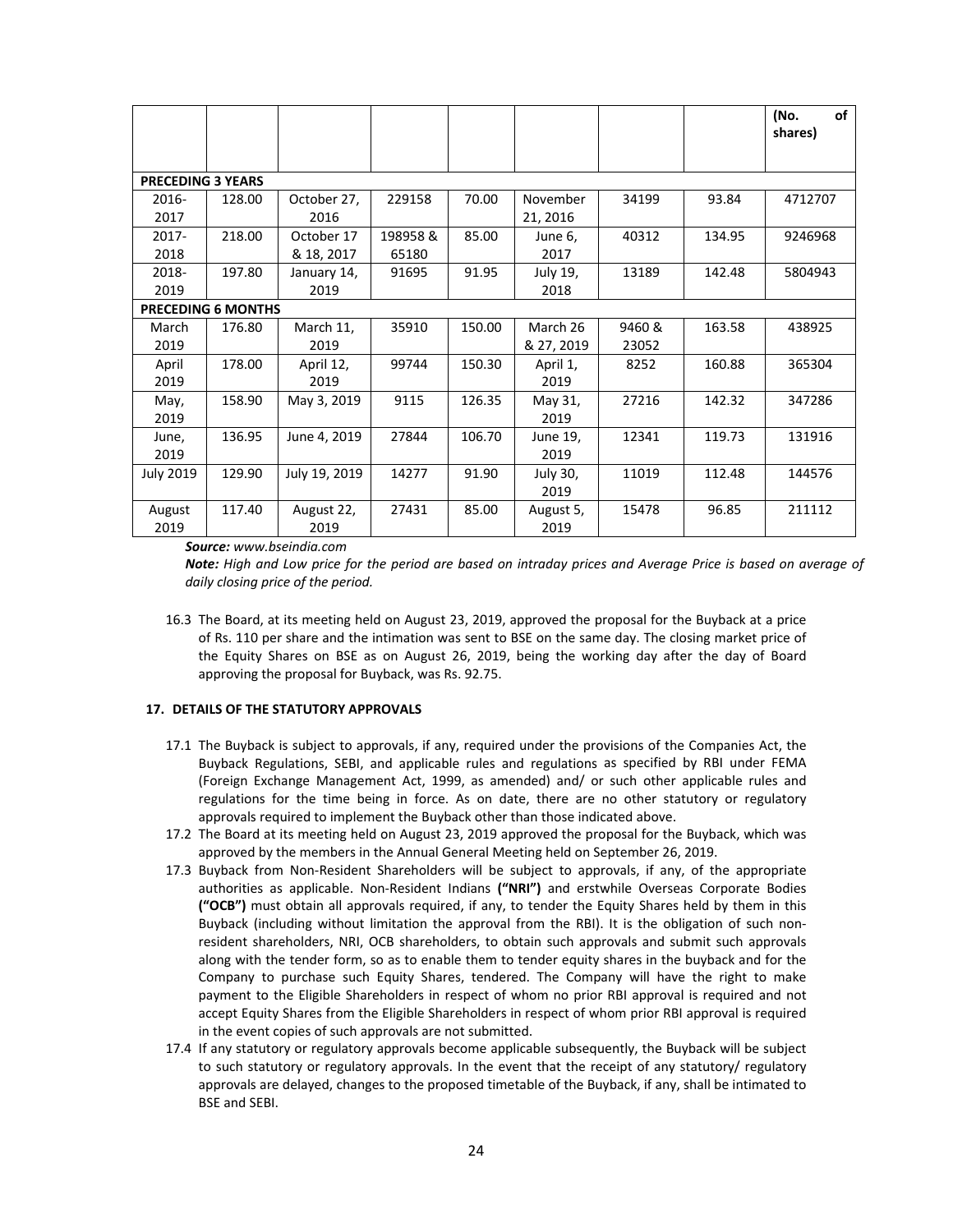| | | | | | | | | (No. of shares) |
|---|---|---|---|---|---|---|---|---|
| **PRECEDING 3 YEARS** | | | | | | | | |
| 2016-2017 | 128.00 | October 27, 2016 | 229158 | 70.00 | November 21, 2016 | 34199 | 93.84 | 4712707 |
| 2017-2018 | 218.00 | October 17 & 18, 2017 | 198958 & 65180 | 85.00 | June 6, 2017 | 40312 | 134.95 | 9246968 |
| 2018-2019 | 197.80 | January 14, 2019 | 91695 | 91.95 | July 19, 2018 | 13189 | 142.48 | 5804943 |
| **PRECEDING 6 MONTHS** | | | | | | | | |
| March 2019 | 176.80 | March 11, 2019 | 35910 | 150.00 | March 26 & 27, 2019 | 9460 & 23052 | 163.58 | 438925 |
| April 2019 | 178.00 | April 12, 2019 | 99744 | 150.30 | April 1, 2019 | 8252 | 160.88 | 365304 |
| May, 2019 | 158.90 | May 3, 2019 | 9115 | 126.35 | May 31, 2019 | 27216 | 142.32 | 347286 |
| June, 2019 | 136.95 | June 4, 2019 | 27844 | 106.70 | June 19, 2019 | 12341 | 119.73 | 131916 |
| July 2019 | 129.90 | July 19, 2019 | 14277 | 91.90 | July 30, 2019 | 11019 | 112.48 | 144576 |
| August 2019 | 117.40 | August 22, 2019 | 27431 | 85.00 | August 5, 2019 | 15478 | 96.85 | 211112 |

***Source:*** *www.bseindia.com*

***Note:*** *High and Low price for the period are based on intraday prices and Average Price is based on average of daily closing price of the period.*

16.3 The Board, at its meeting held on August 23, 2019, approved the proposal for the Buyback at a price of Rs. 110 per share and the intimation was sent to BSE on the same day. The closing market price of the Equity Shares on BSE as on August 26, 2019, being the working day after the day of Board approving the proposal for Buyback, was Rs. 92.75.

**17. DETAILS OF THE STATUTORY APPROVALS**

17.1 The Buyback is subject to approvals, if any, required under the provisions of the Companies Act, the Buyback Regulations, SEBI, and applicable rules and regulations as specified by RBI under FEMA (Foreign Exchange Management Act, 1999, as amended) and/ or such other applicable rules and regulations for the time being in force. As on date, there are no other statutory or regulatory approvals required to implement the Buyback other than those indicated above.

17.2 The Board at its meeting held on August 23, 2019 approved the proposal for the Buyback, which was approved by the members in the Annual General Meeting held on September 26, 2019.

17.3 Buyback from Non-Resident Shareholders will be subject to approvals, if any, of the appropriate authorities as applicable. Non-Resident Indians **("NRI")** and erstwhile Overseas Corporate Bodies **("OCB")** must obtain all approvals required, if any, to tender the Equity Shares held by them in this Buyback (including without limitation the approval from the RBI). It is the obligation of such non-resident shareholders, NRI, OCB shareholders, to obtain such approvals and submit such approvals along with the tender form, so as to enable them to tender equity shares in the buyback and for the Company to purchase such Equity Shares, tendered. The Company will have the right to make payment to the Eligible Shareholders in respect of whom no prior RBI approval is required and not accept Equity Shares from the Eligible Shareholders in respect of whom prior RBI approval is required in the event copies of such approvals are not submitted.

17.4 If any statutory or regulatory approvals become applicable subsequently, the Buyback will be subject to such statutory or regulatory approvals. In the event that the receipt of any statutory/ regulatory approvals are delayed, changes to the proposed timetable of the Buyback, if any, shall be intimated to BSE and SEBI.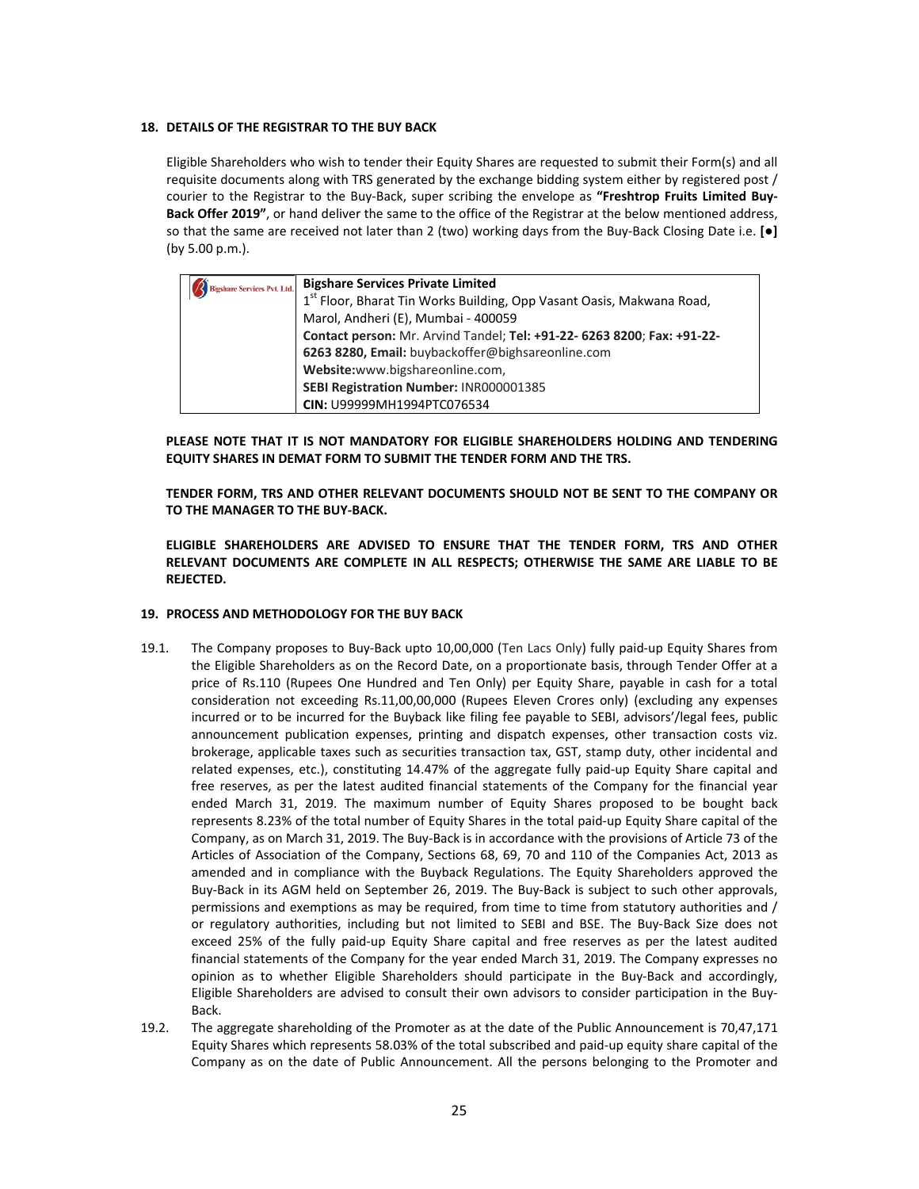## 18. DETAILS OF THE REGISTRAR TO THE BUY BACK

Eligible Shareholders who wish to tender their Equity Shares are requested to submit their Form(s) and all requisite documents along with TRS generated by the exchange bidding system either by registered post / courier to the Registrar to the Buy-Back, super scribing the envelope as **"Freshtrop Fruits Limited Buy-Back Offer 2019"**, or hand deliver the same to the office of the Registrar at the below mentioned address, so that the same are received not later than 2 (two) working days from the Buy-Back Closing Date i.e. **[●]** (by 5.00 p.m.).

| Bigshare Services Pvt. Ltd. | **Bigshare Services Private Limited**<br>1st Floor, Bharat Tin Works Building, Opp Vasant Oasis, Makwana Road, Marol, Andheri (E), Mumbai - 400059<br>**Contact person:** Mr. Arvind Tandel; **Tel: +91-22- 6263 8200**; **Fax: +91-22- 6263 8280, Email:** buybackoffer@bighsareonline.com<br>**Website:**www.bigshareonline.com,<br>**SEBI Registration Number:** INR000001385<br>**CIN:** U99999MH1994PTC076534 |
|---|---|

**PLEASE NOTE THAT IT IS NOT MANDATORY FOR ELIGIBLE SHAREHOLDERS HOLDING AND TENDERING EQUITY SHARES IN DEMAT FORM TO SUBMIT THE TENDER FORM AND THE TRS.**

**TENDER FORM, TRS AND OTHER RELEVANT DOCUMENTS SHOULD NOT BE SENT TO THE COMPANY OR TO THE MANAGER TO THE BUY-BACK.**

**ELIGIBLE SHAREHOLDERS ARE ADVISED TO ENSURE THAT THE TENDER FORM, TRS AND OTHER RELEVANT DOCUMENTS ARE COMPLETE IN ALL RESPECTS; OTHERWISE THE SAME ARE LIABLE TO BE REJECTED.**

## 19. PROCESS AND METHODOLOGY FOR THE BUY BACK

19.1. The Company proposes to Buy-Back upto 10,00,000 (Ten Lacs Only) fully paid-up Equity Shares from the Eligible Shareholders as on the Record Date, on a proportionate basis, through Tender Offer at a price of Rs.110 (Rupees One Hundred and Ten Only) per Equity Share, payable in cash for a total consideration not exceeding Rs.11,00,00,000 (Rupees Eleven Crores only) (excluding any expenses incurred or to be incurred for the Buyback like filing fee payable to SEBI, advisors'/legal fees, public announcement publication expenses, printing and dispatch expenses, other transaction costs viz. brokerage, applicable taxes such as securities transaction tax, GST, stamp duty, other incidental and related expenses, etc.), constituting 14.47% of the aggregate fully paid-up Equity Share capital and free reserves, as per the latest audited financial statements of the Company for the financial year ended March 31, 2019. The maximum number of Equity Shares proposed to be bought back represents 8.23% of the total number of Equity Shares in the total paid-up Equity Share capital of the Company, as on March 31, 2019. The Buy-Back is in accordance with the provisions of Article 73 of the Articles of Association of the Company, Sections 68, 69, 70 and 110 of the Companies Act, 2013 as amended and in compliance with the Buyback Regulations. The Equity Shareholders approved the Buy-Back in its AGM held on September 26, 2019. The Buy-Back is subject to such other approvals, permissions and exemptions as may be required, from time to time from statutory authorities and / or regulatory authorities, including but not limited to SEBI and BSE. The Buy-Back Size does not exceed 25% of the fully paid-up Equity Share capital and free reserves as per the latest audited financial statements of the Company for the year ended March 31, 2019. The Company expresses no opinion as to whether Eligible Shareholders should participate in the Buy-Back and accordingly, Eligible Shareholders are advised to consult their own advisors to consider participation in the Buy-Back.

19.2. The aggregate shareholding of the Promoter as at the date of the Public Announcement is 70,47,171 Equity Shares which represents 58.03% of the total subscribed and paid-up equity share capital of the Company as on the date of Public Announcement. All the persons belonging to the Promoter and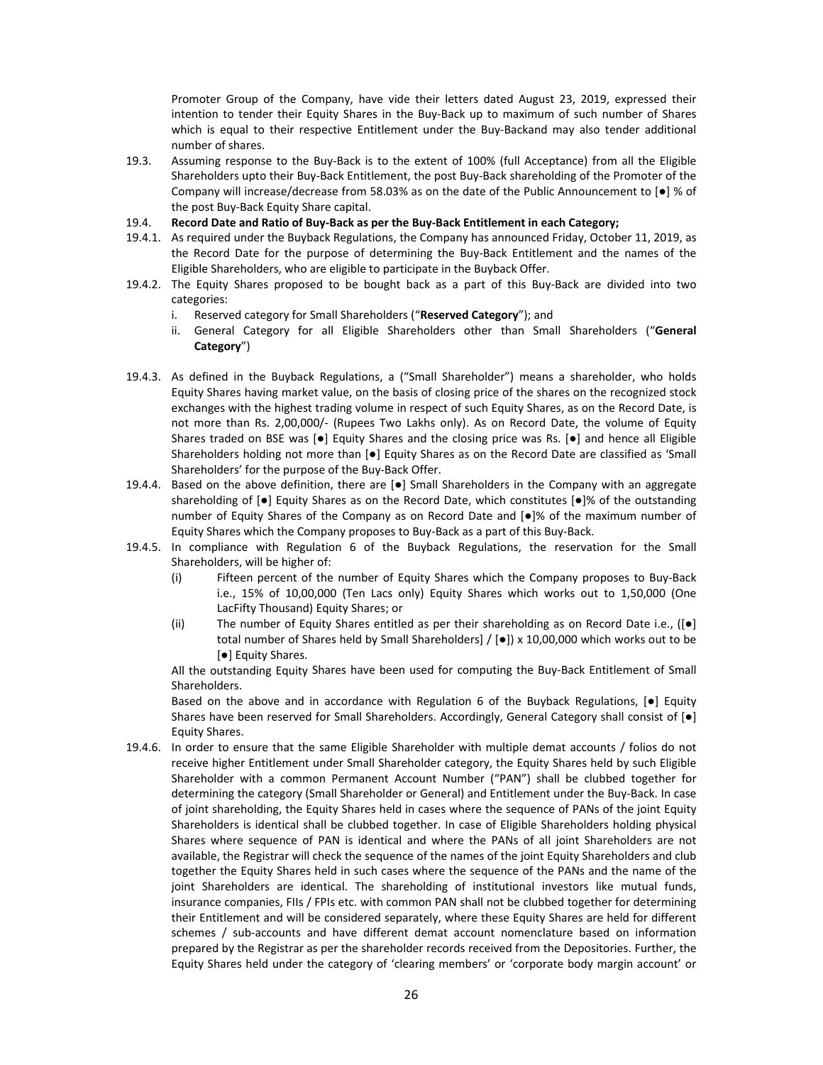Promoter Group of the Company, have vide their letters dated August 23, 2019, expressed their intention to tender their Equity Shares in the Buy-Back up to maximum of such number of Shares which is equal to their respective Entitlement under the Buy-Backand may also tender additional number of shares.

19.3. Assuming response to the Buy-Back is to the extent of 100% (full Acceptance) from all the Eligible Shareholders upto their Buy-Back Entitlement, the post Buy-Back shareholding of the Promoter of the Company will increase/decrease from 58.03% as on the date of the Public Announcement to [●] % of the post Buy-Back Equity Share capital.

19.4. **Record Date and Ratio of Buy-Back as per the Buy-Back Entitlement in each Category;**

19.4.1. As required under the Buyback Regulations, the Company has announced Friday, October 11, 2019, as the Record Date for the purpose of determining the Buy-Back Entitlement and the names of the Eligible Shareholders, who are eligible to participate in the Buyback Offer.

19.4.2. The Equity Shares proposed to be bought back as a part of this Buy-Back are divided into two categories:

i. Reserved category for Small Shareholders ("**Reserved Category**"); and
ii. General Category for all Eligible Shareholders other than Small Shareholders ("**General Category**")

19.4.3. As defined in the Buyback Regulations, a ("Small Shareholder") means a shareholder, who holds Equity Shares having market value, on the basis of closing price of the shares on the recognized stock exchanges with the highest trading volume in respect of such Equity Shares, as on the Record Date, is not more than Rs. 2,00,000/- (Rupees Two Lakhs only). As on Record Date, the volume of Equity Shares traded on BSE was [●] Equity Shares and the closing price was Rs. [●] and hence all Eligible Shareholders holding not more than [●] Equity Shares as on the Record Date are classified as 'Small Shareholders' for the purpose of the Buy-Back Offer.

19.4.4. Based on the above definition, there are [●] Small Shareholders in the Company with an aggregate shareholding of [●] Equity Shares as on the Record Date, which constitutes [●]% of the outstanding number of Equity Shares of the Company as on Record Date and [●]% of the maximum number of Equity Shares which the Company proposes to Buy-Back as a part of this Buy-Back.

19.4.5. In compliance with Regulation 6 of the Buyback Regulations, the reservation for the Small Shareholders, will be higher of:

(i) Fifteen percent of the number of Equity Shares which the Company proposes to Buy-Back i.e., 15% of 10,00,000 (Ten Lacs only) Equity Shares which works out to 1,50,000 (One LacFifty Thousand) Equity Shares; or

(ii) The number of Equity Shares entitled as per their shareholding as on Record Date i.e., ([●] total number of Shares held by Small Shareholders] / [●]) x 10,00,000 which works out to be [●] Equity Shares.

All the outstanding Equity Shares have been used for computing the Buy-Back Entitlement of Small Shareholders.

Based on the above and in accordance with Regulation 6 of the Buyback Regulations, [●] Equity Shares have been reserved for Small Shareholders. Accordingly, General Category shall consist of [●] Equity Shares.

19.4.6. In order to ensure that the same Eligible Shareholder with multiple demat accounts / folios do not receive higher Entitlement under Small Shareholder category, the Equity Shares held by such Eligible Shareholder with a common Permanent Account Number ("PAN") shall be clubbed together for determining the category (Small Shareholder or General) and Entitlement under the Buy-Back. In case of joint shareholding, the Equity Shares held in cases where the sequence of PANs of the joint Equity Shareholders is identical shall be clubbed together. In case of Eligible Shareholders holding physical Shares where sequence of PAN is identical and where the PANs of all joint Shareholders are not available, the Registrar will check the sequence of the names of the joint Equity Shareholders and club together the Equity Shares held in such cases where the sequence of the PANs and the name of the joint Shareholders are identical. The shareholding of institutional investors like mutual funds, insurance companies, FIIs / FPIs etc. with common PAN shall not be clubbed together for determining their Entitlement and will be considered separately, where these Equity Shares are held for different schemes / sub-accounts and have different demat account nomenclature based on information prepared by the Registrar as per the shareholder records received from the Depositories. Further, the Equity Shares held under the category of 'clearing members' or 'corporate body margin account' or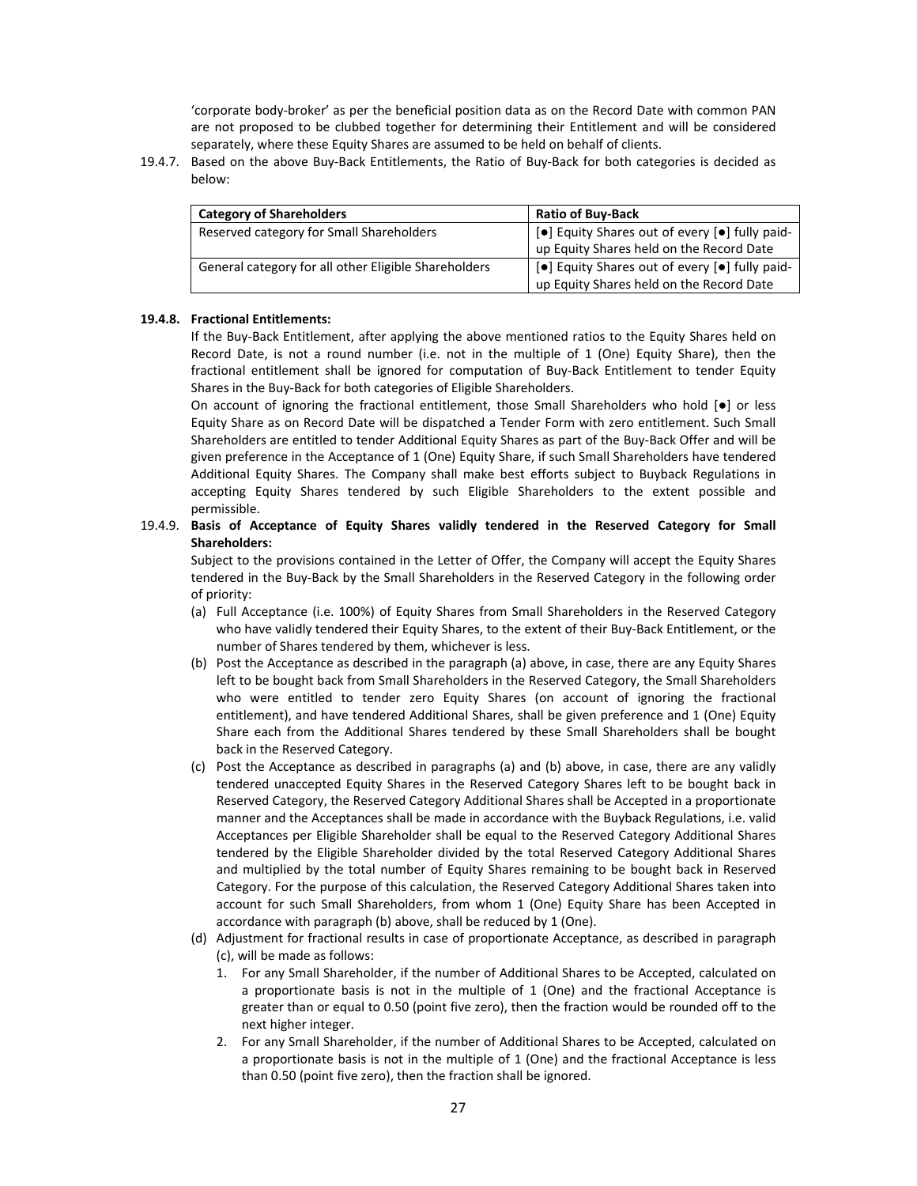'corporate body-broker' as per the beneficial position data as on the Record Date with common PAN are not proposed to be clubbed together for determining their Entitlement and will be considered separately, where these Equity Shares are assumed to be held on behalf of clients.

19.4.7. Based on the above Buy-Back Entitlements, the Ratio of Buy-Back for both categories is decided as below:

| Category of Shareholders | Ratio of Buy-Back |
|---|---|
| Reserved category for Small Shareholders | [●] Equity Shares out of every [●] fully paid-up Equity Shares held on the Record Date |
| General category for all other Eligible Shareholders | [●] Equity Shares out of every [●] fully paid-up Equity Shares held on the Record Date |

**19.4.8. Fractional Entitlements:**

If the Buy-Back Entitlement, after applying the above mentioned ratios to the Equity Shares held on Record Date, is not a round number (i.e. not in the multiple of 1 (One) Equity Share), then the fractional entitlement shall be ignored for computation of Buy-Back Entitlement to tender Equity Shares in the Buy-Back for both categories of Eligible Shareholders.

On account of ignoring the fractional entitlement, those Small Shareholders who hold [●] or less Equity Share as on Record Date will be dispatched a Tender Form with zero entitlement. Such Small Shareholders are entitled to tender Additional Equity Shares as part of the Buy-Back Offer and will be given preference in the Acceptance of 1 (One) Equity Share, if such Small Shareholders have tendered Additional Equity Shares. The Company shall make best efforts subject to Buyback Regulations in accepting Equity Shares tendered by such Eligible Shareholders to the extent possible and permissible.

19.4.9. **Basis of Acceptance of Equity Shares validly tendered in the Reserved Category for Small Shareholders:**

Subject to the provisions contained in the Letter of Offer, the Company will accept the Equity Shares tendered in the Buy-Back by the Small Shareholders in the Reserved Category in the following order of priority:

(a) Full Acceptance (i.e. 100%) of Equity Shares from Small Shareholders in the Reserved Category who have validly tendered their Equity Shares, to the extent of their Buy-Back Entitlement, or the number of Shares tendered by them, whichever is less.

(b) Post the Acceptance as described in the paragraph (a) above, in case, there are any Equity Shares left to be bought back from Small Shareholders in the Reserved Category, the Small Shareholders who were entitled to tender zero Equity Shares (on account of ignoring the fractional entitlement), and have tendered Additional Shares, shall be given preference and 1 (One) Equity Share each from the Additional Shares tendered by these Small Shareholders shall be bought back in the Reserved Category.

(c) Post the Acceptance as described in paragraphs (a) and (b) above, in case, there are any validly tendered unaccepted Equity Shares in the Reserved Category Shares left to be bought back in Reserved Category, the Reserved Category Additional Shares shall be Accepted in a proportionate manner and the Acceptances shall be made in accordance with the Buyback Regulations, i.e. valid Acceptances per Eligible Shareholder shall be equal to the Reserved Category Additional Shares tendered by the Eligible Shareholder divided by the total Reserved Category Additional Shares and multiplied by the total number of Equity Shares remaining to be bought back in Reserved Category. For the purpose of this calculation, the Reserved Category Additional Shares taken into account for such Small Shareholders, from whom 1 (One) Equity Share has been Accepted in accordance with paragraph (b) above, shall be reduced by 1 (One).

(d) Adjustment for fractional results in case of proportionate Acceptance, as described in paragraph (c), will be made as follows:

1. For any Small Shareholder, if the number of Additional Shares to be Accepted, calculated on a proportionate basis is not in the multiple of 1 (One) and the fractional Acceptance is greater than or equal to 0.50 (point five zero), then the fraction would be rounded off to the next higher integer.
2. For any Small Shareholder, if the number of Additional Shares to be Accepted, calculated on a proportionate basis is not in the multiple of 1 (One) and the fractional Acceptance is less than 0.50 (point five zero), then the fraction shall be ignored.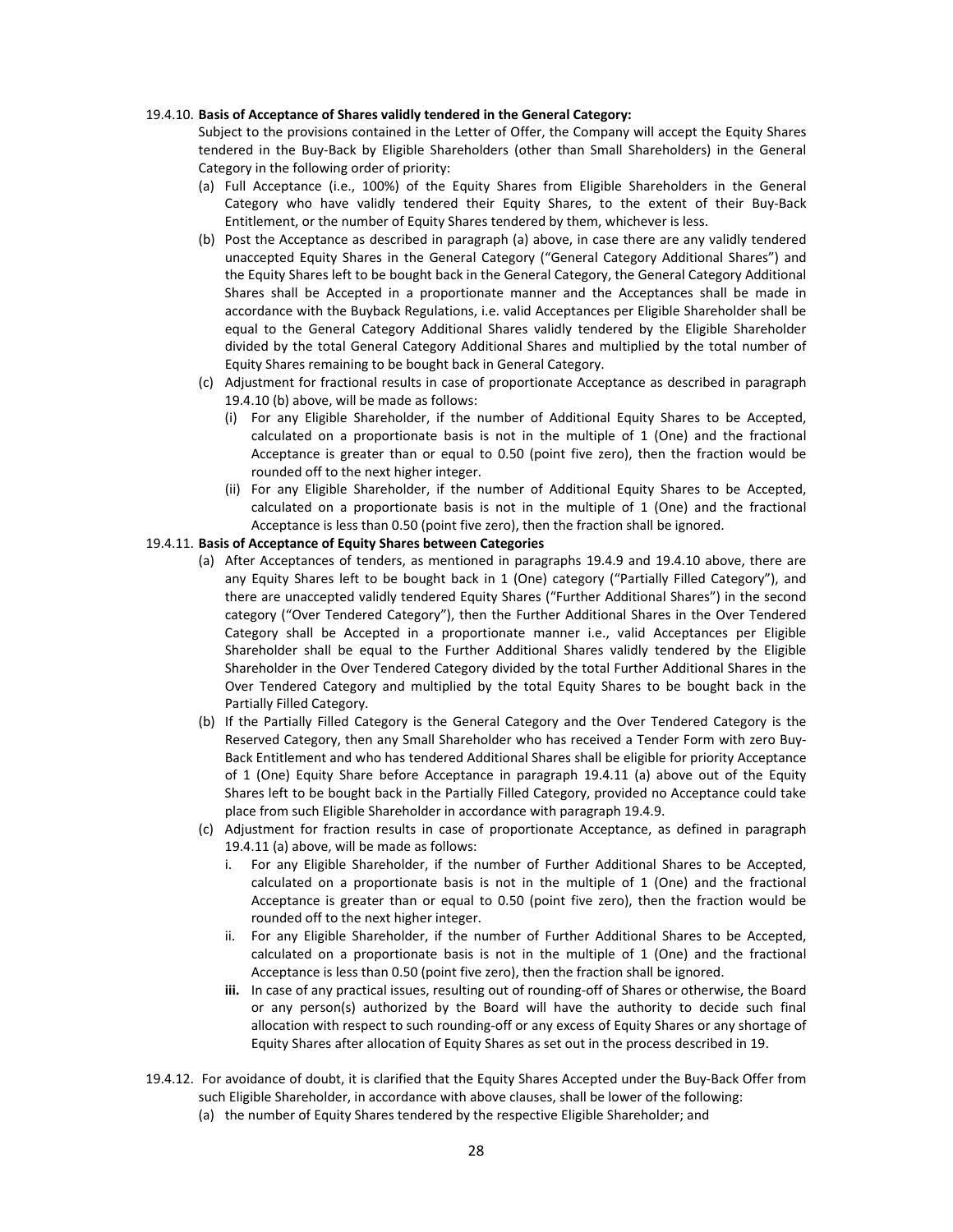19.4.10. **Basis of Acceptance of Shares validly tendered in the General Category:**

Subject to the provisions contained in the Letter of Offer, the Company will accept the Equity Shares tendered in the Buy-Back by Eligible Shareholders (other than Small Shareholders) in the General Category in the following order of priority:

(a) Full Acceptance (i.e., 100%) of the Equity Shares from Eligible Shareholders in the General Category who have validly tendered their Equity Shares, to the extent of their Buy-Back Entitlement, or the number of Equity Shares tendered by them, whichever is less.

(b) Post the Acceptance as described in paragraph (a) above, in case there are any validly tendered unaccepted Equity Shares in the General Category ("General Category Additional Shares") and the Equity Shares left to be bought back in the General Category, the General Category Additional Shares shall be Accepted in a proportionate manner and the Acceptances shall be made in accordance with the Buyback Regulations, i.e. valid Acceptances per Eligible Shareholder shall be equal to the General Category Additional Shares validly tendered by the Eligible Shareholder divided by the total General Category Additional Shares and multiplied by the total number of Equity Shares remaining to be bought back in General Category.

(c) Adjustment for fractional results in case of proportionate Acceptance as described in paragraph 19.4.10 (b) above, will be made as follows:

  (i) For any Eligible Shareholder, if the number of Additional Equity Shares to be Accepted, calculated on a proportionate basis is not in the multiple of 1 (One) and the fractional Acceptance is greater than or equal to 0.50 (point five zero), then the fraction would be rounded off to the next higher integer.

  (ii) For any Eligible Shareholder, if the number of Additional Equity Shares to be Accepted, calculated on a proportionate basis is not in the multiple of 1 (One) and the fractional Acceptance is less than 0.50 (point five zero), then the fraction shall be ignored.

19.4.11. **Basis of Acceptance of Equity Shares between Categories**

(a) After Acceptances of tenders, as mentioned in paragraphs 19.4.9 and 19.4.10 above, there are any Equity Shares left to be bought back in 1 (One) category ("Partially Filled Category"), and there are unaccepted validly tendered Equity Shares ("Further Additional Shares") in the second category ("Over Tendered Category"), then the Further Additional Shares in the Over Tendered Category shall be Accepted in a proportionate manner i.e., valid Acceptances per Eligible Shareholder shall be equal to the Further Additional Shares validly tendered by the Eligible Shareholder in the Over Tendered Category divided by the total Further Additional Shares in the Over Tendered Category and multiplied by the total Equity Shares to be bought back in the Partially Filled Category.

(b) If the Partially Filled Category is the General Category and the Over Tendered Category is the Reserved Category, then any Small Shareholder who has received a Tender Form with zero Buy-Back Entitlement and who has tendered Additional Shares shall be eligible for priority Acceptance of 1 (One) Equity Share before Acceptance in paragraph 19.4.11 (a) above out of the Equity Shares left to be bought back in the Partially Filled Category, provided no Acceptance could take place from such Eligible Shareholder in accordance with paragraph 19.4.9.

(c) Adjustment for fraction results in case of proportionate Acceptance, as defined in paragraph 19.4.11 (a) above, will be made as follows:

  i. For any Eligible Shareholder, if the number of Further Additional Shares to be Accepted, calculated on a proportionate basis is not in the multiple of 1 (One) and the fractional Acceptance is greater than or equal to 0.50 (point five zero), then the fraction would be rounded off to the next higher integer.

  ii. For any Eligible Shareholder, if the number of Further Additional Shares to be Accepted, calculated on a proportionate basis is not in the multiple of 1 (One) and the fractional Acceptance is less than 0.50 (point five zero), then the fraction shall be ignored.

  **iii.** In case of any practical issues, resulting out of rounding-off of Shares or otherwise, the Board or any person(s) authorized by the Board will have the authority to decide such final allocation with respect to such rounding-off or any excess of Equity Shares or any shortage of Equity Shares after allocation of Equity Shares as set out in the process described in 19.

19.4.12. For avoidance of doubt, it is clarified that the Equity Shares Accepted under the Buy-Back Offer from such Eligible Shareholder, in accordance with above clauses, shall be lower of the following:

(a) the number of Equity Shares tendered by the respective Eligible Shareholder; and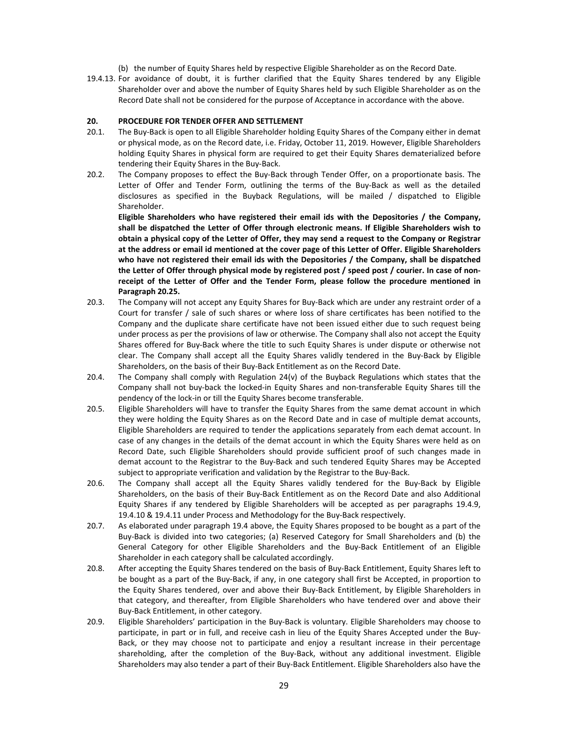(b) the number of Equity Shares held by respective Eligible Shareholder as on the Record Date.

19.4.13. For avoidance of doubt, it is further clarified that the Equity Shares tendered by any Eligible Shareholder over and above the number of Equity Shares held by such Eligible Shareholder as on the Record Date shall not be considered for the purpose of Acceptance in accordance with the above.

## 20. PROCEDURE FOR TENDER OFFER AND SETTLEMENT

20.1. The Buy-Back is open to all Eligible Shareholder holding Equity Shares of the Company either in demat or physical mode, as on the Record date, i.e. Friday, October 11, 2019. However, Eligible Shareholders holding Equity Shares in physical form are required to get their Equity Shares dematerialized before tendering their Equity Shares in the Buy-Back.

20.2. The Company proposes to effect the Buy-Back through Tender Offer, on a proportionate basis. The Letter of Offer and Tender Form, outlining the terms of the Buy-Back as well as the detailed disclosures as specified in the Buyback Regulations, will be mailed / dispatched to Eligible Shareholder.

**Eligible Shareholders who have registered their email ids with the Depositories / the Company, shall be dispatched the Letter of Offer through electronic means. If Eligible Shareholders wish to obtain a physical copy of the Letter of Offer, they may send a request to the Company or Registrar at the address or email id mentioned at the cover page of this Letter of Offer. Eligible Shareholders who have not registered their email ids with the Depositories / the Company, shall be dispatched the Letter of Offer through physical mode by registered post / speed post / courier. In case of non-receipt of the Letter of Offer and the Tender Form, please follow the procedure mentioned in Paragraph 20.25.**

20.3. The Company will not accept any Equity Shares for Buy-Back which are under any restraint order of a Court for transfer / sale of such shares or where loss of share certificates has been notified to the Company and the duplicate share certificate have not been issued either due to such request being under process as per the provisions of law or otherwise. The Company shall also not accept the Equity Shares offered for Buy-Back where the title to such Equity Shares is under dispute or otherwise not clear. The Company shall accept all the Equity Shares validly tendered in the Buy-Back by Eligible Shareholders, on the basis of their Buy-Back Entitlement as on the Record Date.

20.4. The Company shall comply with Regulation 24(v) of the Buyback Regulations which states that the Company shall not buy-back the locked-in Equity Shares and non-transferable Equity Shares till the pendency of the lock-in or till the Equity Shares become transferable.

20.5. Eligible Shareholders will have to transfer the Equity Shares from the same demat account in which they were holding the Equity Shares as on the Record Date and in case of multiple demat accounts, Eligible Shareholders are required to tender the applications separately from each demat account. In case of any changes in the details of the demat account in which the Equity Shares were held as on Record Date, such Eligible Shareholders should provide sufficient proof of such changes made in demat account to the Registrar to the Buy-Back and such tendered Equity Shares may be Accepted subject to appropriate verification and validation by the Registrar to the Buy-Back.

20.6. The Company shall accept all the Equity Shares validly tendered for the Buy-Back by Eligible Shareholders, on the basis of their Buy-Back Entitlement as on the Record Date and also Additional Equity Shares if any tendered by Eligible Shareholders will be accepted as per paragraphs 19.4.9, 19.4.10 & 19.4.11 under Process and Methodology for the Buy-Back respectively.

20.7. As elaborated under paragraph 19.4 above, the Equity Shares proposed to be bought as a part of the Buy-Back is divided into two categories; (a) Reserved Category for Small Shareholders and (b) the General Category for other Eligible Shareholders and the Buy-Back Entitlement of an Eligible Shareholder in each category shall be calculated accordingly.

20.8. After accepting the Equity Shares tendered on the basis of Buy-Back Entitlement, Equity Shares left to be bought as a part of the Buy-Back, if any, in one category shall first be Accepted, in proportion to the Equity Shares tendered, over and above their Buy-Back Entitlement, by Eligible Shareholders in that category, and thereafter, from Eligible Shareholders who have tendered over and above their Buy-Back Entitlement, in other category.

20.9. Eligible Shareholders' participation in the Buy-Back is voluntary. Eligible Shareholders may choose to participate, in part or in full, and receive cash in lieu of the Equity Shares Accepted under the Buy-Back, or they may choose not to participate and enjoy a resultant increase in their percentage shareholding, after the completion of the Buy-Back, without any additional investment. Eligible Shareholders may also tender a part of their Buy-Back Entitlement. Eligible Shareholders also have the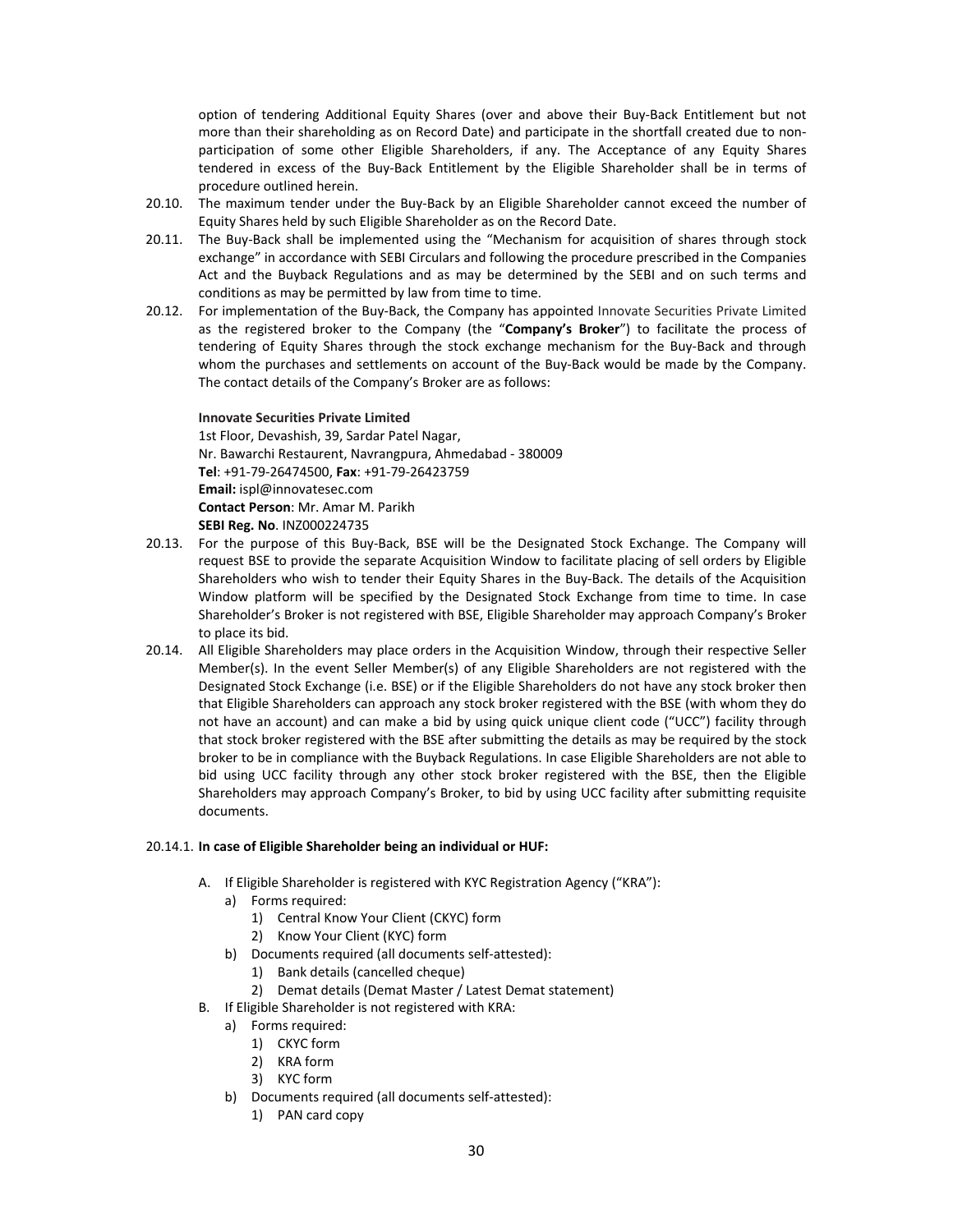option of tendering Additional Equity Shares (over and above their Buy-Back Entitlement but not more than their shareholding as on Record Date) and participate in the shortfall created due to non-participation of some other Eligible Shareholders, if any. The Acceptance of any Equity Shares tendered in excess of the Buy-Back Entitlement by the Eligible Shareholder shall be in terms of procedure outlined herein.

20.10. The maximum tender under the Buy-Back by an Eligible Shareholder cannot exceed the number of Equity Shares held by such Eligible Shareholder as on the Record Date.

20.11. The Buy-Back shall be implemented using the "Mechanism for acquisition of shares through stock exchange" in accordance with SEBI Circulars and following the procedure prescribed in the Companies Act and the Buyback Regulations and as may be determined by the SEBI and on such terms and conditions as may be permitted by law from time to time.

20.12. For implementation of the Buy-Back, the Company has appointed Innovate Securities Private Limited as the registered broker to the Company (the "**Company's Broker**") to facilitate the process of tendering of Equity Shares through the stock exchange mechanism for the Buy-Back and through whom the purchases and settlements on account of the Buy-Back would be made by the Company. The contact details of the Company's Broker are as follows:

**Innovate Securities Private Limited**
1st Floor, Devashish, 39, Sardar Patel Nagar,
Nr. Bawarchi Restaurent, Navrangpura, Ahmedabad - 380009
**Tel**: +91-79-26474500, **Fax**: +91-79-26423759
**Email:** ispl@innovatesec.com
**Contact Person**: Mr. Amar M. Parikh
**SEBI Reg. No**. INZ000224735

20.13. For the purpose of this Buy-Back, BSE will be the Designated Stock Exchange. The Company will request BSE to provide the separate Acquisition Window to facilitate placing of sell orders by Eligible Shareholders who wish to tender their Equity Shares in the Buy-Back. The details of the Acquisition Window platform will be specified by the Designated Stock Exchange from time to time. In case Shareholder's Broker is not registered with BSE, Eligible Shareholder may approach Company's Broker to place its bid.

20.14. All Eligible Shareholders may place orders in the Acquisition Window, through their respective Seller Member(s). In the event Seller Member(s) of any Eligible Shareholders are not registered with the Designated Stock Exchange (i.e. BSE) or if the Eligible Shareholders do not have any stock broker then that Eligible Shareholders can approach any stock broker registered with the BSE (with whom they do not have an account) and can make a bid by using quick unique client code ("UCC") facility through that stock broker registered with the BSE after submitting the details as may be required by the stock broker to be in compliance with the Buyback Regulations. In case Eligible Shareholders are not able to bid using UCC facility through any other stock broker registered with the BSE, then the Eligible Shareholders may approach Company's Broker, to bid by using UCC facility after submitting requisite documents.

20.14.1. **In case of Eligible Shareholder being an individual or HUF:**

A. If Eligible Shareholder is registered with KYC Registration Agency ("KRA"):
   a) Forms required:
      1) Central Know Your Client (CKYC) form
      2) Know Your Client (KYC) form
   b) Documents required (all documents self-attested):
      1) Bank details (cancelled cheque)
      2) Demat details (Demat Master / Latest Demat statement)

B. If Eligible Shareholder is not registered with KRA:
   a) Forms required:
      1) CKYC form
      2) KRA form
      3) KYC form
   b) Documents required (all documents self-attested):
      1) PAN card copy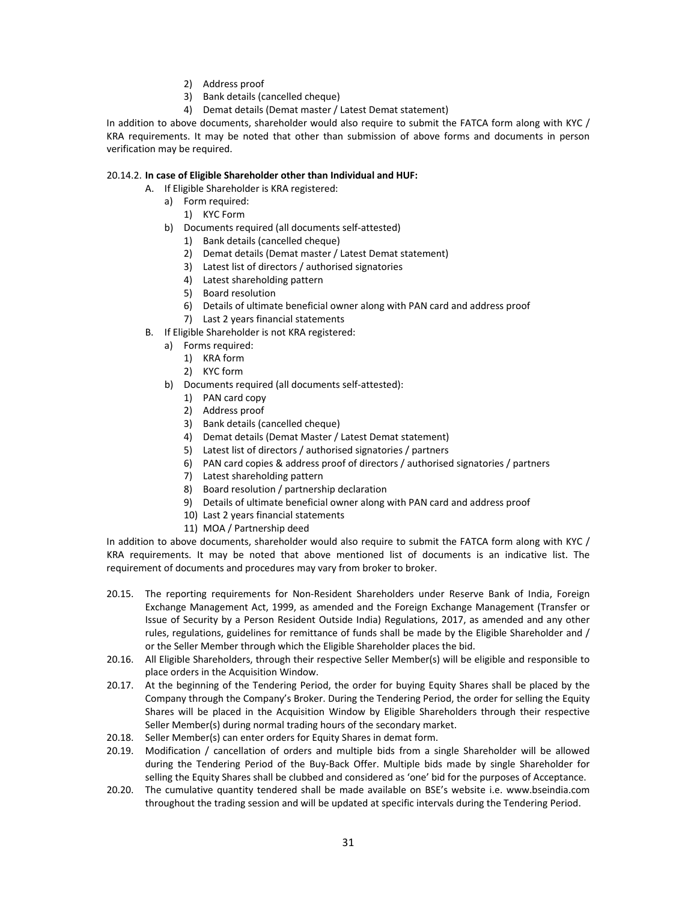2) Address proof
3) Bank details (cancelled cheque)
4) Demat details (Demat master / Latest Demat statement)

In addition to above documents, shareholder would also require to submit the FATCA form along with KYC / KRA requirements. It may be noted that other than submission of above forms and documents in person verification may be required.

20.14.2. **In case of Eligible Shareholder other than Individual and HUF:**

A. If Eligible Shareholder is KRA registered:
   - a) Form required:
     1) KYC Form
   - b) Documents required (all documents self-attested)
     1) Bank details (cancelled cheque)
     2) Demat details (Demat master / Latest Demat statement)
     3) Latest list of directors / authorised signatories
     4) Latest shareholding pattern
     5) Board resolution
     6) Details of ultimate beneficial owner along with PAN card and address proof
     7) Last 2 years financial statements

B. If Eligible Shareholder is not KRA registered:
   - a) Forms required:
     1) KRA form
     2) KYC form
   - b) Documents required (all documents self-attested):
     1) PAN card copy
     2) Address proof
     3) Bank details (cancelled cheque)
     4) Demat details (Demat Master / Latest Demat statement)
     5) Latest list of directors / authorised signatories / partners
     6) PAN card copies & address proof of directors / authorised signatories / partners
     7) Latest shareholding pattern
     8) Board resolution / partnership declaration
     9) Details of ultimate beneficial owner along with PAN card and address proof
     10) Last 2 years financial statements
     11) MOA / Partnership deed

In addition to above documents, shareholder would also require to submit the FATCA form along with KYC / KRA requirements. It may be noted that above mentioned list of documents is an indicative list. The requirement of documents and procedures may vary from broker to broker.

20.15. The reporting requirements for Non-Resident Shareholders under Reserve Bank of India, Foreign Exchange Management Act, 1999, as amended and the Foreign Exchange Management (Transfer or Issue of Security by a Person Resident Outside India) Regulations, 2017, as amended and any other rules, regulations, guidelines for remittance of funds shall be made by the Eligible Shareholder and / or the Seller Member through which the Eligible Shareholder places the bid.

20.16. All Eligible Shareholders, through their respective Seller Member(s) will be eligible and responsible to place orders in the Acquisition Window.

20.17. At the beginning of the Tendering Period, the order for buying Equity Shares shall be placed by the Company through the Company's Broker. During the Tendering Period, the order for selling the Equity Shares will be placed in the Acquisition Window by Eligible Shareholders through their respective Seller Member(s) during normal trading hours of the secondary market.

20.18. Seller Member(s) can enter orders for Equity Shares in demat form.

20.19. Modification / cancellation of orders and multiple bids from a single Shareholder will be allowed during the Tendering Period of the Buy-Back Offer. Multiple bids made by single Shareholder for selling the Equity Shares shall be clubbed and considered as 'one' bid for the purposes of Acceptance.

20.20. The cumulative quantity tendered shall be made available on BSE's website i.e. www.bseindia.com throughout the trading session and will be updated at specific intervals during the Tendering Period.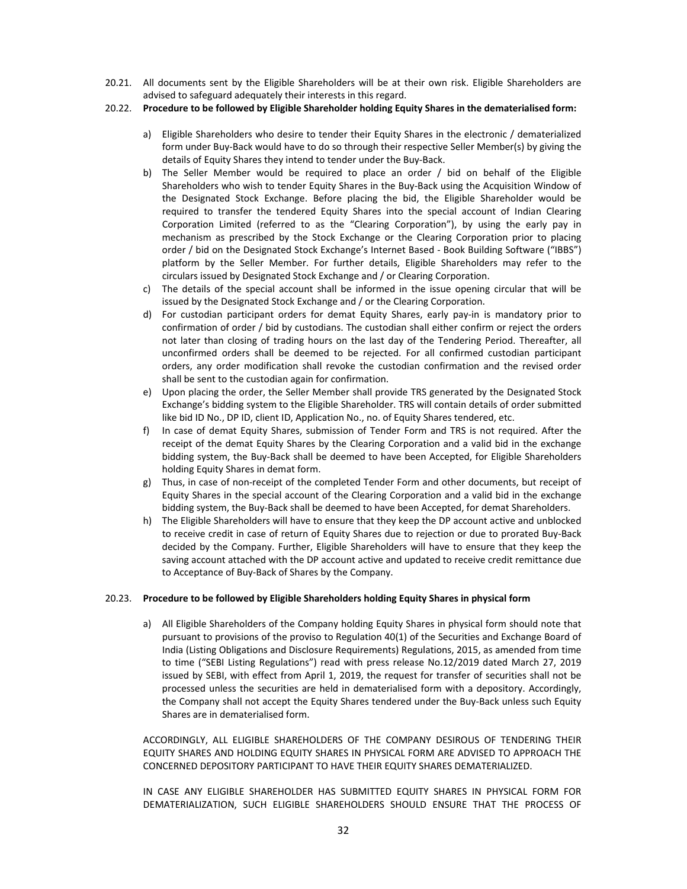20.21. All documents sent by the Eligible Shareholders will be at their own risk. Eligible Shareholders are advised to safeguard adequately their interests in this regard.

20.22. **Procedure to be followed by Eligible Shareholder holding Equity Shares in the dematerialised form:**

a) Eligible Shareholders who desire to tender their Equity Shares in the electronic / dematerialized form under Buy-Back would have to do so through their respective Seller Member(s) by giving the details of Equity Shares they intend to tender under the Buy-Back.

b) The Seller Member would be required to place an order / bid on behalf of the Eligible Shareholders who wish to tender Equity Shares in the Buy-Back using the Acquisition Window of the Designated Stock Exchange. Before placing the bid, the Eligible Shareholder would be required to transfer the tendered Equity Shares into the special account of Indian Clearing Corporation Limited (referred to as the "Clearing Corporation"), by using the early pay in mechanism as prescribed by the Stock Exchange or the Clearing Corporation prior to placing order / bid on the Designated Stock Exchange's Internet Based - Book Building Software ("IBBS") platform by the Seller Member. For further details, Eligible Shareholders may refer to the circulars issued by Designated Stock Exchange and / or Clearing Corporation.

c) The details of the special account shall be informed in the issue opening circular that will be issued by the Designated Stock Exchange and / or the Clearing Corporation.

d) For custodian participant orders for demat Equity Shares, early pay-in is mandatory prior to confirmation of order / bid by custodians. The custodian shall either confirm or reject the orders not later than closing of trading hours on the last day of the Tendering Period. Thereafter, all unconfirmed orders shall be deemed to be rejected. For all confirmed custodian participant orders, any order modification shall revoke the custodian confirmation and the revised order shall be sent to the custodian again for confirmation.

e) Upon placing the order, the Seller Member shall provide TRS generated by the Designated Stock Exchange's bidding system to the Eligible Shareholder. TRS will contain details of order submitted like bid ID No., DP ID, client ID, Application No., no. of Equity Shares tendered, etc.

f) In case of demat Equity Shares, submission of Tender Form and TRS is not required. After the receipt of the demat Equity Shares by the Clearing Corporation and a valid bid in the exchange bidding system, the Buy-Back shall be deemed to have been Accepted, for Eligible Shareholders holding Equity Shares in demat form.

g) Thus, in case of non-receipt of the completed Tender Form and other documents, but receipt of Equity Shares in the special account of the Clearing Corporation and a valid bid in the exchange bidding system, the Buy-Back shall be deemed to have been Accepted, for demat Shareholders.

h) The Eligible Shareholders will have to ensure that they keep the DP account active and unblocked to receive credit in case of return of Equity Shares due to rejection or due to prorated Buy-Back decided by the Company. Further, Eligible Shareholders will have to ensure that they keep the saving account attached with the DP account active and updated to receive credit remittance due to Acceptance of Buy-Back of Shares by the Company.

20.23. **Procedure to be followed by Eligible Shareholders holding Equity Shares in physical form**

a) All Eligible Shareholders of the Company holding Equity Shares in physical form should note that pursuant to provisions of the proviso to Regulation 40(1) of the Securities and Exchange Board of India (Listing Obligations and Disclosure Requirements) Regulations, 2015, as amended from time to time ("SEBI Listing Regulations") read with press release No.12/2019 dated March 27, 2019 issued by SEBI, with effect from April 1, 2019, the request for transfer of securities shall not be processed unless the securities are held in dematerialised form with a depository. Accordingly, the Company shall not accept the Equity Shares tendered under the Buy-Back unless such Equity Shares are in dematerialised form.

ACCORDINGLY, ALL ELIGIBLE SHAREHOLDERS OF THE COMPANY DESIROUS OF TENDERING THEIR EQUITY SHARES AND HOLDING EQUITY SHARES IN PHYSICAL FORM ARE ADVISED TO APPROACH THE CONCERNED DEPOSITORY PARTICIPANT TO HAVE THEIR EQUITY SHARES DEMATERIALIZED.

IN CASE ANY ELIGIBLE SHAREHOLDER HAS SUBMITTED EQUITY SHARES IN PHYSICAL FORM FOR DEMATERIALIZATION, SUCH ELIGIBLE SHAREHOLDERS SHOULD ENSURE THAT THE PROCESS OF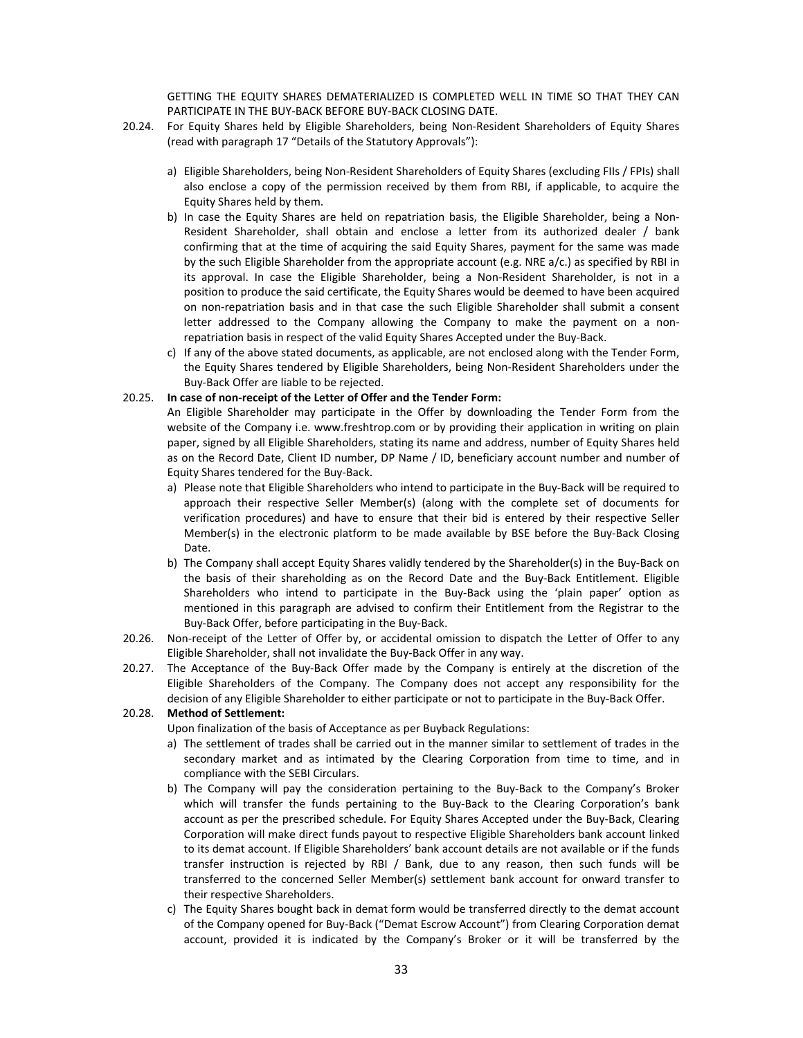GETTING THE EQUITY SHARES DEMATERIALIZED IS COMPLETED WELL IN TIME SO THAT THEY CAN PARTICIPATE IN THE BUY-BACK BEFORE BUY-BACK CLOSING DATE.

20.24. For Equity Shares held by Eligible Shareholders, being Non-Resident Shareholders of Equity Shares (read with paragraph 17 "Details of the Statutory Approvals"):

a) Eligible Shareholders, being Non-Resident Shareholders of Equity Shares (excluding FIIs / FPIs) shall also enclose a copy of the permission received by them from RBI, if applicable, to acquire the Equity Shares held by them.

b) In case the Equity Shares are held on repatriation basis, the Eligible Shareholder, being a Non-Resident Shareholder, shall obtain and enclose a letter from its authorized dealer / bank confirming that at the time of acquiring the said Equity Shares, payment for the same was made by the such Eligible Shareholder from the appropriate account (e.g. NRE a/c.) as specified by RBI in its approval. In case the Eligible Shareholder, being a Non-Resident Shareholder, is not in a position to produce the said certificate, the Equity Shares would be deemed to have been acquired on non-repatriation basis and in that case the such Eligible Shareholder shall submit a consent letter addressed to the Company allowing the Company to make the payment on a non-repatriation basis in respect of the valid Equity Shares Accepted under the Buy-Back.

c) If any of the above stated documents, as applicable, are not enclosed along with the Tender Form, the Equity Shares tendered by Eligible Shareholders, being Non-Resident Shareholders under the Buy-Back Offer are liable to be rejected.

20.25. **In case of non-receipt of the Letter of Offer and the Tender Form:**

An Eligible Shareholder may participate in the Offer by downloading the Tender Form from the website of the Company i.e. www.freshtrop.com or by providing their application in writing on plain paper, signed by all Eligible Shareholders, stating its name and address, number of Equity Shares held as on the Record Date, Client ID number, DP Name / ID, beneficiary account number and number of Equity Shares tendered for the Buy-Back.

a) Please note that Eligible Shareholders who intend to participate in the Buy-Back will be required to approach their respective Seller Member(s) (along with the complete set of documents for verification procedures) and have to ensure that their bid is entered by their respective Seller Member(s) in the electronic platform to be made available by BSE before the Buy-Back Closing Date.

b) The Company shall accept Equity Shares validly tendered by the Shareholder(s) in the Buy-Back on the basis of their shareholding as on the Record Date and the Buy-Back Entitlement. Eligible Shareholders who intend to participate in the Buy-Back using the 'plain paper' option as mentioned in this paragraph are advised to confirm their Entitlement from the Registrar to the Buy-Back Offer, before participating in the Buy-Back.

20.26. Non-receipt of the Letter of Offer by, or accidental omission to dispatch the Letter of Offer to any Eligible Shareholder, shall not invalidate the Buy-Back Offer in any way.

20.27. The Acceptance of the Buy-Back Offer made by the Company is entirely at the discretion of the Eligible Shareholders of the Company. The Company does not accept any responsibility for the decision of any Eligible Shareholder to either participate or not to participate in the Buy-Back Offer.

20.28. **Method of Settlement:**

Upon finalization of the basis of Acceptance as per Buyback Regulations:

a) The settlement of trades shall be carried out in the manner similar to settlement of trades in the secondary market and as intimated by the Clearing Corporation from time to time, and in compliance with the SEBI Circulars.

b) The Company will pay the consideration pertaining to the Buy-Back to the Company's Broker which will transfer the funds pertaining to the Buy-Back to the Clearing Corporation's bank account as per the prescribed schedule. For Equity Shares Accepted under the Buy-Back, Clearing Corporation will make direct funds payout to respective Eligible Shareholders bank account linked to its demat account. If Eligible Shareholders' bank account details are not available or if the funds transfer instruction is rejected by RBI / Bank, due to any reason, then such funds will be transferred to the concerned Seller Member(s) settlement bank account for onward transfer to their respective Shareholders.

c) The Equity Shares bought back in demat form would be transferred directly to the demat account of the Company opened for Buy-Back ("Demat Escrow Account") from Clearing Corporation demat account, provided it is indicated by the Company's Broker or it will be transferred by the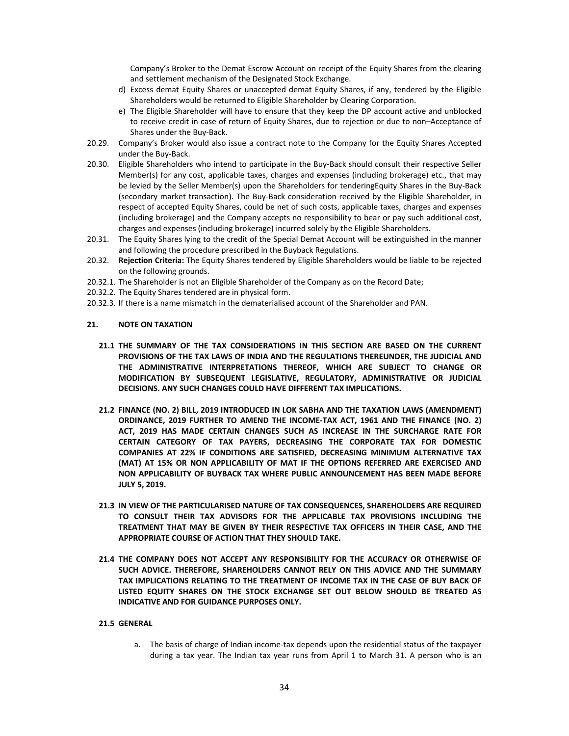Company's Broker to the Demat Escrow Account on receipt of the Equity Shares from the clearing and settlement mechanism of the Designated Stock Exchange.

d) Excess demat Equity Shares or unaccepted demat Equity Shares, if any, tendered by the Eligible Shareholders would be returned to Eligible Shareholder by Clearing Corporation.

e) The Eligible Shareholder will have to ensure that they keep the DP account active and unblocked to receive credit in case of return of Equity Shares, due to rejection or due to non–Acceptance of Shares under the Buy-Back.

20.29. Company's Broker would also issue a contract note to the Company for the Equity Shares Accepted under the Buy-Back.

20.30. Eligible Shareholders who intend to participate in the Buy-Back should consult their respective Seller Member(s) for any cost, applicable taxes, charges and expenses (including brokerage) etc., that may be levied by the Seller Member(s) upon the Shareholders for tenderingEquity Shares in the Buy-Back (secondary market transaction). The Buy-Back consideration received by the Eligible Shareholder, in respect of accepted Equity Shares, could be net of such costs, applicable taxes, charges and expenses (including brokerage) and the Company accepts no responsibility to bear or pay such additional cost, charges and expenses (including brokerage) incurred solely by the Eligible Shareholders.

20.31. The Equity Shares lying to the credit of the Special Demat Account will be extinguished in the manner and following the procedure prescribed in the Buyback Regulations.

20.32. **Rejection Criteria:** The Equity Shares tendered by Eligible Shareholders would be liable to be rejected on the following grounds.

20.32.1. The Shareholder is not an Eligible Shareholder of the Company as on the Record Date;

20.32.2. The Equity Shares tendered are in physical form.

20.32.3. If there is a name mismatch in the dematerialised account of the Shareholder and PAN.

## 21. NOTE ON TAXATION

**21.1 THE SUMMARY OF THE TAX CONSIDERATIONS IN THIS SECTION ARE BASED ON THE CURRENT PROVISIONS OF THE TAX LAWS OF INDIA AND THE REGULATIONS THEREUNDER, THE JUDICIAL AND THE ADMINISTRATIVE INTERPRETATIONS THEREOF, WHICH ARE SUBJECT TO CHANGE OR MODIFICATION BY SUBSEQUENT LEGISLATIVE, REGULATORY, ADMINISTRATIVE OR JUDICIAL DECISIONS. ANY SUCH CHANGES COULD HAVE DIFFERENT TAX IMPLICATIONS.**

**21.2 FINANCE (NO. 2) BILL, 2019 INTRODUCED IN LOK SABHA AND THE TAXATION LAWS (AMENDMENT) ORDINANCE, 2019 FURTHER TO AMEND THE INCOME-TAX ACT, 1961 AND THE FINANCE (NO. 2) ACT, 2019 HAS MADE CERTAIN CHANGES SUCH AS INCREASE IN THE SURCHARGE RATE FOR CERTAIN CATEGORY OF TAX PAYERS, DECREASING THE CORPORATE TAX FOR DOMESTIC COMPANIES AT 22% IF CONDITIONS ARE SATISFIED, DECREASING MINIMUM ALTERNATIVE TAX (MAT) AT 15% OR NON APPLICABILITY OF MAT IF THE OPTIONS REFERRED ARE EXERCISED AND NON APPLICABILITY OF BUYBACK TAX WHERE PUBLIC ANNOUNCEMENT HAS BEEN MADE BEFORE JULY 5, 2019.**

**21.3 IN VIEW OF THE PARTICULARISED NATURE OF TAX CONSEQUENCES, SHAREHOLDERS ARE REQUIRED TO CONSULT THEIR TAX ADVISORS FOR THE APPLICABLE TAX PROVISIONS INCLUDING THE TREATMENT THAT MAY BE GIVEN BY THEIR RESPECTIVE TAX OFFICERS IN THEIR CASE, AND THE APPROPRIATE COURSE OF ACTION THAT THEY SHOULD TAKE.**

**21.4 THE COMPANY DOES NOT ACCEPT ANY RESPONSIBILITY FOR THE ACCURACY OR OTHERWISE OF SUCH ADVICE. THEREFORE, SHAREHOLDERS CANNOT RELY ON THIS ADVICE AND THE SUMMARY TAX IMPLICATIONS RELATING TO THE TREATMENT OF INCOME TAX IN THE CASE OF BUY BACK OF LISTED EQUITY SHARES ON THE STOCK EXCHANGE SET OUT BELOW SHOULD BE TREATED AS INDICATIVE AND FOR GUIDANCE PURPOSES ONLY.**

**21.5 GENERAL**

a. The basis of charge of Indian income-tax depends upon the residential status of the taxpayer during a tax year. The Indian tax year runs from April 1 to March 31. A person who is an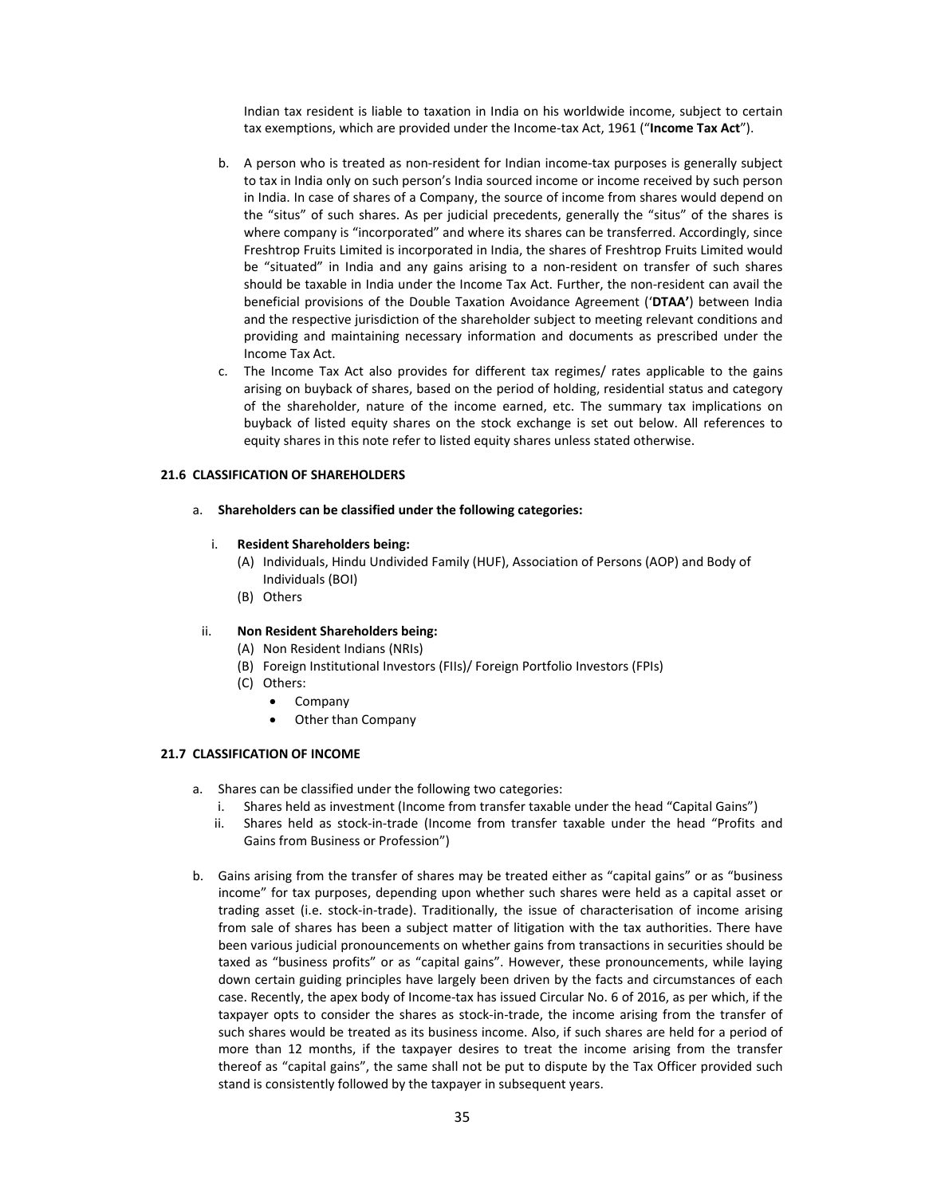Indian tax resident is liable to taxation in India on his worldwide income, subject to certain tax exemptions, which are provided under the Income-tax Act, 1961 ("**Income Tax Act**").

b. A person who is treated as non-resident for Indian income-tax purposes is generally subject to tax in India only on such person's India sourced income or income received by such person in India. In case of shares of a Company, the source of income from shares would depend on the "situs" of such shares. As per judicial precedents, generally the "situs" of the shares is where company is "incorporated" and where its shares can be transferred. Accordingly, since Freshtrop Fruits Limited is incorporated in India, the shares of Freshtrop Fruits Limited would be "situated" in India and any gains arising to a non-resident on transfer of such shares should be taxable in India under the Income Tax Act. Further, the non-resident can avail the beneficial provisions of the Double Taxation Avoidance Agreement ('**DTAA'**) between India and the respective jurisdiction of the shareholder subject to meeting relevant conditions and providing and maintaining necessary information and documents as prescribed under the Income Tax Act.

c. The Income Tax Act also provides for different tax regimes/ rates applicable to the gains arising on buyback of shares, based on the period of holding, residential status and category of the shareholder, nature of the income earned, etc. The summary tax implications on buyback of listed equity shares on the stock exchange is set out below. All references to equity shares in this note refer to listed equity shares unless stated otherwise.

### 21.6 CLASSIFICATION OF SHAREHOLDERS

a. **Shareholders can be classified under the following categories:**

   i. **Resident Shareholders being:**
      - (A) Individuals, Hindu Undivided Family (HUF), Association of Persons (AOP) and Body of Individuals (BOI)
      - (B) Others

   ii. **Non Resident Shareholders being:**
      - (A) Non Resident Indians (NRIs)
      - (B) Foreign Institutional Investors (FIIs)/ Foreign Portfolio Investors (FPIs)
      - (C) Others:
        - Company
        - Other than Company

### 21.7 CLASSIFICATION OF INCOME

a. Shares can be classified under the following two categories:
   i. Shares held as investment (Income from transfer taxable under the head "Capital Gains")
   ii. Shares held as stock-in-trade (Income from transfer taxable under the head "Profits and Gains from Business or Profession")

b. Gains arising from the transfer of shares may be treated either as "capital gains" or as "business income" for tax purposes, depending upon whether such shares were held as a capital asset or trading asset (i.e. stock-in-trade). Traditionally, the issue of characterisation of income arising from sale of shares has been a subject matter of litigation with the tax authorities. There have been various judicial pronouncements on whether gains from transactions in securities should be taxed as "business profits" or as "capital gains". However, these pronouncements, while laying down certain guiding principles have largely been driven by the facts and circumstances of each case. Recently, the apex body of Income-tax has issued Circular No. 6 of 2016, as per which, if the taxpayer opts to consider the shares as stock-in-trade, the income arising from the transfer of such shares would be treated as its business income. Also, if such shares are held for a period of more than 12 months, if the taxpayer desires to treat the income arising from the transfer thereof as "capital gains", the same shall not be put to dispute by the Tax Officer provided such stand is consistently followed by the taxpayer in subsequent years.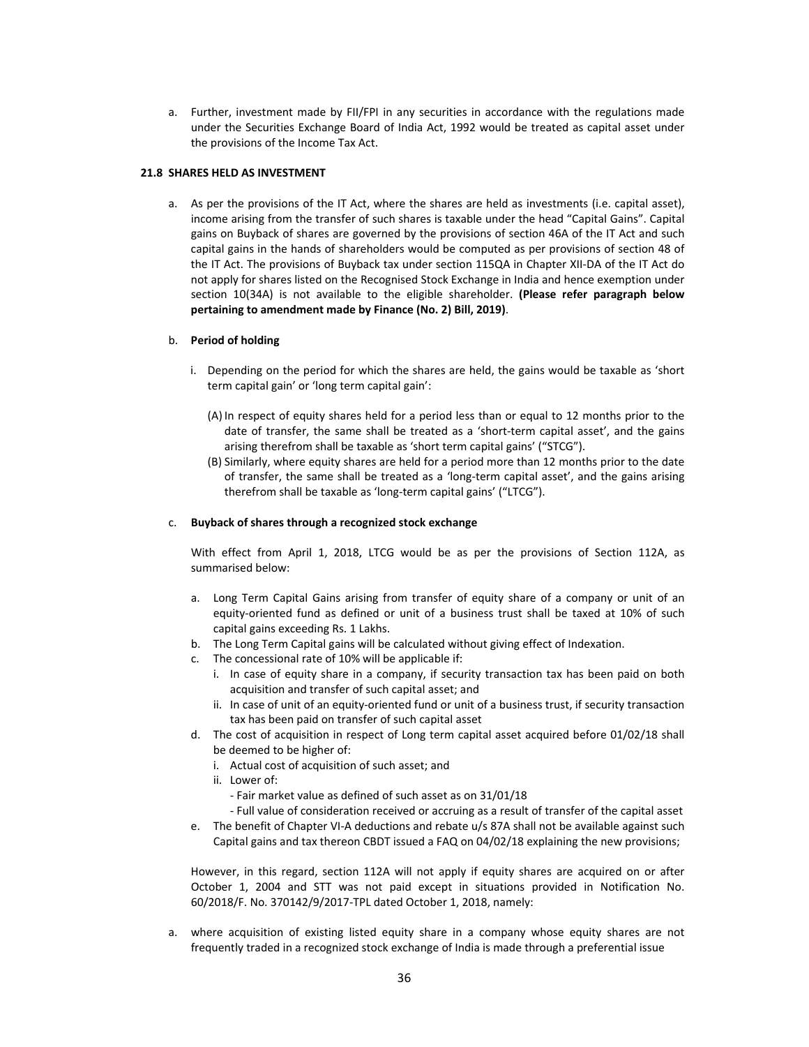a. Further, investment made by FII/FPI in any securities in accordance with the regulations made under the Securities Exchange Board of India Act, 1992 would be treated as capital asset under the provisions of the Income Tax Act.

### 21.8 SHARES HELD AS INVESTMENT

a. As per the provisions of the IT Act, where the shares are held as investments (i.e. capital asset), income arising from the transfer of such shares is taxable under the head "Capital Gains". Capital gains on Buyback of shares are governed by the provisions of section 46A of the IT Act and such capital gains in the hands of shareholders would be computed as per provisions of section 48 of the IT Act. The provisions of Buyback tax under section 115QA in Chapter XII-DA of the IT Act do not apply for shares listed on the Recognised Stock Exchange in India and hence exemption under section 10(34A) is not available to the eligible shareholder. **(Please refer paragraph below pertaining to amendment made by Finance (No. 2) Bill, 2019)**.

b. **Period of holding**

   i. Depending on the period for which the shares are held, the gains would be taxable as 'short term capital gain' or 'long term capital gain':

      (A) In respect of equity shares held for a period less than or equal to 12 months prior to the date of transfer, the same shall be treated as a 'short-term capital asset', and the gains arising therefrom shall be taxable as 'short term capital gains' ("STCG").

      (B) Similarly, where equity shares are held for a period more than 12 months prior to the date of transfer, the same shall be treated as a 'long-term capital asset', and the gains arising therefrom shall be taxable as 'long-term capital gains' ("LTCG").

c. **Buyback of shares through a recognized stock exchange**

   With effect from April 1, 2018, LTCG would be as per the provisions of Section 112A, as summarised below:

   a. Long Term Capital Gains arising from transfer of equity share of a company or unit of an equity-oriented fund as defined or unit of a business trust shall be taxed at 10% of such capital gains exceeding Rs. 1 Lakhs.
   b. The Long Term Capital gains will be calculated without giving effect of Indexation.
   c. The concessional rate of 10% will be applicable if:
      i. In case of equity share in a company, if security transaction tax has been paid on both acquisition and transfer of such capital asset; and
      ii. In case of unit of an equity-oriented fund or unit of a business trust, if security transaction tax has been paid on transfer of such capital asset
   d. The cost of acquisition in respect of Long term capital asset acquired before 01/02/18 shall be deemed to be higher of:
      i. Actual cost of acquisition of such asset; and
      ii. Lower of:
         - Fair market value as defined of such asset as on 31/01/18
         - Full value of consideration received or accruing as a result of transfer of the capital asset
   e. The benefit of Chapter VI-A deductions and rebate u/s 87A shall not be available against such Capital gains and tax thereon CBDT issued a FAQ on 04/02/18 explaining the new provisions;

   However, in this regard, section 112A will not apply if equity shares are acquired on or after October 1, 2004 and STT was not paid except in situations provided in Notification No. 60/2018/F. No. 370142/9/2017-TPL dated October 1, 2018, namely:

a. where acquisition of existing listed equity share in a company whose equity shares are not frequently traded in a recognized stock exchange of India is made through a preferential issue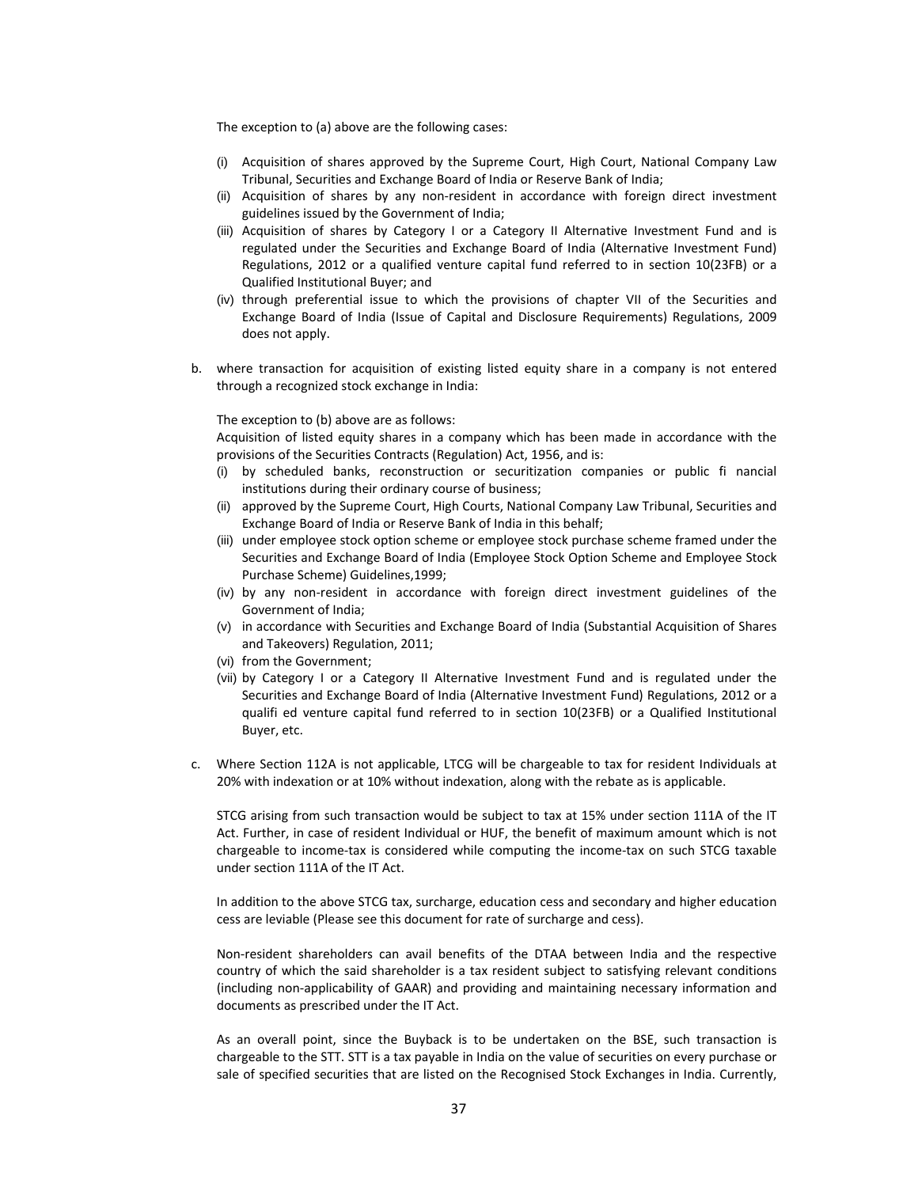The exception to (a) above are the following cases:

- (i) Acquisition of shares approved by the Supreme Court, High Court, National Company Law Tribunal, Securities and Exchange Board of India or Reserve Bank of India;
- (ii) Acquisition of shares by any non-resident in accordance with foreign direct investment guidelines issued by the Government of India;
- (iii) Acquisition of shares by Category I or a Category II Alternative Investment Fund and is regulated under the Securities and Exchange Board of India (Alternative Investment Fund) Regulations, 2012 or a qualified venture capital fund referred to in section 10(23FB) or a Qualified Institutional Buyer; and
- (iv) through preferential issue to which the provisions of chapter VII of the Securities and Exchange Board of India (Issue of Capital and Disclosure Requirements) Regulations, 2009 does not apply.

b. where transaction for acquisition of existing listed equity share in a company is not entered through a recognized stock exchange in India:

   The exception to (b) above are as follows:
   Acquisition of listed equity shares in a company which has been made in accordance with the provisions of the Securities Contracts (Regulation) Act, 1956, and is:

   - (i) by scheduled banks, reconstruction or securitization companies or public fi nancial institutions during their ordinary course of business;
   - (ii) approved by the Supreme Court, High Courts, National Company Law Tribunal, Securities and Exchange Board of India or Reserve Bank of India in this behalf;
   - (iii) under employee stock option scheme or employee stock purchase scheme framed under the Securities and Exchange Board of India (Employee Stock Option Scheme and Employee Stock Purchase Scheme) Guidelines,1999;
   - (iv) by any non-resident in accordance with foreign direct investment guidelines of the Government of India;
   - (v) in accordance with Securities and Exchange Board of India (Substantial Acquisition of Shares and Takeovers) Regulation, 2011;
   - (vi) from the Government;
   - (vii) by Category I or a Category II Alternative Investment Fund and is regulated under the Securities and Exchange Board of India (Alternative Investment Fund) Regulations, 2012 or a qualifi ed venture capital fund referred to in section 10(23FB) or a Qualified Institutional Buyer, etc.

c. Where Section 112A is not applicable, LTCG will be chargeable to tax for resident Individuals at 20% with indexation or at 10% without indexation, along with the rebate as is applicable.

   STCG arising from such transaction would be subject to tax at 15% under section 111A of the IT Act. Further, in case of resident Individual or HUF, the benefit of maximum amount which is not chargeable to income-tax is considered while computing the income-tax on such STCG taxable under section 111A of the IT Act.

   In addition to the above STCG tax, surcharge, education cess and secondary and higher education cess are leviable (Please see this document for rate of surcharge and cess).

   Non-resident shareholders can avail benefits of the DTAA between India and the respective country of which the said shareholder is a tax resident subject to satisfying relevant conditions (including non-applicability of GAAR) and providing and maintaining necessary information and documents as prescribed under the IT Act.

   As an overall point, since the Buyback is to be undertaken on the BSE, such transaction is chargeable to the STT. STT is a tax payable in India on the value of securities on every purchase or sale of specified securities that are listed on the Recognised Stock Exchanges in India. Currently,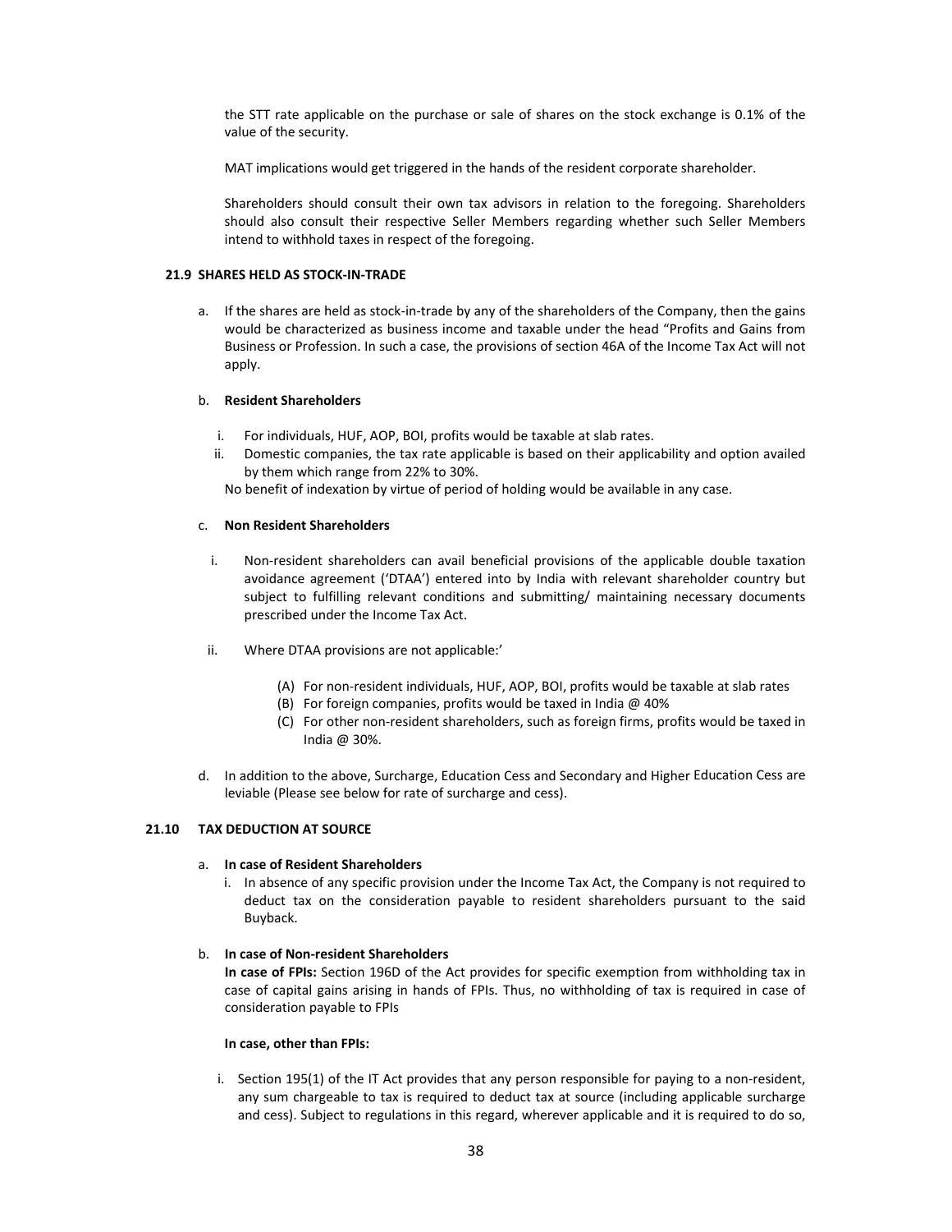the STT rate applicable on the purchase or sale of shares on the stock exchange is 0.1% of the value of the security.

MAT implications would get triggered in the hands of the resident corporate shareholder.

Shareholders should consult their own tax advisors in relation to the foregoing. Shareholders should also consult their respective Seller Members regarding whether such Seller Members intend to withhold taxes in respect of the foregoing.

### 21.9 SHARES HELD AS STOCK-IN-TRADE

a. If the shares are held as stock-in-trade by any of the shareholders of the Company, then the gains would be characterized as business income and taxable under the head "Profits and Gains from Business or Profession. In such a case, the provisions of section 46A of the Income Tax Act will not apply.

b. **Resident Shareholders**

   i. For individuals, HUF, AOP, BOI, profits would be taxable at slab rates.
   ii. Domestic companies, the tax rate applicable is based on their applicability and option availed by them which range from 22% to 30%.

   No benefit of indexation by virtue of period of holding would be available in any case.

c. **Non Resident Shareholders**

   i. Non-resident shareholders can avail beneficial provisions of the applicable double taxation avoidance agreement ('DTAA') entered into by India with relevant shareholder country but subject to fulfilling relevant conditions and submitting/ maintaining necessary documents prescribed under the Income Tax Act.

   ii. Where DTAA provisions are not applicable:'

      (A) For non-resident individuals, HUF, AOP, BOI, profits would be taxable at slab rates
      (B) For foreign companies, profits would be taxed in India @ 40%
      (C) For other non-resident shareholders, such as foreign firms, profits would be taxed in India @ 30%.

d. In addition to the above, Surcharge, Education Cess and Secondary and Higher Education Cess are leviable (Please see below for rate of surcharge and cess).

### 21.10 TAX DEDUCTION AT SOURCE

a. **In case of Resident Shareholders**

   i. In absence of any specific provision under the Income Tax Act, the Company is not required to deduct tax on the consideration payable to resident shareholders pursuant to the said Buyback.

b. **In case of Non-resident Shareholders**

   **In case of FPIs:** Section 196D of the Act provides for specific exemption from withholding tax in case of capital gains arising in hands of FPIs. Thus, no withholding of tax is required in case of consideration payable to FPIs

   **In case, other than FPIs:**

   i. Section 195(1) of the IT Act provides that any person responsible for paying to a non-resident, any sum chargeable to tax is required to deduct tax at source (including applicable surcharge and cess). Subject to regulations in this regard, wherever applicable and it is required to do so,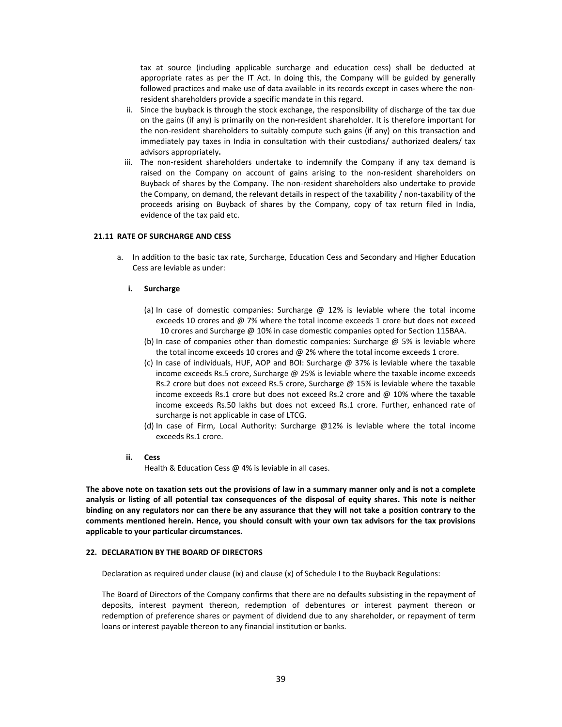tax at source (including applicable surcharge and education cess) shall be deducted at appropriate rates as per the IT Act. In doing this, the Company will be guided by generally followed practices and make use of data available in its records except in cases where the non-resident shareholders provide a specific mandate in this regard.

ii. Since the buyback is through the stock exchange, the responsibility of discharge of the tax due on the gains (if any) is primarily on the non-resident shareholder. It is therefore important for the non-resident shareholders to suitably compute such gains (if any) on this transaction and immediately pay taxes in India in consultation with their custodians/ authorized dealers/ tax advisors appropriately**.**

iii. The non-resident shareholders undertake to indemnify the Company if any tax demand is raised on the Company on account of gains arising to the non-resident shareholders on Buyback of shares by the Company. The non-resident shareholders also undertake to provide the Company, on demand, the relevant details in respect of the taxability / non-taxability of the proceeds arising on Buyback of shares by the Company, copy of tax return filed in India, evidence of the tax paid etc.

**21.11 RATE OF SURCHARGE AND CESS**

a. In addition to the basic tax rate, Surcharge, Education Cess and Secondary and Higher Education Cess are leviable as under:

**i. Surcharge**

(a) In case of domestic companies: Surcharge @ 12% is leviable where the total income exceeds 10 crores and @ 7% where the total income exceeds 1 crore but does not exceed 10 crores and Surcharge @ 10% in case domestic companies opted for Section 115BAA.

(b) In case of companies other than domestic companies: Surcharge @ 5% is leviable where the total income exceeds 10 crores and @ 2% where the total income exceeds 1 crore.

(c) In case of individuals, HUF, AOP and BOI: Surcharge @ 37% is leviable where the taxable income exceeds Rs.5 crore, Surcharge @ 25% is leviable where the taxable income exceeds Rs.2 crore but does not exceed Rs.5 crore, Surcharge @ 15% is leviable where the taxable income exceeds Rs.1 crore but does not exceed Rs.2 crore and @ 10% where the taxable income exceeds Rs.50 lakhs but does not exceed Rs.1 crore. Further, enhanced rate of surcharge is not applicable in case of LTCG.

(d) In case of Firm, Local Authority: Surcharge @12% is leviable where the total income exceeds Rs.1 crore.

**ii. Cess**

Health & Education Cess @ 4% is leviable in all cases.

**The above note on taxation sets out the provisions of law in a summary manner only and is not a complete analysis or listing of all potential tax consequences of the disposal of equity shares. This note is neither binding on any regulators nor can there be any assurance that they will not take a position contrary to the comments mentioned herein. Hence, you should consult with your own tax advisors for the tax provisions applicable to your particular circumstances.**

## 22. DECLARATION BY THE BOARD OF DIRECTORS

Declaration as required under clause (ix) and clause (x) of Schedule I to the Buyback Regulations:

The Board of Directors of the Company confirms that there are no defaults subsisting in the repayment of deposits, interest payment thereon, redemption of debentures or interest payment thereon or redemption of preference shares or payment of dividend due to any shareholder, or repayment of term loans or interest payable thereon to any financial institution or banks.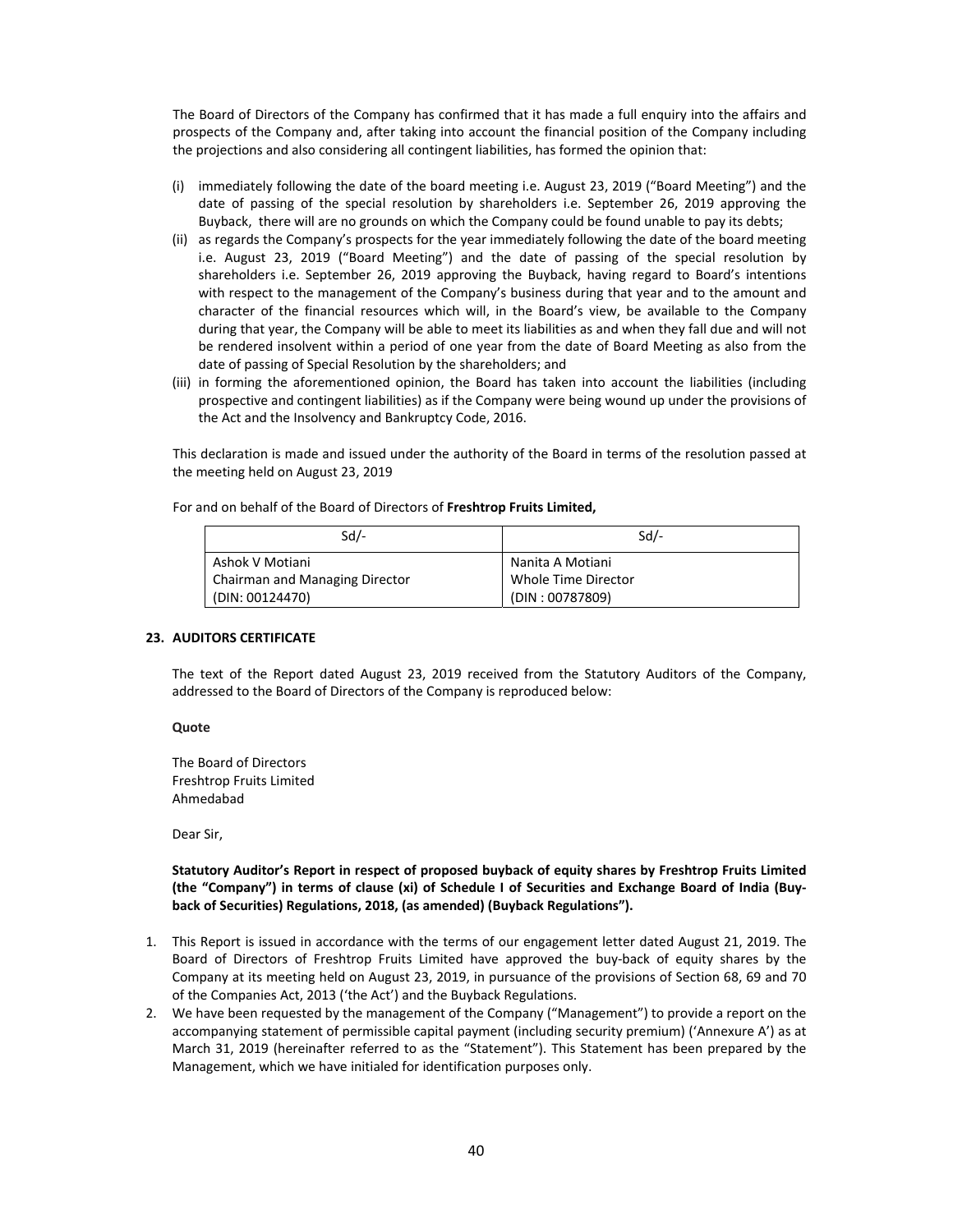The Board of Directors of the Company has confirmed that it has made a full enquiry into the affairs and prospects of the Company and, after taking into account the financial position of the Company including the projections and also considering all contingent liabilities, has formed the opinion that:

(i) immediately following the date of the board meeting i.e. August 23, 2019 ("Board Meeting") and the date of passing of the special resolution by shareholders i.e. September 26, 2019 approving the Buyback, there will are no grounds on which the Company could be found unable to pay its debts;

(ii) as regards the Company's prospects for the year immediately following the date of the board meeting i.e. August 23, 2019 ("Board Meeting") and the date of passing of the special resolution by shareholders i.e. September 26, 2019 approving the Buyback, having regard to Board's intentions with respect to the management of the Company's business during that year and to the amount and character of the financial resources which will, in the Board's view, be available to the Company during that year, the Company will be able to meet its liabilities as and when they fall due and will not be rendered insolvent within a period of one year from the date of Board Meeting as also from the date of passing of Special Resolution by the shareholders; and

(iii) in forming the aforementioned opinion, the Board has taken into account the liabilities (including prospective and contingent liabilities) as if the Company were being wound up under the provisions of the Act and the Insolvency and Bankruptcy Code, 2016.

This declaration is made and issued under the authority of the Board in terms of the resolution passed at the meeting held on August 23, 2019

For and on behalf of the Board of Directors of **Freshtrop Fruits Limited,**

| Sd/- | Sd/- |
|---|---|
| Ashok V Motiani<br>Chairman and Managing Director<br>(DIN: 00124470) | Nanita A Motiani<br>Whole Time Director<br>(DIN : 00787809) |

**23. AUDITORS CERTIFICATE**

The text of the Report dated August 23, 2019 received from the Statutory Auditors of the Company, addressed to the Board of Directors of the Company is reproduced below:

**Quote**

The Board of Directors
Freshtrop Fruits Limited
Ahmedabad

Dear Sir,

**Statutory Auditor's Report in respect of proposed buyback of equity shares by Freshtrop Fruits Limited (the "Company") in terms of clause (xi) of Schedule I of Securities and Exchange Board of India (Buy-back of Securities) Regulations, 2018, (as amended) (Buyback Regulations").**

1. This Report is issued in accordance with the terms of our engagement letter dated August 21, 2019. The Board of Directors of Freshtrop Fruits Limited have approved the buy-back of equity shares by the Company at its meeting held on August 23, 2019, in pursuance of the provisions of Section 68, 69 and 70 of the Companies Act, 2013 ('the Act') and the Buyback Regulations.
2. We have been requested by the management of the Company ("Management") to provide a report on the accompanying statement of permissible capital payment (including security premium) ('Annexure A') as at March 31, 2019 (hereinafter referred to as the "Statement"). This Statement has been prepared by the Management, which we have initialed for identification purposes only.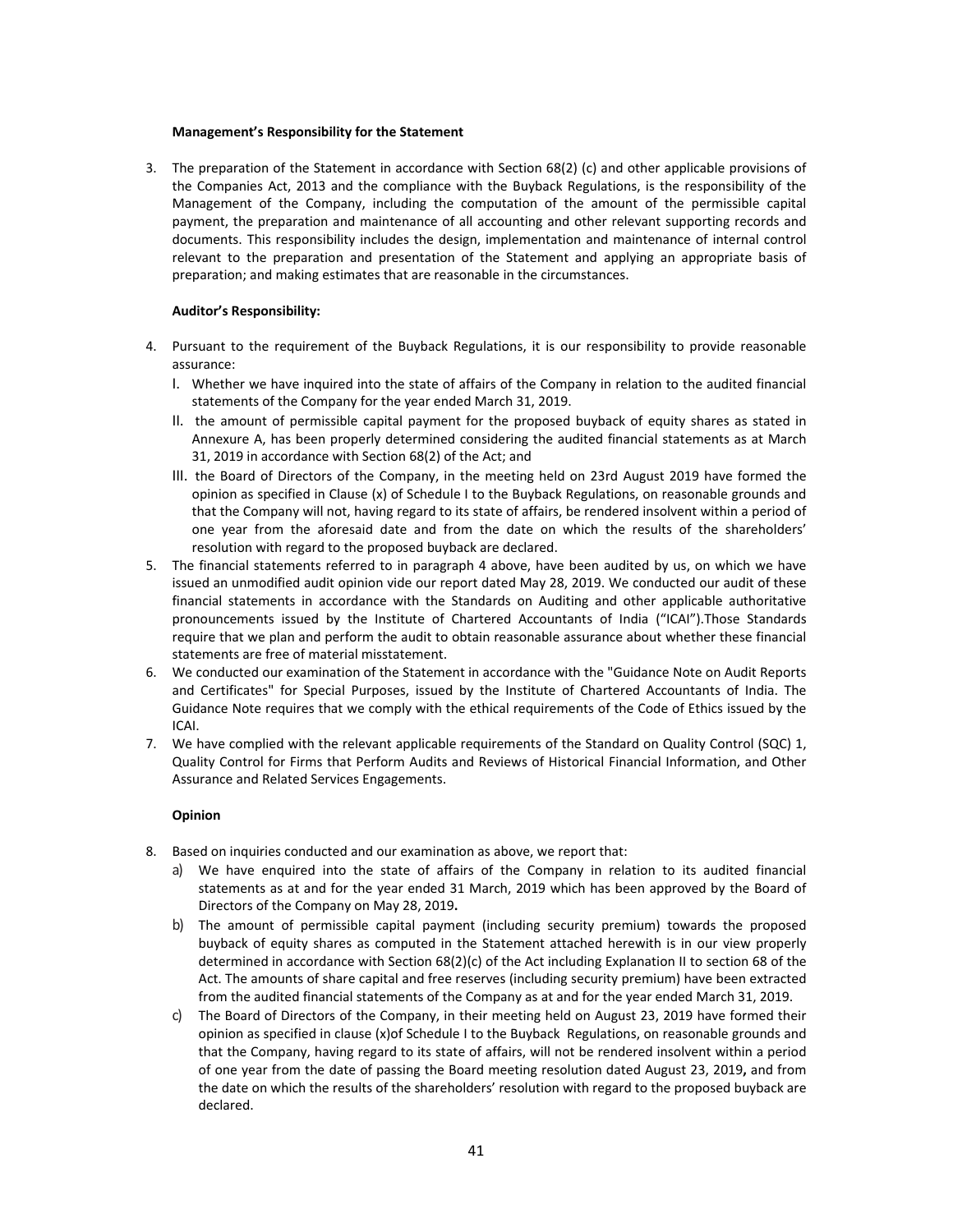**Management's Responsibility for the Statement**

3. The preparation of the Statement in accordance with Section 68(2) (c) and other applicable provisions of the Companies Act, 2013 and the compliance with the Buyback Regulations, is the responsibility of the Management of the Company, including the computation of the amount of the permissible capital payment, the preparation and maintenance of all accounting and other relevant supporting records and documents. This responsibility includes the design, implementation and maintenance of internal control relevant to the preparation and presentation of the Statement and applying an appropriate basis of preparation; and making estimates that are reasonable in the circumstances.

**Auditor's Responsibility:**

4. Pursuant to the requirement of the Buyback Regulations, it is our responsibility to provide reasonable assurance:
   I. Whether we have inquired into the state of affairs of the Company in relation to the audited financial statements of the Company for the year ended March 31, 2019.
   II. the amount of permissible capital payment for the proposed buyback of equity shares as stated in Annexure A, has been properly determined considering the audited financial statements as at March 31, 2019 in accordance with Section 68(2) of the Act; and
   III. the Board of Directors of the Company, in the meeting held on 23rd August 2019 have formed the opinion as specified in Clause (x) of Schedule I to the Buyback Regulations, on reasonable grounds and that the Company will not, having regard to its state of affairs, be rendered insolvent within a period of one year from the aforesaid date and from the date on which the results of the shareholders' resolution with regard to the proposed buyback are declared.
5. The financial statements referred to in paragraph 4 above, have been audited by us, on which we have issued an unmodified audit opinion vide our report dated May 28, 2019. We conducted our audit of these financial statements in accordance with the Standards on Auditing and other applicable authoritative pronouncements issued by the Institute of Chartered Accountants of India ("ICAI").Those Standards require that we plan and perform the audit to obtain reasonable assurance about whether these financial statements are free of material misstatement.
6. We conducted our examination of the Statement in accordance with the "Guidance Note on Audit Reports and Certificates" for Special Purposes, issued by the Institute of Chartered Accountants of India. The Guidance Note requires that we comply with the ethical requirements of the Code of Ethics issued by the ICAI.
7. We have complied with the relevant applicable requirements of the Standard on Quality Control (SQC) 1, Quality Control for Firms that Perform Audits and Reviews of Historical Financial Information, and Other Assurance and Related Services Engagements.

**Opinion**

8. Based on inquiries conducted and our examination as above, we report that:
   a) We have enquired into the state of affairs of the Company in relation to its audited financial statements as at and for the year ended 31 March, 2019 which has been approved by the Board of Directors of the Company on May 28, 2019**.**
   b) The amount of permissible capital payment (including security premium) towards the proposed buyback of equity shares as computed in the Statement attached herewith is in our view properly determined in accordance with Section 68(2)(c) of the Act including Explanation II to section 68 of the Act. The amounts of share capital and free reserves (including security premium) have been extracted from the audited financial statements of the Company as at and for the year ended March 31, 2019.
   c) The Board of Directors of the Company, in their meeting held on August 23, 2019 have formed their opinion as specified in clause (x)of Schedule I to the Buyback Regulations, on reasonable grounds and that the Company, having regard to its state of affairs, will not be rendered insolvent within a period of one year from the date of passing the Board meeting resolution dated August 23, 2019**,** and from the date on which the results of the shareholders' resolution with regard to the proposed buyback are declared.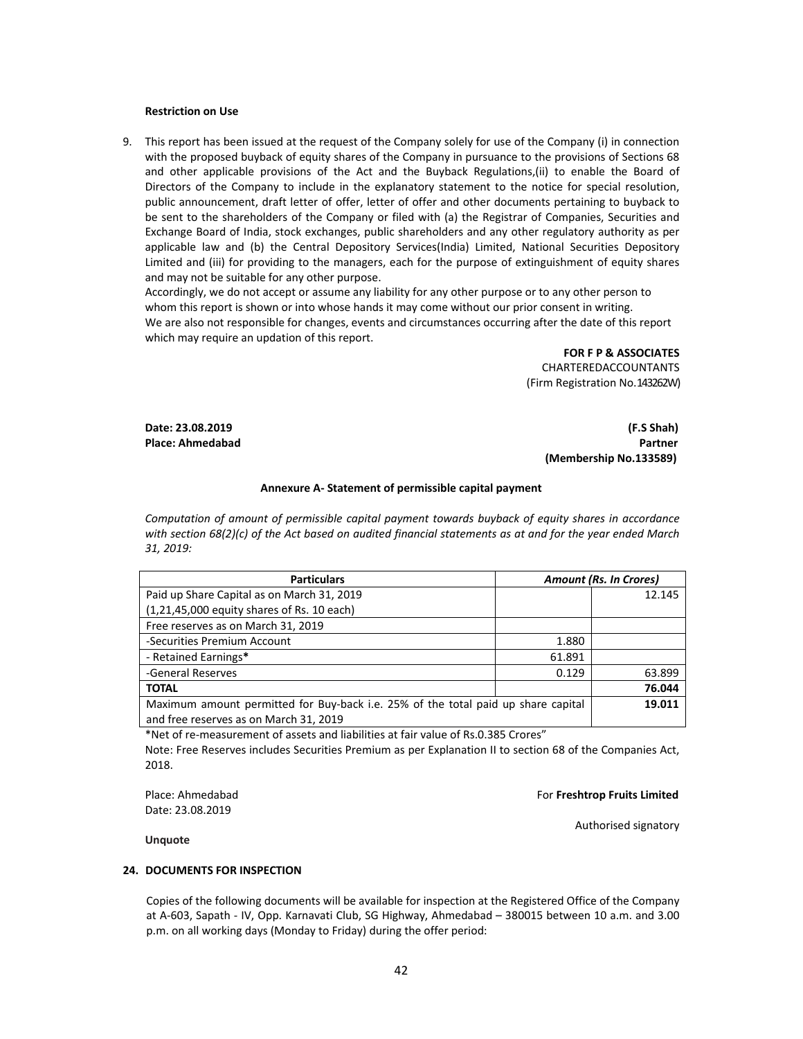**Restriction on Use**

9. This report has been issued at the request of the Company solely for use of the Company (i) in connection with the proposed buyback of equity shares of the Company in pursuance to the provisions of Sections 68 and other applicable provisions of the Act and the Buyback Regulations,(ii) to enable the Board of Directors of the Company to include in the explanatory statement to the notice for special resolution, public announcement, draft letter of offer, letter of offer and other documents pertaining to buyback to be sent to the shareholders of the Company or filed with (a) the Registrar of Companies, Securities and Exchange Board of India, stock exchanges, public shareholders and any other regulatory authority as per applicable law and (b) the Central Depository Services(India) Limited, National Securities Depository Limited and (iii) for providing to the managers, each for the purpose of extinguishment of equity shares and may not be suitable for any other purpose.
   Accordingly, we do not accept or assume any liability for any other purpose or to any other person to whom this report is shown or into whose hands it may come without our prior consent in writing.
   We are also not responsible for changes, events and circumstances occurring after the date of this report which may require an updation of this report.

**FOR F P & ASSOCIATES**
CHARTEREDACCOUNTANTS
(Firm Registration No.143262W)

**Date: 23.08.2019**
**Place: Ahmedabad**

**(F.S Shah)**
**Partner**
**(Membership No.133589)**

**Annexure A- Statement of permissible capital payment**

*Computation of amount of permissible capital payment towards buyback of equity shares in accordance with section 68(2)(c) of the Act based on audited financial statements as at and for the year ended March 31, 2019:*

| **Particulars** | ***Amount (Rs. In Crores)*** | |
|---|---|---|
| Paid up Share Capital as on March 31, 2019 (1,21,45,000 equity shares of Rs. 10 each) | | 12.145 |
| Free reserves as on March 31, 2019 | | |
| -Securities Premium Account | 1.880 | |
| - Retained Earnings**\*** | 61.891 | |
| -General Reserves | 0.129 | 63.899 |
| **TOTAL** | | **76.044** |
| Maximum amount permitted for Buy-back i.e. 25% of the total paid up share capital and free reserves as on March 31, 2019 | | **19.011** |

\*Net of re-measurement of assets and liabilities at fair value of Rs.0.385 Crores"

Note: Free Reserves includes Securities Premium as per Explanation II to section 68 of the Companies Act, 2018.

Place: Ahmedabad
Date: 23.08.2019

For **Freshtrop Fruits Limited**

Authorised signatory

**Unquote**

## 24. DOCUMENTS FOR INSPECTION

Copies of the following documents will be available for inspection at the Registered Office of the Company at A-603, Sapath - IV, Opp. Karnavati Club, SG Highway, Ahmedabad – 380015 between 10 a.m. and 3.00 p.m. on all working days (Monday to Friday) during the offer period: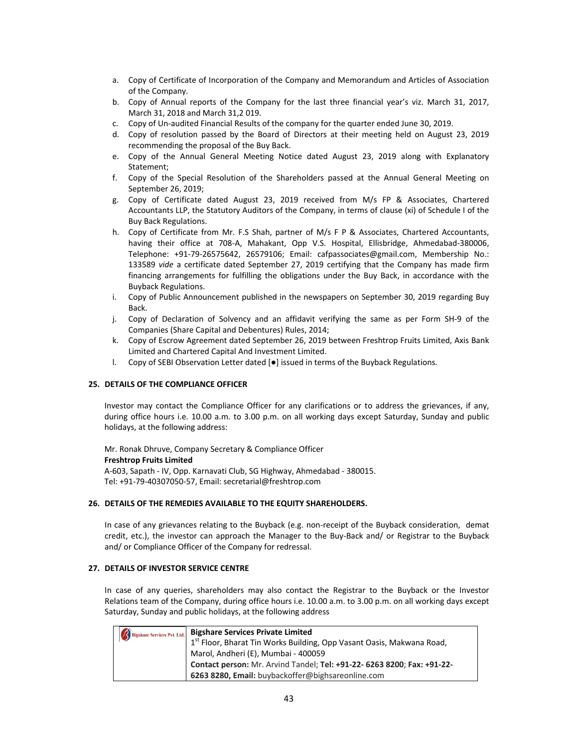a. Copy of Certificate of Incorporation of the Company and Memorandum and Articles of Association of the Company.
b. Copy of Annual reports of the Company for the last three financial year's viz. March 31, 2017, March 31, 2018 and March 31,2 019.
c. Copy of Un-audited Financial Results of the company for the quarter ended June 30, 2019.
d. Copy of resolution passed by the Board of Directors at their meeting held on August 23, 2019 recommending the proposal of the Buy Back.
e. Copy of the Annual General Meeting Notice dated August 23, 2019 along with Explanatory Statement;
f. Copy of the Special Resolution of the Shareholders passed at the Annual General Meeting on September 26, 2019;
g. Copy of Certificate dated August 23, 2019 received from M/s FP & Associates, Chartered Accountants LLP, the Statutory Auditors of the Company, in terms of clause (xi) of Schedule I of the Buy Back Regulations.
h. Copy of Certificate from Mr. F.S Shah, partner of M/s F P & Associates, Chartered Accountants, having their office at 708-A, Mahakant, Opp V.S. Hospital, Ellisbridge, Ahmedabad-380006, Telephone: +91-79-26575642, 26579106; Email: cafpassociates@gmail.com, Membership No.: 133589 *vide* a certificate dated September 27, 2019 certifying that the Company has made firm financing arrangements for fulfilling the obligations under the Buy Back, in accordance with the Buyback Regulations.
i. Copy of Public Announcement published in the newspapers on September 30, 2019 regarding Buy Back.
j. Copy of Declaration of Solvency and an affidavit verifying the same as per Form SH-9 of the Companies (Share Capital and Debentures) Rules, 2014;
k. Copy of Escrow Agreement dated September 26, 2019 between Freshtrop Fruits Limited, Axis Bank Limited and Chartered Capital And Investment Limited.
l. Copy of SEBI Observation Letter dated [●] issued in terms of the Buyback Regulations.

## 25. DETAILS OF THE COMPLIANCE OFFICER

Investor may contact the Compliance Officer for any clarifications or to address the grievances, if any, during office hours i.e. 10.00 a.m. to 3.00 p.m. on all working days except Saturday, Sunday and public holidays, at the following address:

Mr. Ronak Dhruve, Company Secretary & Compliance Officer
**Freshtrop Fruits Limited**
A-603, Sapath - IV, Opp. Karnavati Club, SG Highway, Ahmedabad - 380015.
Tel: +91-79-40307050-57, Email: secretarial@freshtrop.com

## 26. DETAILS OF THE REMEDIES AVAILABLE TO THE EQUITY SHAREHOLDERS.

In case of any grievances relating to the Buyback (e.g. non-receipt of the Buyback consideration, demat credit, etc.), the investor can approach the Manager to the Buy-Back and/ or Registrar to the Buyback and/ or Compliance Officer of the Company for redressal.

## 27. DETAILS OF INVESTOR SERVICE CENTRE

In case of any queries, shareholders may also contact the Registrar to the Buyback or the Investor Relations team of the Company, during office hours i.e. 10.00 a.m. to 3.00 p.m. on all working days except Saturday, Sunday and public holidays, at the following address

| Bigshare Services Pvt. Ltd. | **Bigshare Services Private Limited**<br>1st Floor, Bharat Tin Works Building, Opp Vasant Oasis, Makwana Road, Marol, Andheri (E), Mumbai - 400059<br>**Contact person:** Mr. Arvind Tandel; **Tel: +91-22- 6263 8200**; **Fax: +91-22-6263 8280, Email:** buybackoffer@bighsareonline.com |
|---|---|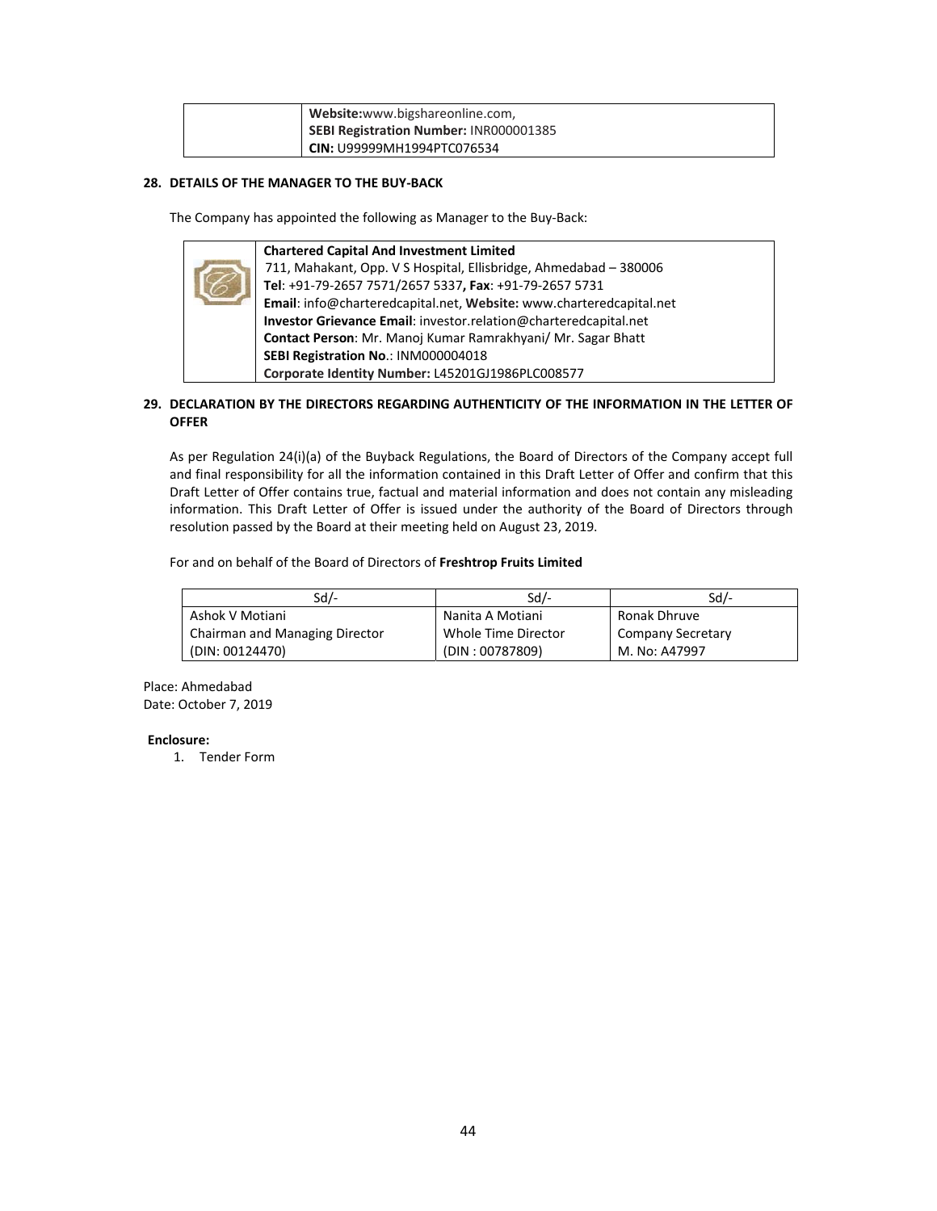| | **Website:**www.bigshareonline.com, **SEBI Registration Number:** INR000001385 **CIN:** U99999MH1994PTC076534 |
|---|---|

## 28. DETAILS OF THE MANAGER TO THE BUY-BACK

The Company has appointed the following as Manager to the Buy-Back:

| | **Chartered Capital And Investment Limited** 711, Mahakant, Opp. V S Hospital, Ellisbridge, Ahmedabad – 380006 **Tel**: +91-79-2657 7571/2657 5337**, Fax**: +91-79-2657 5731 **Email**: info@charteredcapital.net, **Website:** www.charteredcapital.net **Investor Grievance Email**: investor.relation@charteredcapital.net **Contact Person**: Mr. Manoj Kumar Ramrakhyani/ Mr. Sagar Bhatt **SEBI Registration No**.: INM000004018 **Corporate Identity Number:** L45201GJ1986PLC008577 |
|---|---|

## 29. DECLARATION BY THE DIRECTORS REGARDING AUTHENTICITY OF THE INFORMATION IN THE LETTER OF OFFER

As per Regulation 24(i)(a) of the Buyback Regulations, the Board of Directors of the Company accept full and final responsibility for all the information contained in this Draft Letter of Offer and confirm that this Draft Letter of Offer contains true, factual and material information and does not contain any misleading information. This Draft Letter of Offer is issued under the authority of the Board of Directors through resolution passed by the Board at their meeting held on August 23, 2019.

For and on behalf of the Board of Directors of **Freshtrop Fruits Limited**

| Sd/- | Sd/- | Sd/- |
|---|---|---|
| Ashok V Motiani | Nanita A Motiani | Ronak Dhruve |
| Chairman and Managing Director | Whole Time Director | Company Secretary |
| (DIN: 00124470) | (DIN : 00787809) | M. No: A47997 |

Place: Ahmedabad
Date: October 7, 2019

**Enclosure:**

1. Tender Form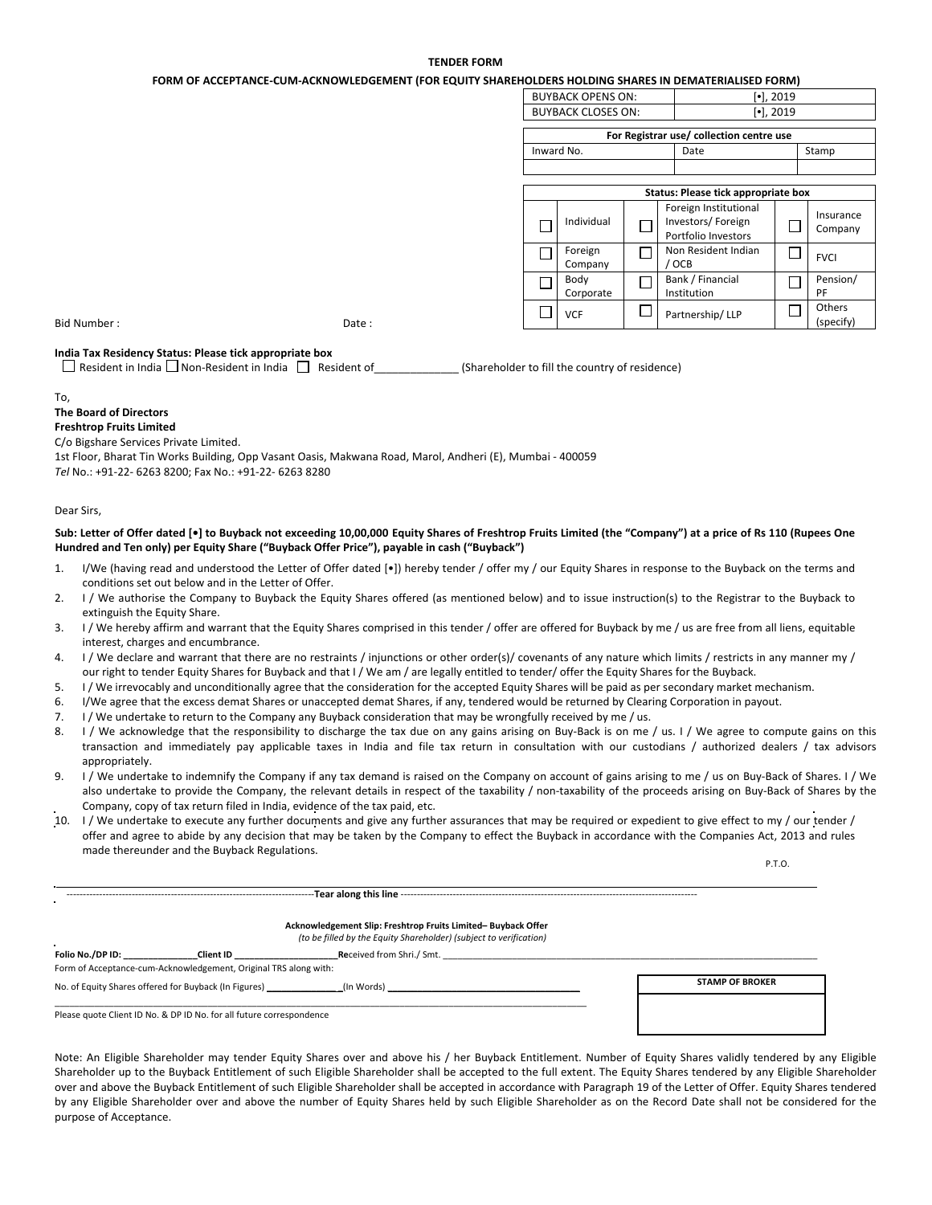**TENDER FORM**

**FORM OF ACCEPTANCE-CUM-ACKNOWLEDGEMENT (FOR EQUITY SHAREHOLDERS HOLDING SHARES IN DEMATERIALISED FORM)**

| BUYBACK OPENS ON: | [•], 2019 |
|---|---|
| BUYBACK CLOSES ON: | [•], 2019 |

| For Registrar use/ collection centre use | | |
|---|---|---|
| Inward No. | Date | Stamp |
| | | |

| Status: Please tick appropriate box | | | | | |
|---|---|---|---|---|---|
| ☐ | Individual | ☐ | Foreign Institutional Investors/ Foreign Portfolio Investors | ☐ | Insurance Company |
| ☐ | Foreign Company | ☐ | Non Resident Indian / OCB | ☐ | FVCI |
| ☐ | Body Corporate | ☐ | Bank / Financial Institution | ☐ | Pension/ PF |
| ☐ | VCF | ☐ | Partnership/ LLP | ☐ | Others (specify) |

Bid Number : Date :

**India Tax Residency Status: Please tick appropriate box**

☐ Resident in India ☐ Non-Resident in India ☐ Resident of______________ (Shareholder to fill the country of residence)

To,

**The Board of Directors**

**Freshtrop Fruits Limited**

C/o Bigshare Services Private Limited.

1st Floor, Bharat Tin Works Building, Opp Vasant Oasis, Makwana Road, Marol, Andheri (E), Mumbai - 400059

*Tel* No.: +91-22- 6263 8200; Fax No.: +91-22- 6263 8280

Dear Sirs,

**Sub: Letter of Offer dated [•] to Buyback not exceeding 10,00,000 Equity Shares of Freshtrop Fruits Limited (the "Company") at a price of Rs 110 (Rupees One Hundred and Ten only) per Equity Share ("Buyback Offer Price"), payable in cash ("Buyback")**

1. I/We (having read and understood the Letter of Offer dated [•]) hereby tender / offer my / our Equity Shares in response to the Buyback on the terms and conditions set out below and in the Letter of Offer.
2. I / We authorise the Company to Buyback the Equity Shares offered (as mentioned below) and to issue instruction(s) to the Registrar to the Buyback to extinguish the Equity Share.
3. I / We hereby affirm and warrant that the Equity Shares comprised in this tender / offer are offered for Buyback by me / us are free from all liens, equitable interest, charges and encumbrance.
4. I / We declare and warrant that there are no restraints / injunctions or other order(s)/ covenants of any nature which limits / restricts in any manner my / our right to tender Equity Shares for Buyback and that I / We am / are legally entitled to tender/ offer the Equity Shares for the Buyback.
5. I / We irrevocably and unconditionally agree that the consideration for the accepted Equity Shares will be paid as per secondary market mechanism.
6. I/We agree that the excess demat Shares or unaccepted demat Shares, if any, tendered would be returned by Clearing Corporation in payout.
7. I / We undertake to return to the Company any Buyback consideration that may be wrongfully received by me / us.
8. I / We acknowledge that the responsibility to discharge the tax due on any gains arising on Buy-Back is on me / us. I / We agree to compute gains on this transaction and immediately pay applicable taxes in India and file tax return in consultation with our custodians / authorized dealers / tax advisors appropriately.
9. I / We undertake to indemnify the Company if any tax demand is raised on the Company on account of gains arising to me / us on Buy-Back of Shares. I / We also undertake to provide the Company, the relevant details in respect of the taxability / non-taxability of the proceeds arising on Buy-Back of Shares by the Company, copy of tax return filed in India, evidence of the tax paid, etc.
10. I / We undertake to execute any further documents and give any further assurances that may be required or expedient to give effect to my / our tender / offer and agree to abide by any decision that may be taken by the Company to effect the Buyback in accordance with the Companies Act, 2013 and rules made thereunder and the Buyback Regulations.

P.T.O.

---------------------------------------------------------------------------**Tear along this line** ---------------------------------------------------------------------------

**Acknowledgement Slip: Freshtrop Fruits Limited– Buyback Offer**

*(to be filled by the Equity Shareholder) (subject to verification)*

**Folio No./DP ID:** _______________**Client ID** ____________________**Re**ceived from Shri./ Smt. ____________________

Form of Acceptance-cum-Acknowledgement, Original TRS along with:

No. of Equity Shares offered for Buyback (In Figures) ______________(In Words) ______________________________

| STAMP OF BROKER |
|---|
| |

Please quote Client ID No. & DP ID No. for all future correspondence

Note: An Eligible Shareholder may tender Equity Shares over and above his / her Buyback Entitlement. Number of Equity Shares validly tendered by any Eligible Shareholder up to the Buyback Entitlement of such Eligible Shareholder shall be accepted to the full extent. The Equity Shares tendered by any Eligible Shareholder over and above the Buyback Entitlement of such Eligible Shareholder shall be accepted in accordance with Paragraph 19 of the Letter of Offer. Equity Shares tendered by any Eligible Shareholder over and above the number of Equity Shares held by such Eligible Shareholder as on the Record Date shall not be considered for the purpose of Acceptance.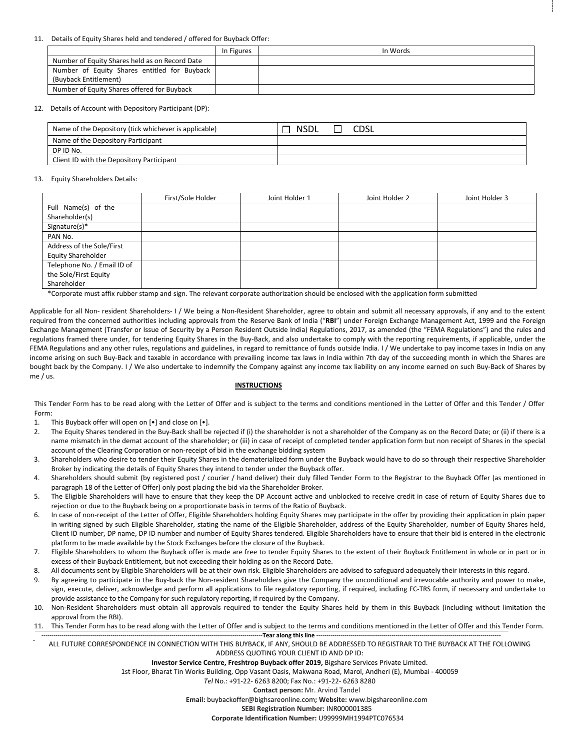11. Details of Equity Shares held and tendered / offered for Buyback Offer:

| | In Figures | In Words |
|---|---|---|
| Number of Equity Shares held as on Record Date | | |
| Number of Equity Shares entitled for Buyback (Buyback Entitlement) | | |
| Number of Equity Shares offered for Buyback | | |

12. Details of Account with Depository Participant (DP):

| | |
|---|---|
| Name of the Depository (tick whichever is applicable) | ☐ NSDL ☐ CDSL |
| Name of the Depository Participant | |
| DP ID No. | |
| Client ID with the Depository Participant | |

13. Equity Shareholders Details:

| | First/Sole Holder | Joint Holder 1 | Joint Holder 2 | Joint Holder 3 |
|---|---|---|---|---|
| Full Name(s) of the Shareholder(s) | | | | |
| Signature(s)* | | | | |
| PAN No. | | | | |
| Address of the Sole/First Equity Shareholder | | | | |
| Telephone No. / Email ID of the Sole/First Equity Shareholder | | | | |

*Corporate must affix rubber stamp and sign. The relevant corporate authorization should be enclosed with the application form submitted

Applicable for all Non- resident Shareholders- I / We being a Non-Resident Shareholder, agree to obtain and submit all necessary approvals, if any and to the extent required from the concerned authorities including approvals from the Reserve Bank of India ("**RBI**") under Foreign Exchange Management Act, 1999 and the Foreign Exchange Management (Transfer or Issue of Security by a Person Resident Outside India) Regulations, 2017, as amended (the "FEMA Regulations") and the rules and regulations framed there under, for tendering Equity Shares in the Buy-Back, and also undertake to comply with the reporting requirements, if applicable, under the FEMA Regulations and any other rules, regulations and guidelines, in regard to remittance of funds outside India. I / We undertake to pay income taxes in India on any income arising on such Buy-Back and taxable in accordance with prevailing income tax laws in India within 7th day of the succeeding month in which the Shares are bought back by the Company. I / We also undertake to indemnify the Company against any income tax liability on any income earned on such Buy-Back of Shares by me / us.

**INSTRUCTIONS**

This Tender Form has to be read along with the Letter of Offer and is subject to the terms and conditions mentioned in the Letter of Offer and this Tender / Offer Form:

1. This Buyback offer will open on [•] and close on [•].
2. The Equity Shares tendered in the Buy-Back shall be rejected if (i) the shareholder is not a shareholder of the Company as on the Record Date; or (ii) if there is a name mismatch in the demat account of the shareholder; or (iii) in case of receipt of completed tender application form but non receipt of Shares in the special account of the Clearing Corporation or non-receipt of bid in the exchange bidding system
3. Shareholders who desire to tender their Equity Shares in the dematerialized form under the Buyback would have to do so through their respective Shareholder Broker by indicating the details of Equity Shares they intend to tender under the Buyback offer.
4. Shareholders should submit (by registered post / courier / hand deliver) their duly filled Tender Form to the Registrar to the Buyback Offer (as mentioned in paragraph 18 of the Letter of Offer) only post placing the bid via the Shareholder Broker.
5. The Eligible Shareholders will have to ensure that they keep the DP Account active and unblocked to receive credit in case of return of Equity Shares due to rejection or due to the Buyback being on a proportionate basis in terms of the Ratio of Buyback.
6. In case of non-receipt of the Letter of Offer, Eligible Shareholders holding Equity Shares may participate in the offer by providing their application in plain paper in writing signed by such Eligible Shareholder, stating the name of the Eligible Shareholder, address of the Equity Shareholder, number of Equity Shares held, Client ID number, DP name, DP ID number and number of Equity Shares tendered. Eligible Shareholders have to ensure that their bid is entered in the electronic platform to be made available by the Stock Exchanges before the closure of the Buyback.
7. Eligible Shareholders to whom the Buyback offer is made are free to tender Equity Shares to the extent of their Buyback Entitlement in whole or in part or in excess of their Buyback Entitlement, but not exceeding their holding as on the Record Date.
8. All documents sent by Eligible Shareholders will be at their own risk. Eligible Shareholders are advised to safeguard adequately their interests in this regard.
9. By agreeing to participate in the Buy-back the Non-resident Shareholders give the Company the unconditional and irrevocable authority and power to make, sign, execute, deliver, acknowledge and perform all applications to file regulatory reporting, if required, including FC-TRS form, if necessary and undertake to provide assistance to the Company for such regulatory reporting, if required by the Company.
10. Non-Resident Shareholders must obtain all approvals required to tender the Equity Shares held by them in this Buyback (including without limitation the approval from the RBI).
11. This Tender Form has to be read along with the Letter of Offer and is subject to the terms and conditions mentioned in the Letter of Offer and this Tender Form.

---------------------------------------------------------------**Tear along this line**---------------------------------------------------------------

ALL FUTURE CORRESPONDENCE IN CONNECTION WITH THIS BUYBACK, IF ANY, SHOULD BE ADDRESSED TO REGISTRAR TO THE BUYBACK AT THE FOLLOWING ADDRESS QUOTING YOUR CLIENT ID AND DP ID:

**Investor Service Centre, Freshtrop Buyback offer 2019,** Bigshare Services Private Limited.

1st Floor, Bharat Tin Works Building, Opp Vasant Oasis, Makwana Road, Marol, Andheri (E), Mumbai - 400059

*Tel* No.: +91-22- 6263 8200; Fax No.: +91-22- 6263 8280

**Contact person:** Mr. Arvind Tandel

**Email:** buybackoffer@bighsareonline.com**; Website:** www.bigshareonline.com

**SEBI Registration Number:** INR000001385

**Corporate Identification Number:** U99999MH1994PTC076534